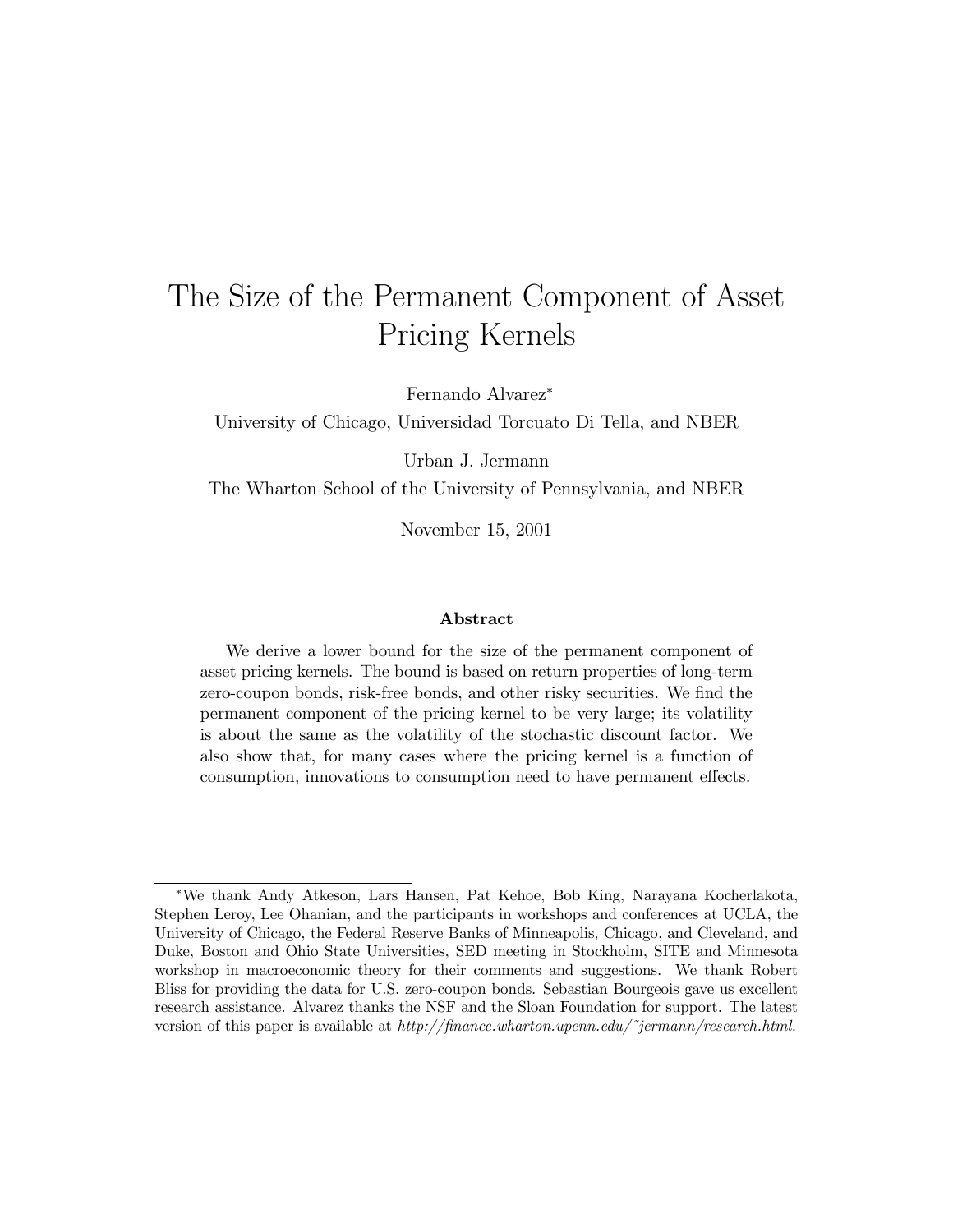# The Size of the Permanent Component of Asset Pricing Kernels

Fernando Alvarez*

University of Chicago, Universidad Torcuato Di Tella, and NBER

Urban J. Jermann

The Wharton School of the University of Pennsylvania, and NBER

November 15, 2001

### Abstract

We derive a lower bound for the size of the permanent component of asset pricing kernels. The bound is based on return properties of long-term zero-coupon bonds, risk-free bonds, and other risky securities. We find the permanent component of the pricing kernel to be very large; its volatility is about the same as the volatility of the stochastic discount factor. We also show that, for many cases where the pricing kernel is a function of consumption, innovations to consumption need to have permanent effects.

---

*We thank Andy Atkeson, Lars Hansen, Pat Kehoe, Bob King, Narayana Kocherlakota, Stephen Leroy, Lee Ohanian, and the participants in workshops and conferences at UCLA, the University of Chicago, the Federal Reserve Banks of Minneapolis, Chicago, and Cleveland, and Duke, Boston and Ohio State Universities, SED meeting in Stockholm, SITE and Minnesota workshop in macroeconomic theory for their comments and suggestions. We thank Robert Bliss for providing the data for U.S. zero-coupon bonds. Sebastian Bourgeois gave us excellent research assistance. Alvarez thanks the NSF and the Sloan Foundation for support. The latest version of this paper is available at *http://finance.wharton.upenn.edu/~jermann/research.html.*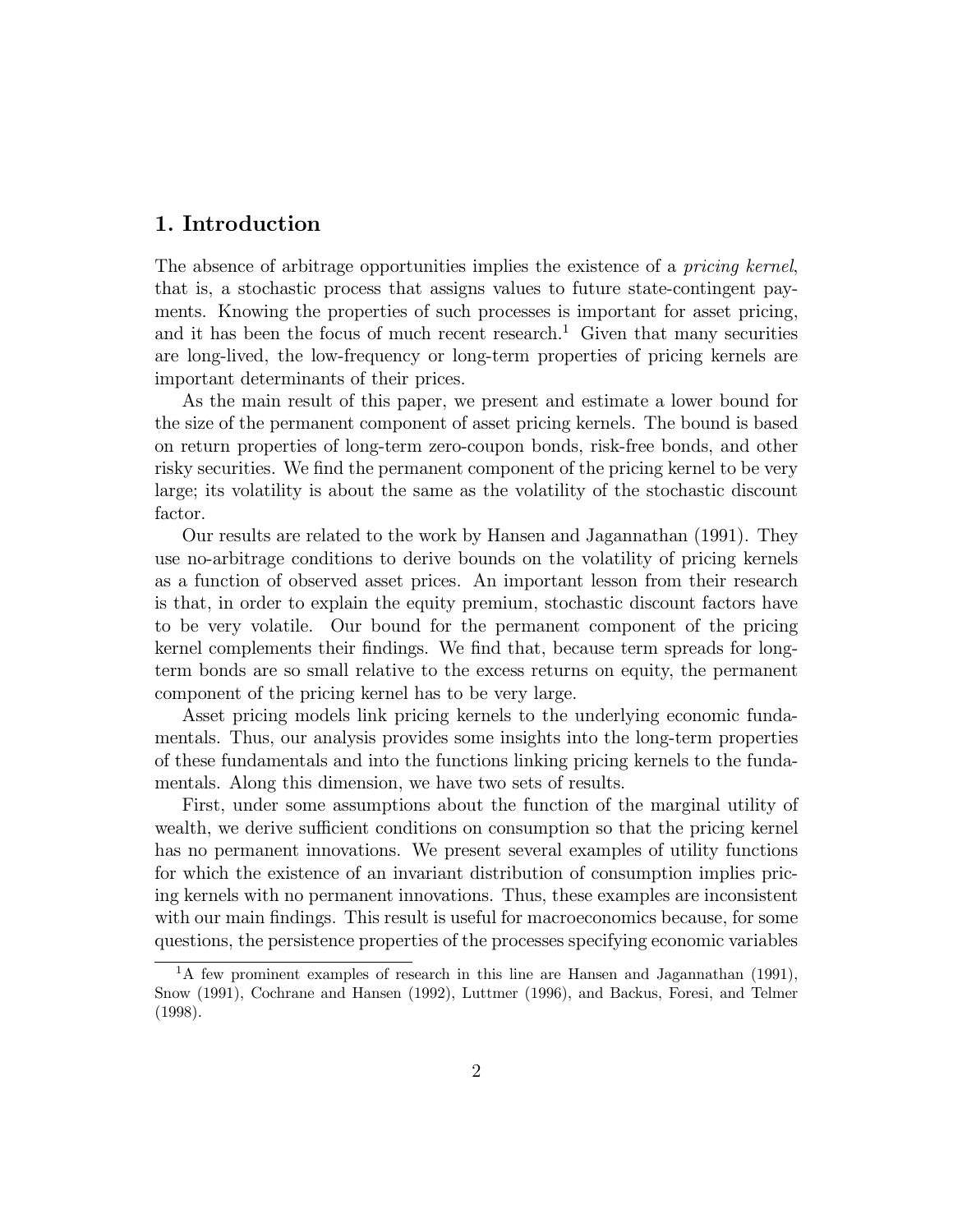## 1. Introduction

The absence of arbitrage opportunities implies the existence of a *pricing kernel*, that is, a stochastic process that assigns values to future state-contingent payments. Knowing the properties of such processes is important for asset pricing, and it has been the focus of much recent research.[1] Given that many securities are long-lived, the low-frequency or long-term properties of pricing kernels are important determinants of their prices.

As the main result of this paper, we present and estimate a lower bound for the size of the permanent component of asset pricing kernels. The bound is based on return properties of long-term zero-coupon bonds, risk-free bonds, and other risky securities. We find the permanent component of the pricing kernel to be very large; its volatility is about the same as the volatility of the stochastic discount factor.

Our results are related to the work by Hansen and Jagannathan (1991). They use no-arbitrage conditions to derive bounds on the volatility of pricing kernels as a function of observed asset prices. An important lesson from their research is that, in order to explain the equity premium, stochastic discount factors have to be very volatile. Our bound for the permanent component of the pricing kernel complements their findings. We find that, because term spreads for long-term bonds are so small relative to the excess returns on equity, the permanent component of the pricing kernel has to be very large.

Asset pricing models link pricing kernels to the underlying economic fundamentals. Thus, our analysis provides some insights into the long-term properties of these fundamentals and into the functions linking pricing kernels to the fundamentals. Along this dimension, we have two sets of results.

First, under some assumptions about the function of the marginal utility of wealth, we derive sufficient conditions on consumption so that the pricing kernel has no permanent innovations. We present several examples of utility functions for which the existence of an invariant distribution of consumption implies pricing kernels with no permanent innovations. Thus, these examples are inconsistent with our main findings. This result is useful for macroeconomics because, for some questions, the persistence properties of the processes specifying economic variables

[1] A few prominent examples of research in this line are Hansen and Jagannathan (1991), Snow (1991), Cochrane and Hansen (1992), Luttmer (1996), and Backus, Foresi, and Telmer (1998).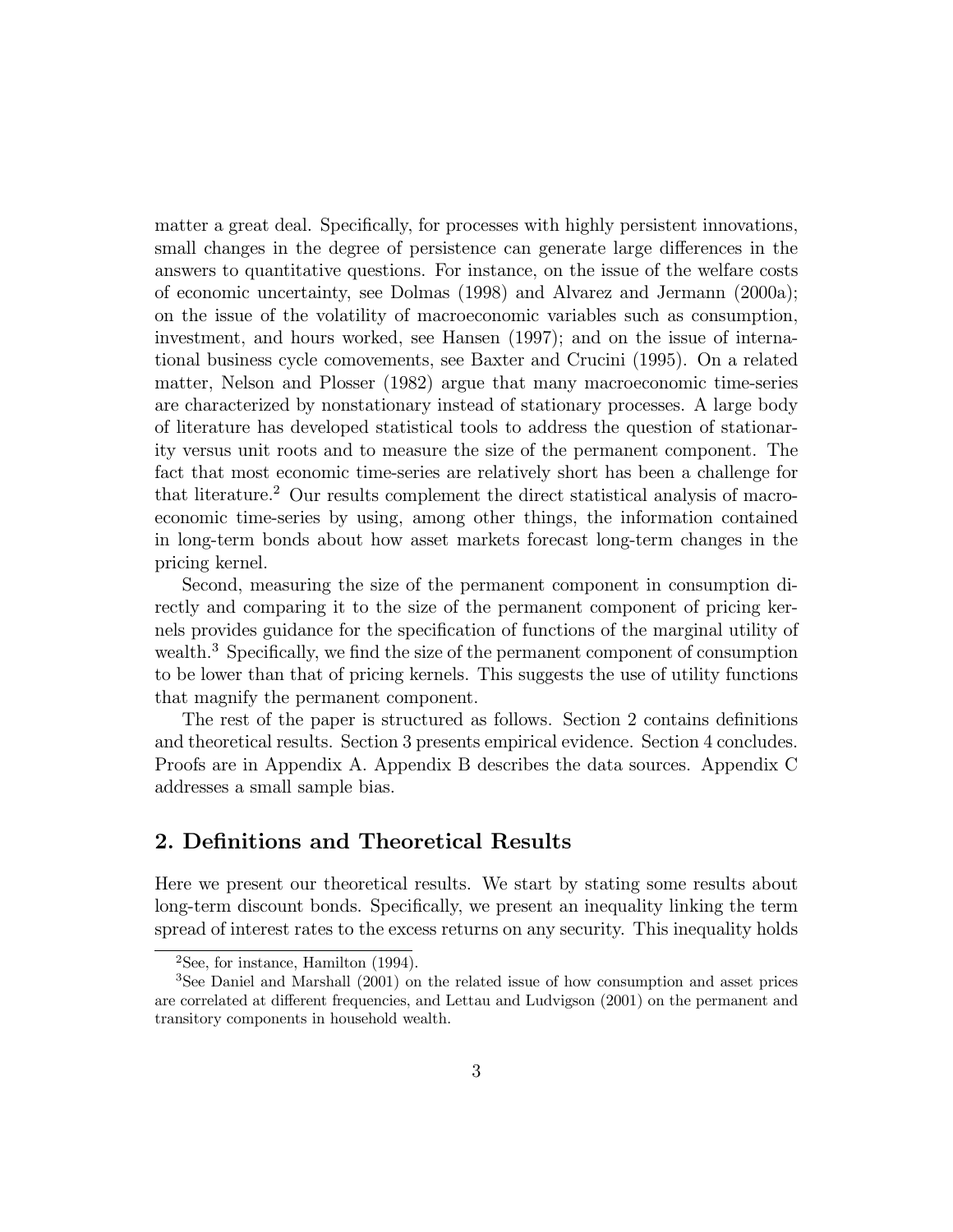matter a great deal. Specifically, for processes with highly persistent innovations, small changes in the degree of persistence can generate large differences in the answers to quantitative questions. For instance, on the issue of the welfare costs of economic uncertainty, see Dolmas (1998) and Alvarez and Jermann (2000a); on the issue of the volatility of macroeconomic variables such as consumption, investment, and hours worked, see Hansen (1997); and on the issue of international business cycle comovements, see Baxter and Crucini (1995). On a related matter, Nelson and Plosser (1982) argue that many macroeconomic time-series are characterized by nonstationary instead of stationary processes. A large body of literature has developed statistical tools to address the question of stationarity versus unit roots and to measure the size of the permanent component. The fact that most economic time-series are relatively short has been a challenge for that literature.[2] Our results complement the direct statistical analysis of macroeconomic time-series by using, among other things, the information contained in long-term bonds about how asset markets forecast long-term changes in the pricing kernel.

Second, measuring the size of the permanent component in consumption directly and comparing it to the size of the permanent component of pricing kernels provides guidance for the specification of functions of the marginal utility of wealth.[3] Specifically, we find the size of the permanent component of consumption to be lower than that of pricing kernels. This suggests the use of utility functions that magnify the permanent component.

The rest of the paper is structured as follows. Section 2 contains definitions and theoretical results. Section 3 presents empirical evidence. Section 4 concludes. Proofs are in Appendix A. Appendix B describes the data sources. Appendix C addresses a small sample bias.

## 2. Definitions and Theoretical Results

Here we present our theoretical results. We start by stating some results about long-term discount bonds. Specifically, we present an inequality linking the term spread of interest rates to the excess returns on any security. This inequality holds

[2] See, for instance, Hamilton (1994).

[3] See Daniel and Marshall (2001) on the related issue of how consumption and asset prices are correlated at different frequencies, and Lettau and Ludvigson (2001) on the permanent and transitory components in household wealth.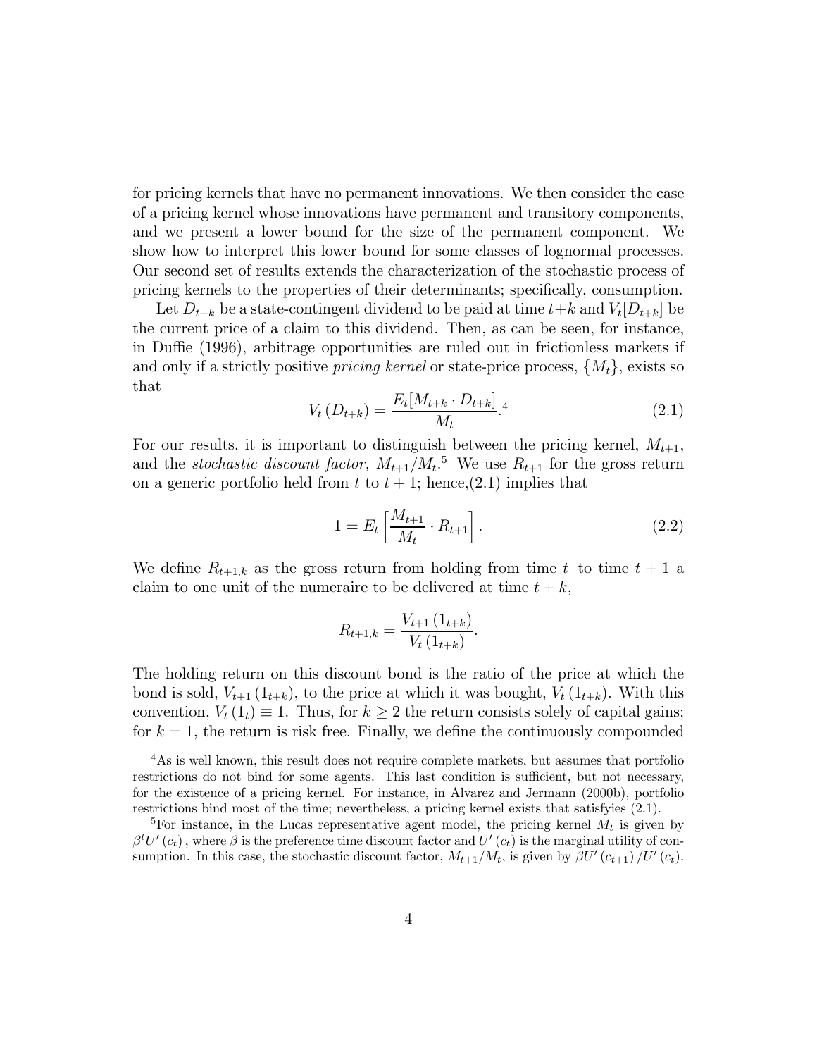for pricing kernels that have no permanent innovations. We then consider the case of a pricing kernel whose innovations have permanent and transitory components, and we present a lower bound for the size of the permanent component. We show how to interpret this lower bound for some classes of lognormal processes. Our second set of results extends the characterization of the stochastic process of pricing kernels to the properties of their determinants; specifically, consumption.

Let $D_{t+k}$ be a state-contingent dividend to be paid at time $t+k$ and $V_t[D_{t+k}]$ be the current price of a claim to this dividend. Then, as can be seen, for instance, in Duffie (1996), arbitrage opportunities are ruled out in frictionless markets if and only if a strictly positive *pricing kernel* or state-price process, $\{M_t\}$, exists so that

$$V_t(D_{t+k}) = \frac{E_t[M_{t+k} \cdot D_{t+k}]}{M_t}.^{4} \tag{2.1}$$

For our results, it is important to distinguish between the pricing kernel, $M_{t+1}$, and the *stochastic discount factor,* $M_{t+1}/M_t$.[5] We use $R_{t+1}$ for the gross return on a generic portfolio held from $t$ to $t+1$; hence,(2.1) implies that

$$1 = E_t\left[\frac{M_{t+1}}{M_t} \cdot R_{t+1}\right]. \tag{2.2}$$

We define $R_{t+1,k}$ as the gross return from holding from time $t$ to time $t+1$ a claim to one unit of the numeraire to be delivered at time $t+k$,

$$R_{t+1,k} = \frac{V_{t+1}(1_{t+k})}{V_t(1_{t+k})}.$$

The holding return on this discount bond is the ratio of the price at which the bond is sold, $V_{t+1}(1_{t+k})$, to the price at which it was bought, $V_t(1_{t+k})$. With this convention, $V_t(1_t) \equiv 1$. Thus, for $k \geq 2$ the return consists solely of capital gains; for $k = 1$, the return is risk free. Finally, we define the continuously compounded

[4] As is well known, this result does not require complete markets, but assumes that portfolio restrictions do not bind for some agents. This last condition is sufficient, but not necessary, for the existence of a pricing kernel. For instance, in Alvarez and Jermann (2000b), portfolio restrictions bind most of the time; nevertheless, a pricing kernel exists that satisfyies (2.1).

[5] For instance, in the Lucas representative agent model, the pricing kernel $M_t$ is given by $\beta^t U'(c_t)$, where $\beta$ is the preference time discount factor and $U'(c_t)$ is the marginal utility of consumption. In this case, the stochastic discount factor, $M_{t+1}/M_t$, is given by $\beta U'(c_{t+1})/U'(c_t)$.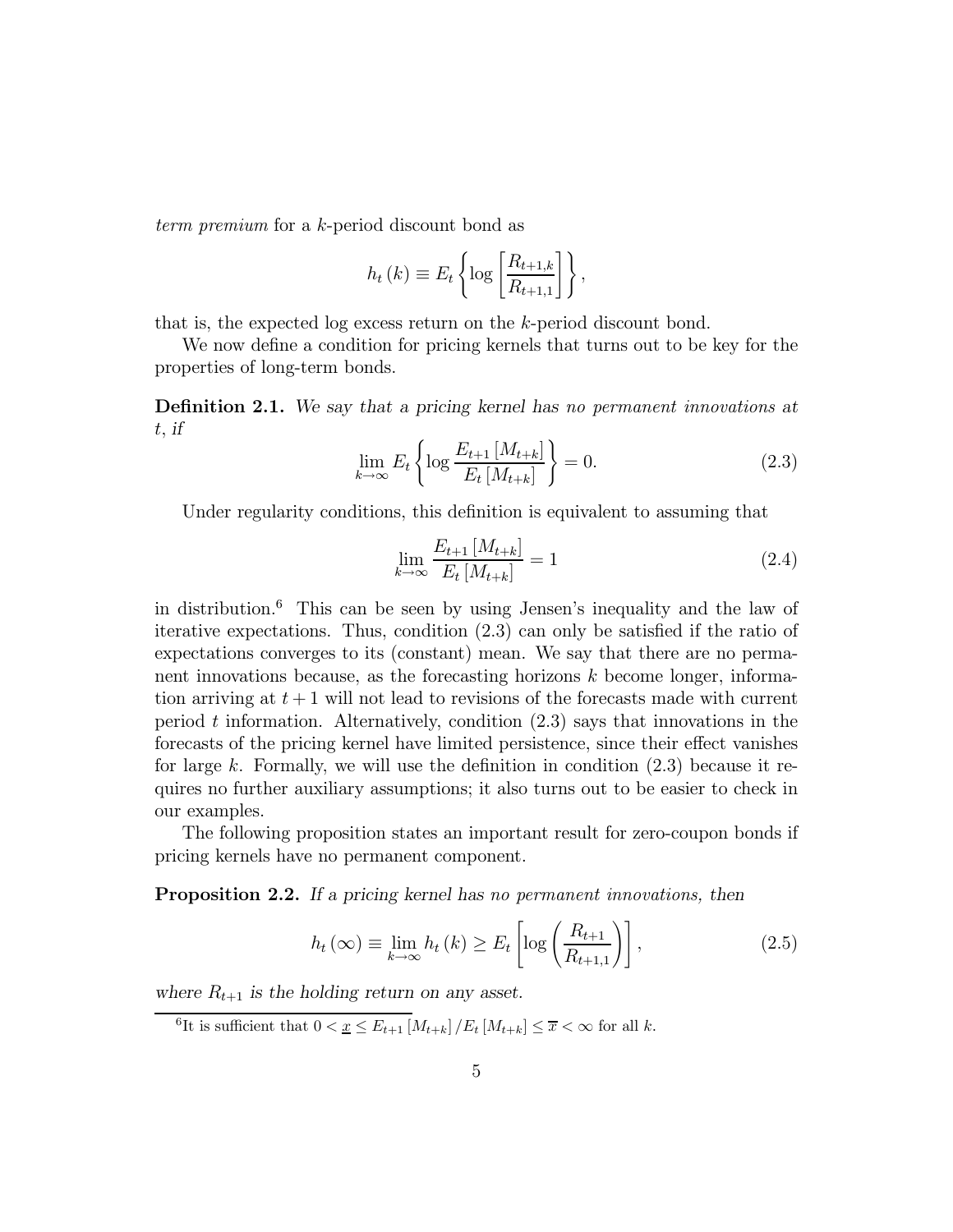*term premium* for a $k$-period discount bond as

$$h_t(k) \equiv E_t \left\{ \log \left[ \frac{R_{t+1,k}}{R_{t+1,1}} \right] \right\},$$

that is, the expected log excess return on the $k$-period discount bond.

We now define a condition for pricing kernels that turns out to be key for the properties of long-term bonds.

**Definition 2.1.** *We say that a pricing kernel has no permanent innovations at $t$, if*

$$\lim_{k \to \infty} E_t \left\{ \log \frac{E_{t+1}[M_{t+k}]}{E_t[M_{t+k}]} \right\} = 0. \tag{2.3}$$

Under regularity conditions, this definition is equivalent to assuming that

$$\lim_{k \to \infty} \frac{E_{t+1}[M_{t+k}]}{E_t[M_{t+k}]} = 1 \tag{2.4}$$

in distribution.[6] This can be seen by using Jensen's inequality and the law of iterative expectations. Thus, condition (2.3) can only be satisfied if the ratio of expectations converges to its (constant) mean. We say that there are no permanent innovations because, as the forecasting horizons $k$ become longer, information arriving at $t+1$ will not lead to revisions of the forecasts made with current period $t$ information. Alternatively, condition (2.3) says that innovations in the forecasts of the pricing kernel have limited persistence, since their effect vanishes for large $k$. Formally, we will use the definition in condition (2.3) because it requires no further auxiliary assumptions; it also turns out to be easier to check in our examples.

The following proposition states an important result for zero-coupon bonds if pricing kernels have no permanent component.

**Proposition 2.2.** *If a pricing kernel has no permanent innovations, then*

$$h_t(\infty) \equiv \lim_{k \to \infty} h_t(k) \geq E_t \left[ \log \left( \frac{R_{t+1}}{R_{t+1,1}} \right) \right], \tag{2.5}$$

*where $R_{t+1}$ is the holding return on any asset.*

[6] It is sufficient that $0 < \underline{x} \leq E_{t+1}[M_{t+k}] / E_t[M_{t+k}] \leq \overline{x} < \infty$ for all $k$.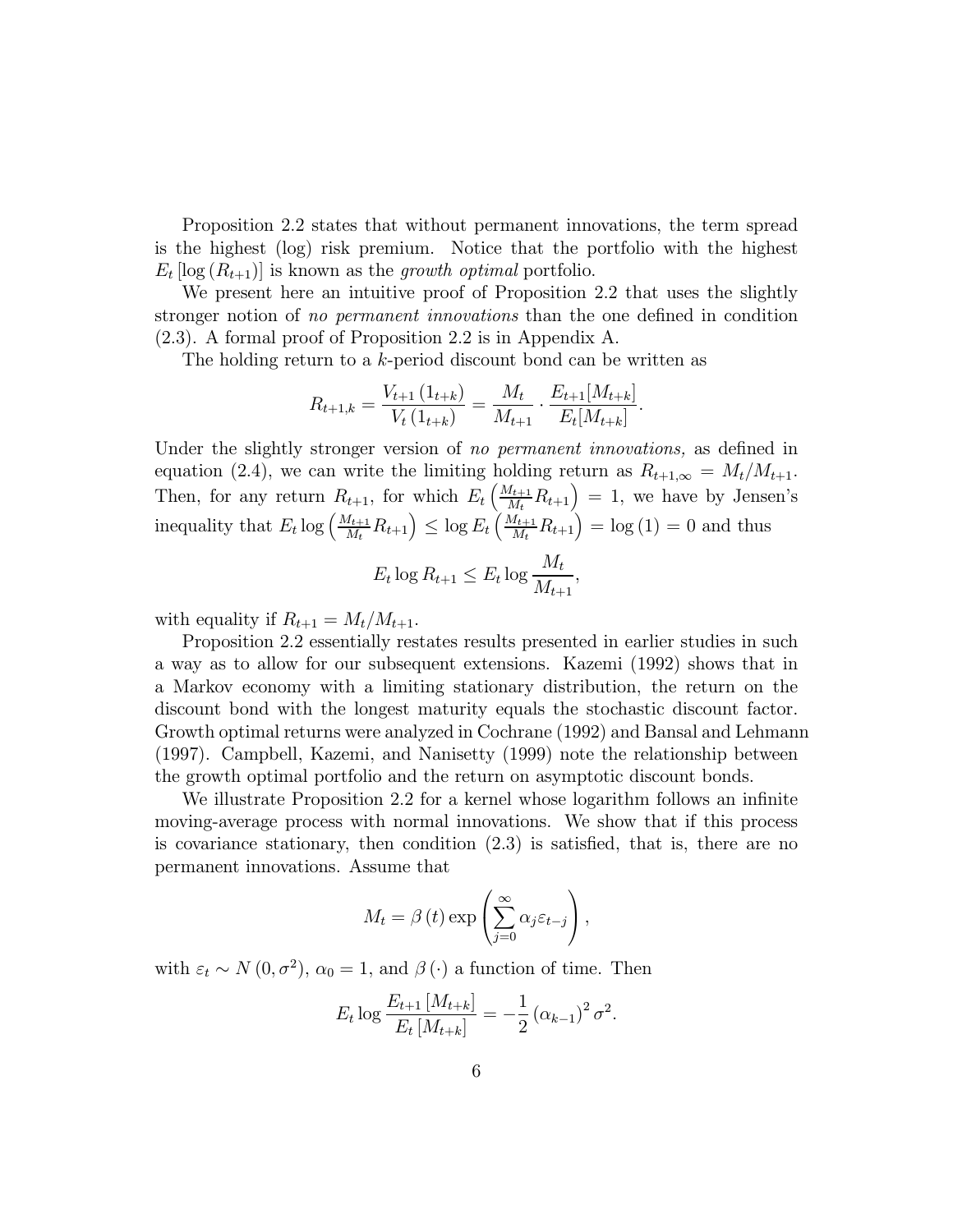Proposition 2.2 states that without permanent innovations, the term spread is the highest (log) risk premium. Notice that the portfolio with the highest $E_t[\log(R_{t+1})]$ is known as the *growth optimal* portfolio.

We present here an intuitive proof of Proposition 2.2 that uses the slightly stronger notion of *no permanent innovations* than the one defined in condition (2.3). A formal proof of Proposition 2.2 is in Appendix A.

The holding return to a $k$-period discount bond can be written as

$$R_{t+1,k} = \frac{V_{t+1}(1_{t+k})}{V_t(1_{t+k})} = \frac{M_t}{M_{t+1}} \cdot \frac{E_{t+1}[M_{t+k}]}{E_t[M_{t+k}]}.$$

Under the slightly stronger version of *no permanent innovations,* as defined in equation (2.4), we can write the limiting holding return as $R_{t+1,\infty} = M_t/M_{t+1}$. Then, for any return $R_{t+1}$, for which $E_t\left(\frac{M_{t+1}}{M_t}R_{t+1}\right) = 1$, we have by Jensen's inequality that $E_t \log\left(\frac{M_{t+1}}{M_t}R_{t+1}\right) \leq \log E_t\left(\frac{M_{t+1}}{M_t}R_{t+1}\right) = \log(1) = 0$ and thus

$$E_t \log R_{t+1} \leq E_t \log \frac{M_t}{M_{t+1}},$$

with equality if $R_{t+1} = M_t/M_{t+1}$.

Proposition 2.2 essentially restates results presented in earlier studies in such a way as to allow for our subsequent extensions. Kazemi (1992) shows that in a Markov economy with a limiting stationary distribution, the return on the discount bond with the longest maturity equals the stochastic discount factor. Growth optimal returns were analyzed in Cochrane (1992) and Bansal and Lehmann (1997). Campbell, Kazemi, and Nanisetty (1999) note the relationship between the growth optimal portfolio and the return on asymptotic discount bonds.

We illustrate Proposition 2.2 for a kernel whose logarithm follows an infinite moving-average process with normal innovations. We show that if this process is covariance stationary, then condition (2.3) is satisfied, that is, there are no permanent innovations. Assume that

$$M_t = \beta(t) \exp\left(\sum_{j=0}^{\infty} \alpha_j \varepsilon_{t-j}\right),$$

with $\varepsilon_t \sim N(0, \sigma^2)$, $\alpha_0 = 1$, and $\beta(\cdot)$ a function of time. Then

$$E_t \log \frac{E_{t+1}[M_{t+k}]}{E_t[M_{t+k}]} = -\frac{1}{2}(\alpha_{k-1})^2 \sigma^2.$$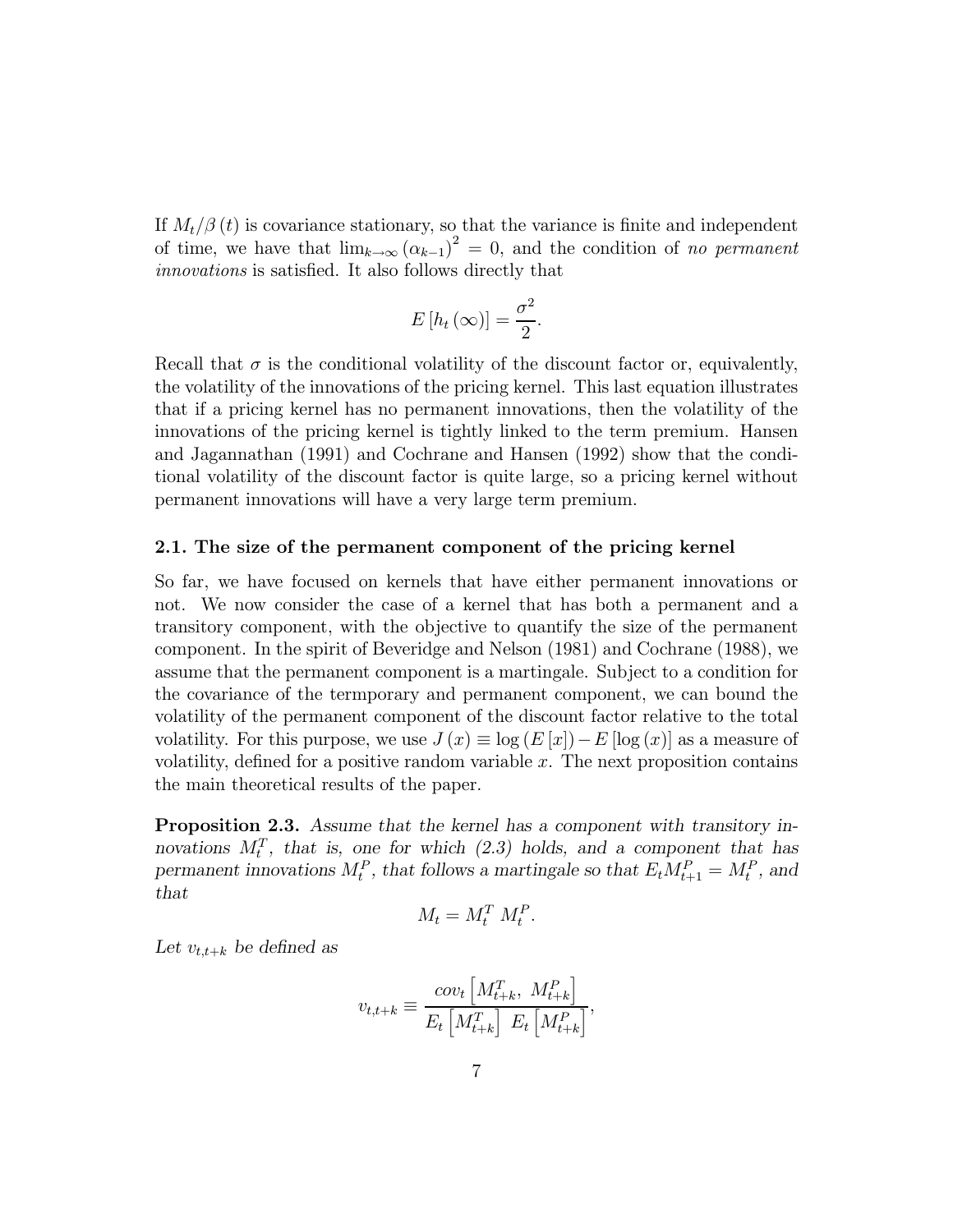If $M_t/\beta(t)$ is covariance stationary, so that the variance is finite and independent of time, we have that $\lim_{k\to\infty}(\alpha_{k-1})^2 = 0$, and the condition of *no permanent innovations* is satisfied. It also follows directly that

$$E[h_t(\infty)] = \frac{\sigma^2}{2}.$$

Recall that $\sigma$ is the conditional volatility of the discount factor or, equivalently, the volatility of the innovations of the pricing kernel. This last equation illustrates that if a pricing kernel has no permanent innovations, then the volatility of the innovations of the pricing kernel is tightly linked to the term premium. Hansen and Jagannathan (1991) and Cochrane and Hansen (1992) show that the conditional volatility of the discount factor is quite large, so a pricing kernel without permanent innovations will have a very large term premium.

## 2.1. The size of the permanent component of the pricing kernel

So far, we have focused on kernels that have either permanent innovations or not. We now consider the case of a kernel that has both a permanent and a transitory component, with the objective to quantify the size of the permanent component. In the spirit of Beveridge and Nelson (1981) and Cochrane (1988), we assume that the permanent component is a martingale. Subject to a condition for the covariance of the termporary and permanent component, we can bound the volatility of the permanent component of the discount factor relative to the total volatility. For this purpose, we use $J(x) \equiv \log(E[x]) - E[\log(x)]$ as a measure of volatility, defined for a positive random variable $x$. The next proposition contains the main theoretical results of the paper.

**Proposition 2.3.** *Assume that the kernel has a component with transitory innovations $M_t^T$, that is, one for which (2.3) holds, and a component that has permanent innovations $M_t^P$, that follows a martingale so that $E_t M_{t+1}^P = M_t^P$, and that*

$$M_t = M_t^T \, M_t^P.$$

*Let $v_{t,t+k}$ be defined as*

$$v_{t,t+k} \equiv \frac{cov_t\left[M_{t+k}^T, \; M_{t+k}^P\right]}{E_t\left[M_{t+k}^T\right] \; E_t\left[M_{t+k}^P\right]},$$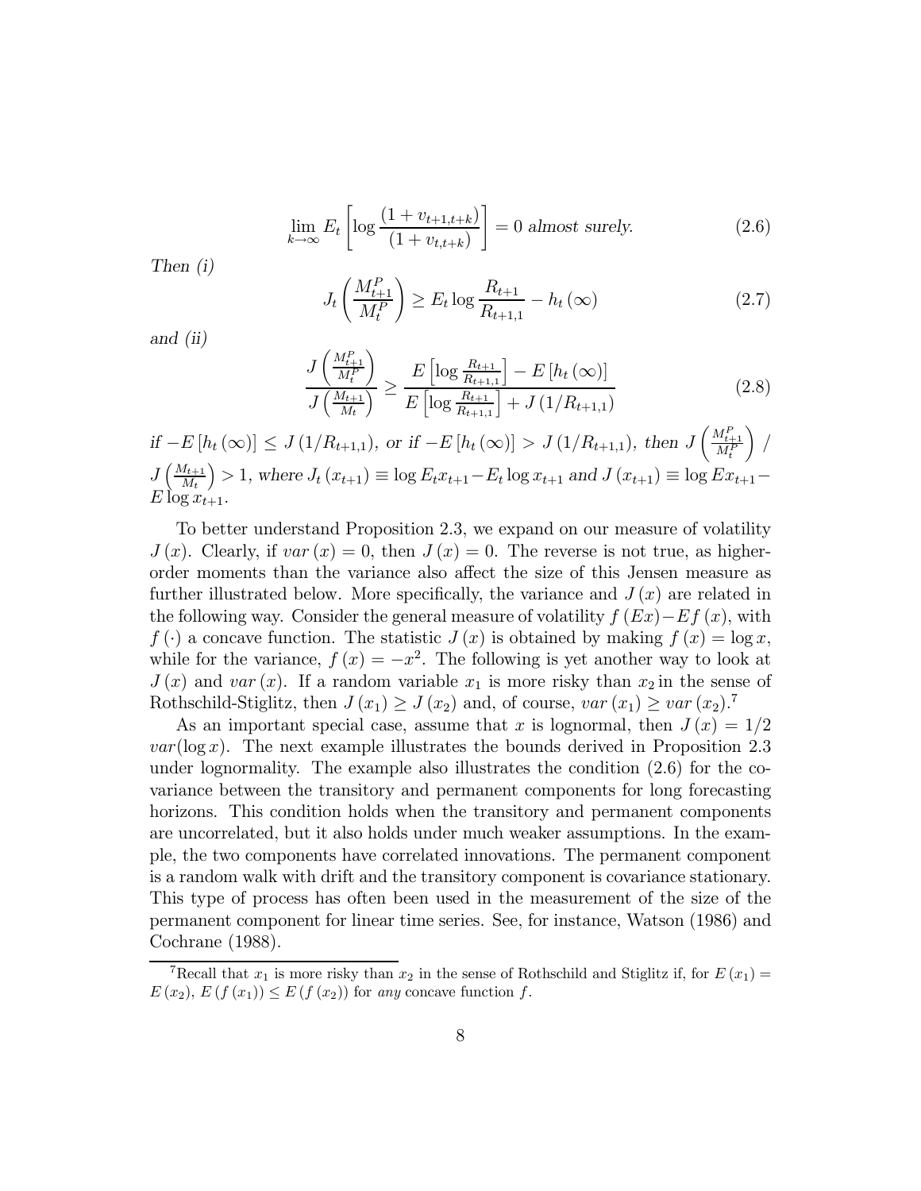$$\lim_{k\to\infty} E_t \left[\log \frac{(1+v_{t+1,t+k})}{(1+v_{t,t+k})}\right] = 0 \text{ almost surely.} \tag{2.6}$$

*Then (i)*

$$J_t\left(\frac{M_{t+1}^P}{M_t^P}\right) \geq E_t \log \frac{R_{t+1}}{R_{t+1,1}} - h_t(\infty) \tag{2.7}$$

*and (ii)*

$$\frac{J\left(\frac{M_{t+1}^P}{M_t^P}\right)}{J\left(\frac{M_{t+1}}{M_t}\right)} \geq \frac{E\left[\log \frac{R_{t+1}}{R_{t+1,1}}\right] - E\left[h_t(\infty)\right]}{E\left[\log \frac{R_{t+1}}{R_{t+1,1}}\right] + J\left(1/R_{t+1,1}\right)} \tag{2.8}$$

*if* $-E[h_t(\infty)] \leq J(1/R_{t+1,1})$*, or if* $-E[h_t(\infty)] > J(1/R_{t+1,1})$*, then* $J\left(\frac{M_{t+1}^P}{M_t^P}\right) / J\left(\frac{M_{t+1}}{M_t}\right) > 1$*, where* $J_t(x_{t+1}) \equiv \log E_t x_{t+1} - E_t \log x_{t+1}$ *and* $J(x_{t+1}) \equiv \log E x_{t+1} - E \log x_{t+1}$.

To better understand Proposition 2.3, we expand on our measure of volatility $J(x)$. Clearly, if $var(x) = 0$, then $J(x) = 0$. The reverse is not true, as higher-order moments than the variance also affect the size of this Jensen measure as further illustrated below. More specifically, the variance and $J(x)$ are related in the following way. Consider the general measure of volatility $f(Ex) - Ef(x)$, with $f(\cdot)$ a concave function. The statistic $J(x)$ is obtained by making $f(x) = \log x$, while for the variance, $f(x) = -x^2$. The following is yet another way to look at $J(x)$ and $var(x)$. If a random variable $x_1$ is more risky than $x_2$ in the sense of Rothschild-Stiglitz, then $J(x_1) \geq J(x_2)$ and, of course, $var(x_1) \geq var(x_2)$.[7]

As an important special case, assume that $x$ is lognormal, then $J(x) = 1/2 \; var(\log x)$. The next example illustrates the bounds derived in Proposition 2.3 under lognormality. The example also illustrates the condition (2.6) for the covariance between the transitory and permanent components for long forecasting horizons. This condition holds when the transitory and permanent components are uncorrelated, but it also holds under much weaker assumptions. In the example, the two components have correlated innovations. The permanent component is a random walk with drift and the transitory component is covariance stationary. This type of process has often been used in the measurement of the size of the permanent component for linear time series. See, for instance, Watson (1986) and Cochrane (1988).

[7] Recall that $x_1$ is more risky than $x_2$ in the sense of Rothschild and Stiglitz if, for $E(x_1) = E(x_2)$, $E(f(x_1)) \leq E(f(x_2))$ for *any* concave function $f$.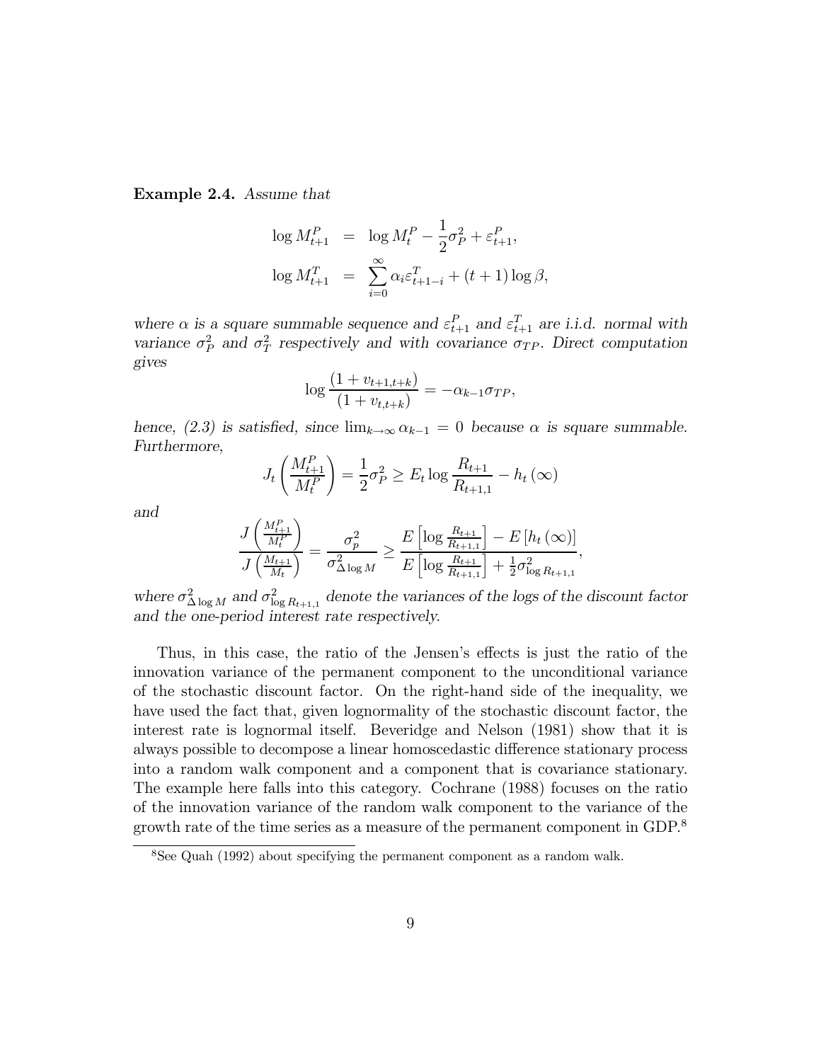**Example 2.4.** *Assume that*

$$\log M_{t+1}^P = \log M_t^P - \frac{1}{2}\sigma_P^2 + \varepsilon_{t+1}^P,$$

$$\log M_{t+1}^T = \sum_{i=0}^{\infty} \alpha_i \varepsilon_{t+1-i}^T + (t+1)\log\beta,$$

*where $\alpha$ is a square summable sequence and $\varepsilon_{t+1}^P$ and $\varepsilon_{t+1}^T$ are i.i.d. normal with variance $\sigma_P^2$ and $\sigma_T^2$ respectively and with covariance $\sigma_{TP}$. Direct computation gives*

$$\log\frac{(1+v_{t+1,t+k})}{(1+v_{t,t+k})} = -\alpha_{k-1}\sigma_{TP},$$

*hence, (2.3) is satisfied, since $\lim_{k\to\infty}\alpha_{k-1} = 0$ because $\alpha$ is square summable. Furthermore,*

$$J_t\left(\frac{M_{t+1}^P}{M_t^P}\right) = \frac{1}{2}\sigma_P^2 \geq E_t \log\frac{R_{t+1}}{R_{t+1,1}} - h_t(\infty)$$

*and*

$$\frac{J\left(\frac{M_{t+1}^P}{M_t^P}\right)}{J\left(\frac{M_{t+1}}{M_t}\right)} = \frac{\sigma_p^2}{\sigma_{\Delta \log M}^2} \geq \frac{E\left[\log\frac{R_{t+1}}{R_{t+1,1}}\right] - E\left[h_t(\infty)\right]}{E\left[\log\frac{R_{t+1}}{R_{t+1,1}}\right] + \frac{1}{2}\sigma_{\log R_{t+1,1}}^2},$$

*where $\sigma_{\Delta \log M}^2$ and $\sigma_{\log R_{t+1,1}}^2$ denote the variances of the logs of the discount factor and the one-period interest rate respectively.*

Thus, in this case, the ratio of the Jensen's effects is just the ratio of the innovation variance of the permanent component to the unconditional variance of the stochastic discount factor. On the right-hand side of the inequality, we have used the fact that, given lognormality of the stochastic discount factor, the interest rate is lognormal itself. Beveridge and Nelson (1981) show that it is always possible to decompose a linear homoscedastic difference stationary process into a random walk component and a component that is covariance stationary. The example here falls into this category. Cochrane (1988) focuses on the ratio of the innovation variance of the random walk component to the variance of the growth rate of the time series as a measure of the permanent component in GDP.[8]

[8] See Quah (1992) about specifying the permanent component as a random walk.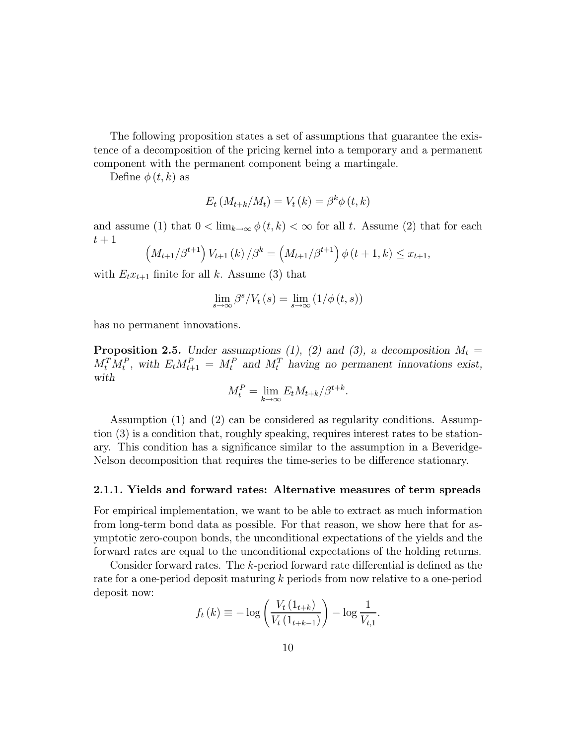The following proposition states a set of assumptions that guarantee the existence of a decomposition of the pricing kernel into a temporary and a permanent component with the permanent component being a martingale.

Define $\phi(t,k)$ as

$$E_t\left(M_{t+k}/M_t\right) = V_t(k) = \beta^k \phi(t,k)$$

and assume (1) that $0 < \lim_{k\to\infty} \phi(t,k) < \infty$ for all $t$. Assume (2) that for each $t+1$

$$\left(M_{t+1}/\beta^{t+1}\right) V_{t+1}(k)/\beta^k = \left(M_{t+1}/\beta^{t+1}\right) \phi(t+1,k) \leq x_{t+1},$$

with $E_t x_{t+1}$ finite for all $k$. Assume (3) that

$$\lim_{s\to\infty} \beta^s / V_t(s) = \lim_{s\to\infty} \left(1/\phi(t,s)\right)$$

has no permanent innovations.

**Proposition 2.5.** *Under assumptions (1), (2) and (3), a decomposition $M_t = M_t^T M_t^P$, with $E_t M_{t+1}^P = M_t^P$ and $M_t^T$ having no permanent innovations exist, with*

$$M_t^P = \lim_{k\to\infty} E_t M_{t+k}/\beta^{t+k}.$$

Assumption (1) and (2) can be considered as regularity conditions. Assumption (3) is a condition that, roughly speaking, requires interest rates to be stationary. This condition has a significance similar to the assumption in a Beveridge-Nelson decomposition that requires the time-series to be difference stationary.

### 2.1.1. Yields and forward rates: Alternative measures of term spreads

For empirical implementation, we want to be able to extract as much information from long-term bond data as possible. For that reason, we show here that for asymptotic zero-coupon bonds, the unconditional expectations of the yields and the forward rates are equal to the unconditional expectations of the holding returns.

Consider forward rates. The $k$-period forward rate differential is defined as the rate for a one-period deposit maturing $k$ periods from now relative to a one-period deposit now:

$$f_t(k) \equiv -\log\left(\frac{V_t(1_{t+k})}{V_t(1_{t+k-1})}\right) - \log\frac{1}{V_{t,1}}.$$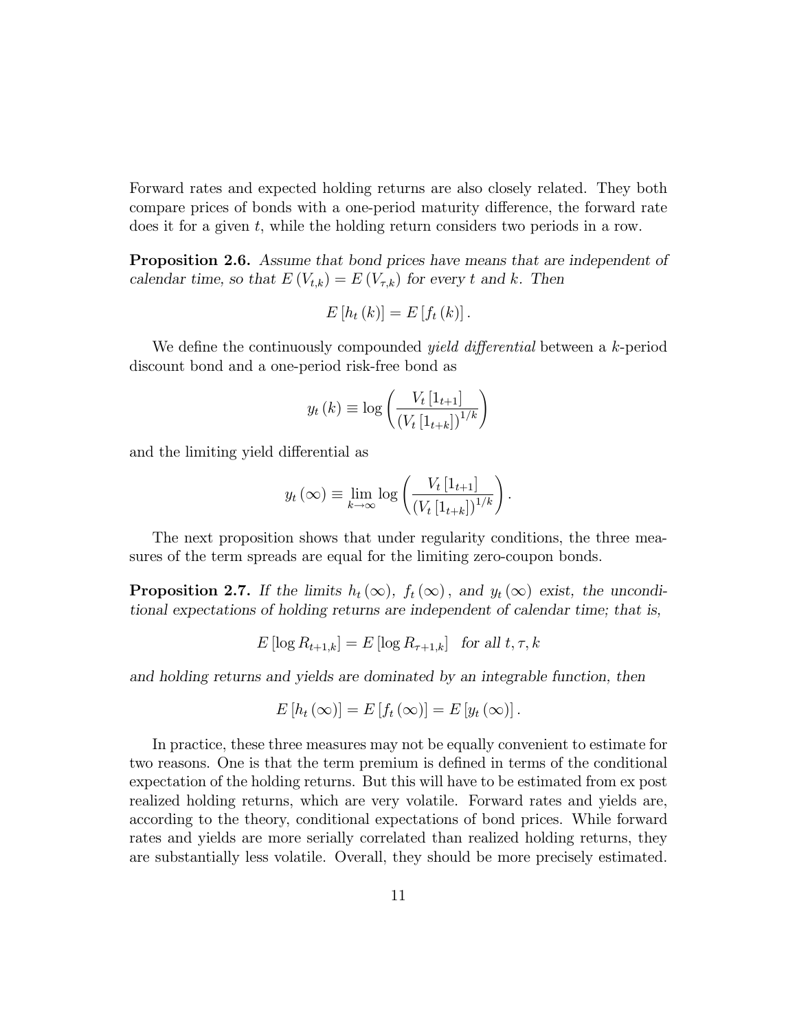Forward rates and expected holding returns are also closely related. They both compare prices of bonds with a one-period maturity difference, the forward rate does it for a given $t$, while the holding return considers two periods in a row.

**Proposition 2.6.** *Assume that bond prices have means that are independent of calendar time, so that $E(V_{t,k}) = E(V_{\tau,k})$ for every $t$ and $k$. Then*

$$E[h_t(k)] = E[f_t(k)].$$

We define the continuously compounded *yield differential* between a $k$-period discount bond and a one-period risk-free bond as

$$y_t(k) \equiv \log\left(\frac{V_t[1_{t+1}]}{(V_t[1_{t+k}])^{1/k}}\right)$$

and the limiting yield differential as

$$y_t(\infty) \equiv \lim_{k\to\infty} \log\left(\frac{V_t[1_{t+1}]}{(V_t[1_{t+k}])^{1/k}}\right).$$

The next proposition shows that under regularity conditions, the three measures of the term spreads are equal for the limiting zero-coupon bonds.

**Proposition 2.7.** *If the limits $h_t(\infty)$, $f_t(\infty)$, and $y_t(\infty)$ exist, the unconditional expectations of holding returns are independent of calendar time; that is,*

$$E[\log R_{t+1,k}] = E[\log R_{\tau+1,k}] \quad \text{for all } t, \tau, k$$

*and holding returns and yields are dominated by an integrable function, then*

$$E[h_t(\infty)] = E[f_t(\infty)] = E[y_t(\infty)].$$

In practice, these three measures may not be equally convenient to estimate for two reasons. One is that the term premium is defined in terms of the conditional expectation of the holding returns. But this will have to be estimated from ex post realized holding returns, which are very volatile. Forward rates and yields are, according to the theory, conditional expectations of bond prices. While forward rates and yields are more serially correlated than realized holding returns, they are substantially less volatile. Overall, they should be more precisely estimated.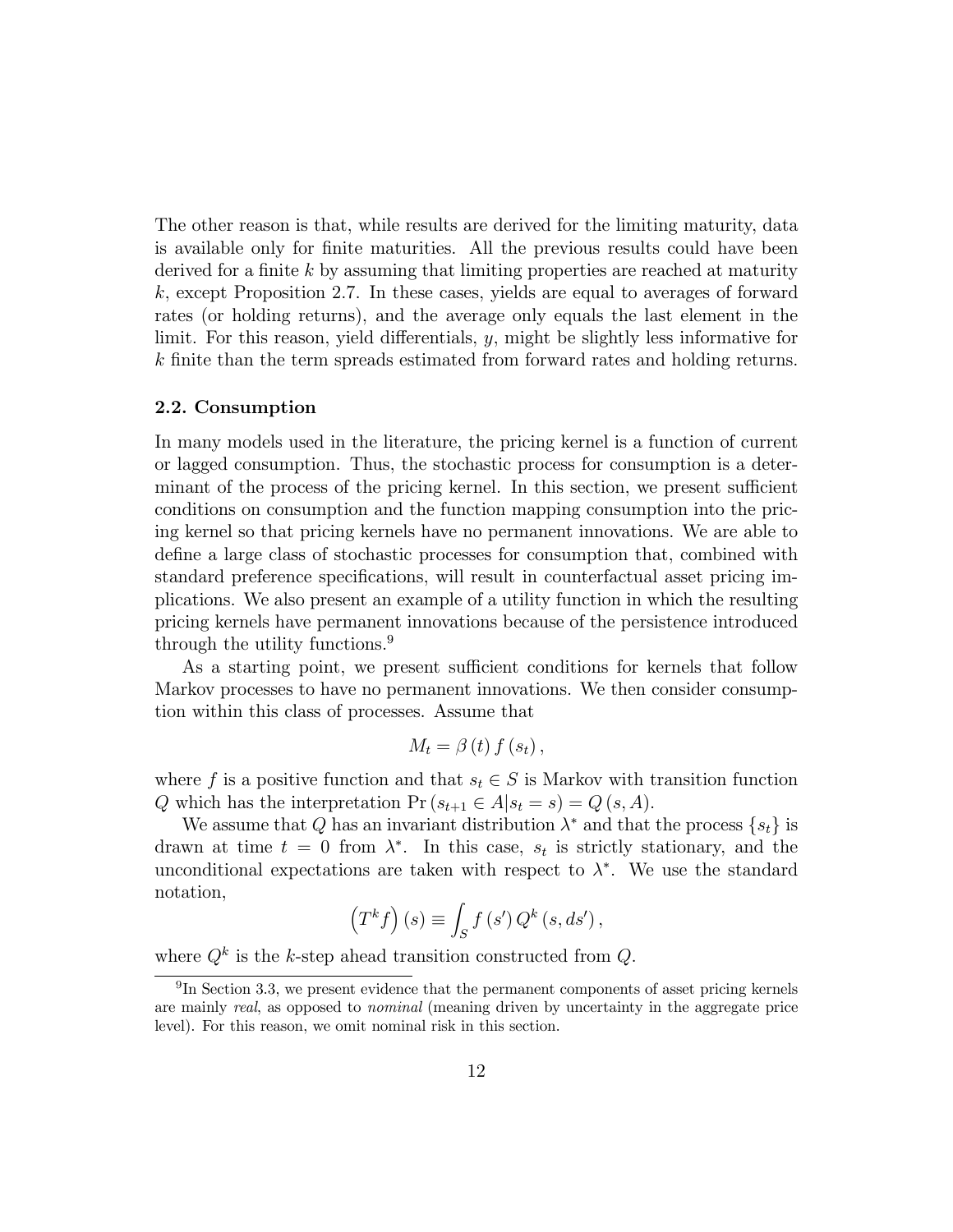The other reason is that, while results are derived for the limiting maturity, data is available only for finite maturities. All the previous results could have been derived for a finite $k$ by assuming that limiting properties are reached at maturity $k$, except Proposition 2.7. In these cases, yields are equal to averages of forward rates (or holding returns), and the average only equals the last element in the limit. For this reason, yield differentials, $y$, might be slightly less informative for $k$ finite than the term spreads estimated from forward rates and holding returns.

### 2.2. Consumption

In many models used in the literature, the pricing kernel is a function of current or lagged consumption. Thus, the stochastic process for consumption is a determinant of the process of the pricing kernel. In this section, we present sufficient conditions on consumption and the function mapping consumption into the pricing kernel so that pricing kernels have no permanent innovations. We are able to define a large class of stochastic processes for consumption that, combined with standard preference specifications, will result in counterfactual asset pricing implications. We also present an example of a utility function in which the resulting pricing kernels have permanent innovations because of the persistence introduced through the utility functions.[9]

As a starting point, we present sufficient conditions for kernels that follow Markov processes to have no permanent innovations. We then consider consumption within this class of processes. Assume that

$$M_t = \beta(t) f(s_t),$$

where $f$ is a positive function and that $s_t \in S$ is Markov with transition function $Q$ which has the interpretation $\Pr(s_{t+1} \in A | s_t = s) = Q(s, A)$.

We assume that $Q$ has an invariant distribution $\lambda^*$ and that the process $\{s_t\}$ is drawn at time $t = 0$ from $\lambda^*$. In this case, $s_t$ is strictly stationary, and the unconditional expectations are taken with respect to $\lambda^*$. We use the standard notation,

$$\left(T^k f\right)(s) \equiv \int_S f(s') Q^k(s, ds'),$$

where $Q^k$ is the $k$-step ahead transition constructed from $Q$.

[9] In Section 3.3, we present evidence that the permanent components of asset pricing kernels are mainly *real*, as opposed to *nominal* (meaning driven by uncertainty in the aggregate price level). For this reason, we omit nominal risk in this section.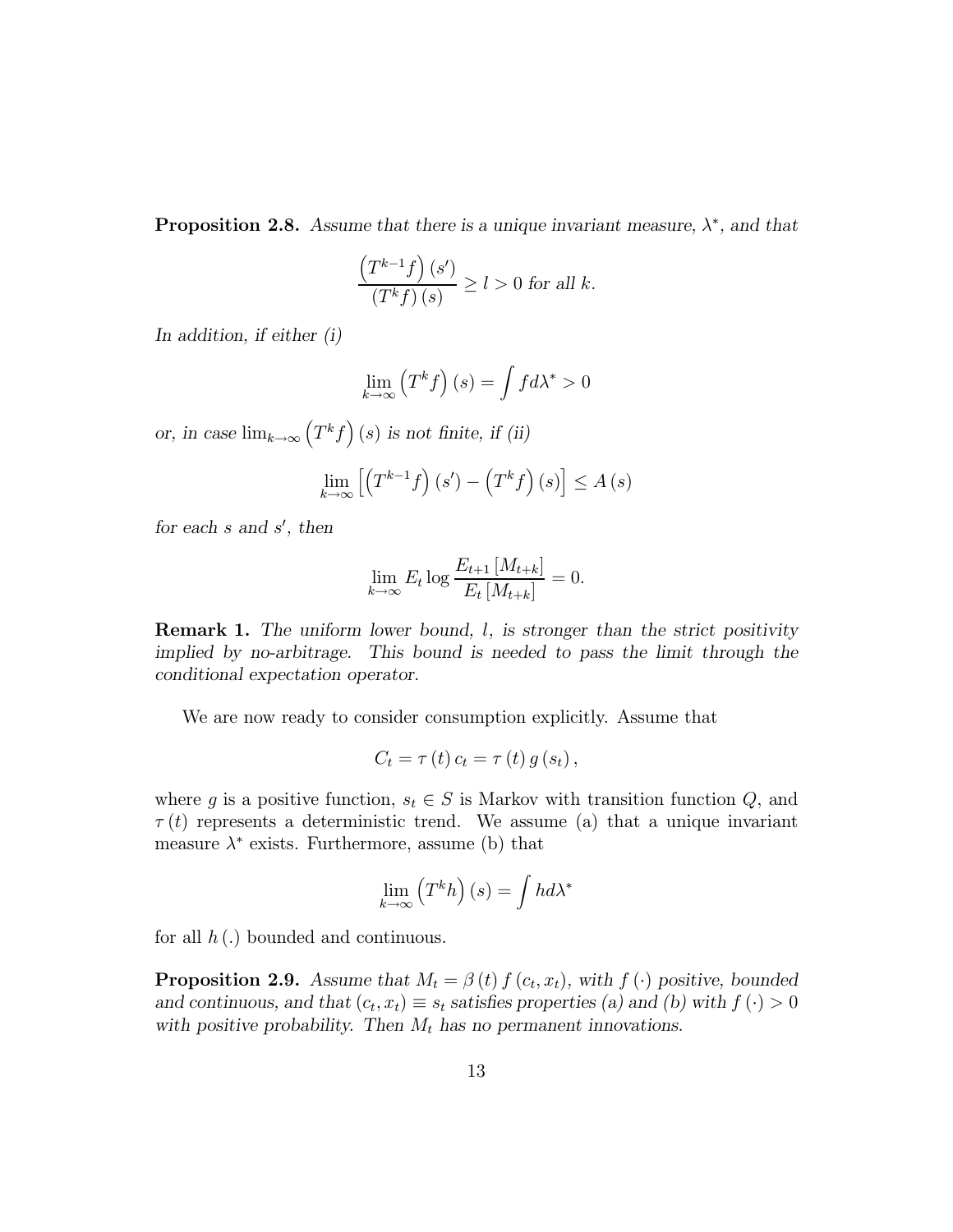**Proposition 2.8.** *Assume that there is a unique invariant measure, $\lambda^*$, and that*

$$\frac{\left(T^{k-1}f\right)(s')}{\left(T^{k}f\right)(s)} \geq l > 0 \text{ for all } k.$$

*In addition, if either (i)*

$$\lim_{k\to\infty}\left(T^{k}f\right)(s) = \int f d\lambda^* > 0$$

*or, in case $\lim_{k\to\infty}\left(T^{k}f\right)(s)$ is not finite, if (ii)*

$$\lim_{k\to\infty}\left[\left(T^{k-1}f\right)(s') - \left(T^{k}f\right)(s)\right] \leq A(s)$$

*for each $s$ and $s'$, then*

$$\lim_{k\to\infty} E_t \log \frac{E_{t+1}\left[M_{t+k}\right]}{E_t\left[M_{t+k}\right]} = 0.$$

**Remark 1.** *The uniform lower bound, $l$, is stronger than the strict positivity implied by no-arbitrage. This bound is needed to pass the limit through the conditional expectation operator.*

We are now ready to consider consumption explicitly. Assume that

$$C_t = \tau(t)\, c_t = \tau(t)\, g(s_t),$$

where $g$ is a positive function, $s_t \in S$ is Markov with transition function $Q$, and $\tau(t)$ represents a deterministic trend. We assume (a) that a unique invariant measure $\lambda^*$ exists. Furthermore, assume (b) that

$$\lim_{k\to\infty}\left(T^{k}h\right)(s) = \int h d\lambda^*$$

for all $h(.)$ bounded and continuous.

**Proposition 2.9.** *Assume that $M_t = \beta(t)\, f(c_t, x_t)$, with $f(\cdot)$ positive, bounded and continuous, and that $(c_t, x_t) \equiv s_t$ satisfies properties (a) and (b) with $f(\cdot) > 0$ with positive probability. Then $M_t$ has no permanent innovations.*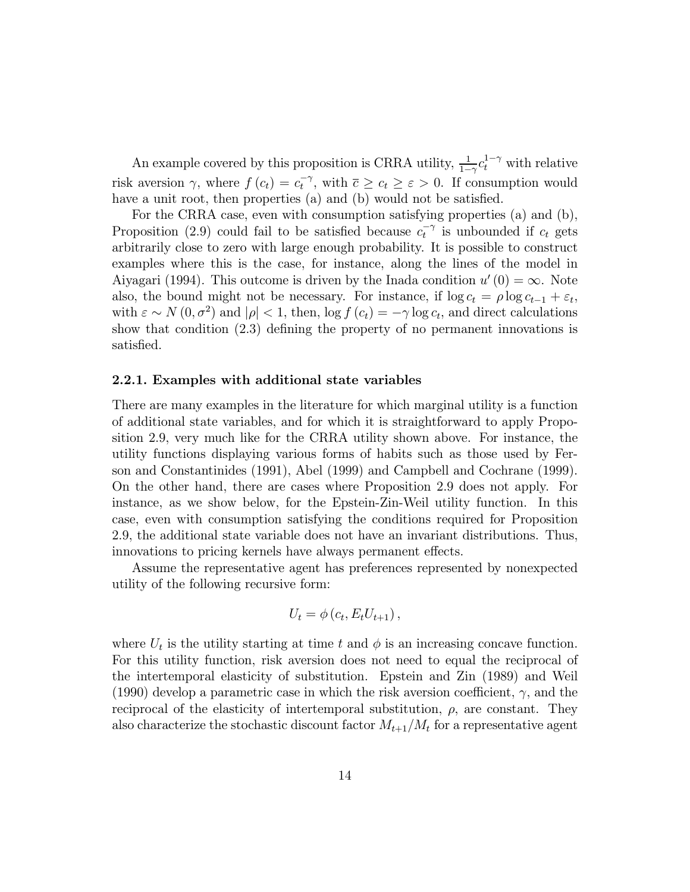An example covered by this proposition is CRRA utility, $\frac{1}{1-\gamma}c_t^{1-\gamma}$ with relative risk aversion $\gamma$, where $f(c_t) = c_t^{-\gamma}$, with $\bar{c} \geq c_t \geq \varepsilon > 0$. If consumption would have a unit root, then properties (a) and (b) would not be satisfied.

For the CRRA case, even with consumption satisfying properties (a) and (b), Proposition (2.9) could fail to be satisfied because $c_t^{-\gamma}$ is unbounded if $c_t$ gets arbitrarily close to zero with large enough probability. It is possible to construct examples where this is the case, for instance, along the lines of the model in Aiyagari (1994). This outcome is driven by the Inada condition $u'(0) = \infty$. Note also, the bound might not be necessary. For instance, if $\log c_t = \rho \log c_{t-1} + \varepsilon_t$, with $\varepsilon \sim N(0, \sigma^2)$ and $|\rho| < 1$, then, $\log f(c_t) = -\gamma \log c_t$, and direct calculations show that condition (2.3) defining the property of no permanent innovations is satisfied.

### 2.2.1. Examples with additional state variables

There are many examples in the literature for which marginal utility is a function of additional state variables, and for which it is straightforward to apply Proposition 2.9, very much like for the CRRA utility shown above. For instance, the utility functions displaying various forms of habits such as those used by Ferson and Constantinides (1991), Abel (1999) and Campbell and Cochrane (1999). On the other hand, there are cases where Proposition 2.9 does not apply. For instance, as we show below, for the Epstein-Zin-Weil utility function. In this case, even with consumption satisfying the conditions required for Proposition 2.9, the additional state variable does not have an invariant distributions. Thus, innovations to pricing kernels have always permanent effects.

Assume the representative agent has preferences represented by nonexpected utility of the following recursive form:

$$U_t = \phi(c_t, E_t U_{t+1}),$$

where $U_t$ is the utility starting at time $t$ and $\phi$ is an increasing concave function. For this utility function, risk aversion does not need to equal the reciprocal of the intertemporal elasticity of substitution. Epstein and Zin (1989) and Weil (1990) develop a parametric case in which the risk aversion coefficient, $\gamma$, and the reciprocal of the elasticity of intertemporal substitution, $\rho$, are constant. They also characterize the stochastic discount factor $M_{t+1}/M_t$ for a representative agent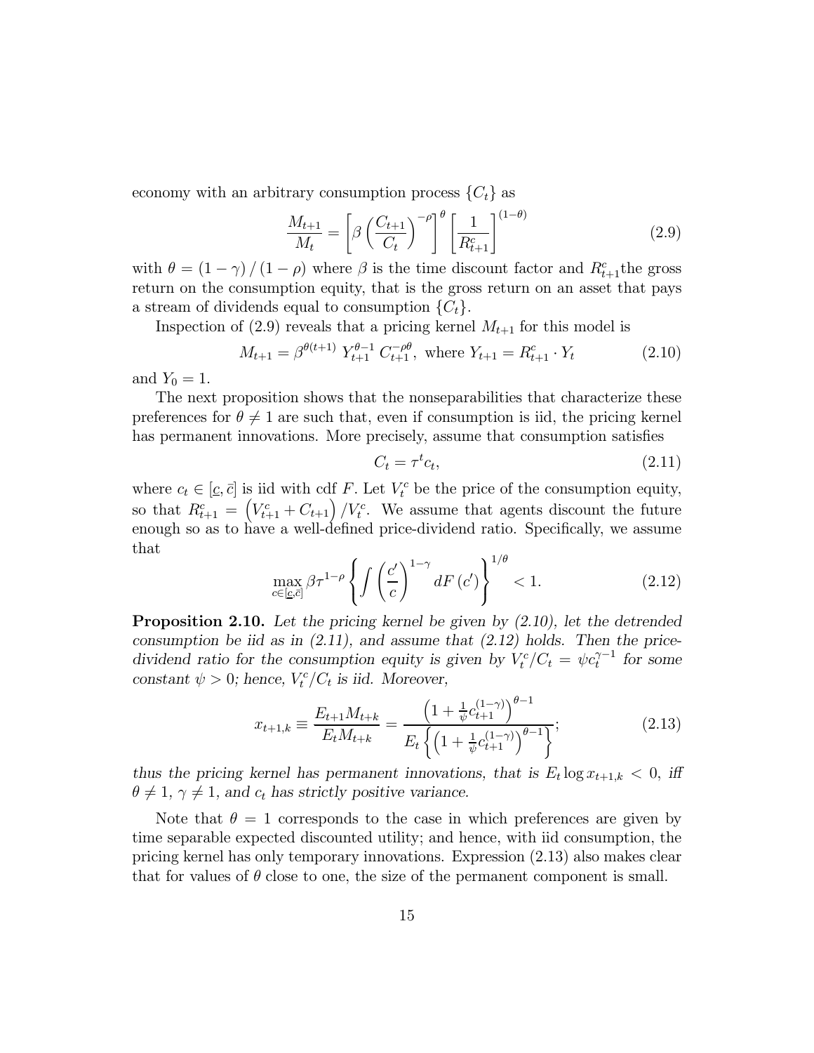economy with an arbitrary consumption process $\{C_t\}$ as

$$\frac{M_{t+1}}{M_t} = \left[\beta \left(\frac{C_{t+1}}{C_t}\right)^{-\rho}\right]^{\theta} \left[\frac{1}{R^c_{t+1}}\right]^{(1-\theta)} \tag{2.9}$$

with $\theta = (1-\gamma)/(1-\rho)$ where $\beta$ is the time discount factor and $R^c_{t+1}$the gross return on the consumption equity, that is the gross return on an asset that pays a stream of dividends equal to consumption $\{C_t\}$.

Inspection of (2.9) reveals that a pricing kernel $M_{t+1}$ for this model is

$$M_{t+1} = \beta^{\theta(t+1)} \, Y_{t+1}^{\theta-1} \, C_{t+1}^{-\rho\theta}, \text{ where } Y_{t+1} = R^c_{t+1} \cdot Y_t \tag{2.10}$$

and $Y_0 = 1$.

The next proposition shows that the nonseparabilities that characterize these preferences for $\theta \neq 1$ are such that, even if consumption is iid, the pricing kernel has permanent innovations. More precisely, assume that consumption satisfies

$$C_t = \tau^t c_t, \tag{2.11}$$

where $c_t \in [\underline{c}, \bar{c}]$ is iid with cdf $F$. Let $V^c_t$ be the price of the consumption equity, so that $R^c_{t+1} = \left(V^c_{t+1} + C_{t+1}\right)/V^c_t$. We assume that agents discount the future enough so as to have a well-defined price-dividend ratio. Specifically, we assume that

$$\max_{c\in[\underline{c},\bar{c}]} \beta\tau^{1-\rho} \left\{ \int \left(\frac{c'}{c}\right)^{1-\gamma} dF(c') \right\}^{1/\theta} < 1. \tag{2.12}$$

**Proposition 2.10.** *Let the pricing kernel be given by (2.10), let the detrended consumption be iid as in (2.11), and assume that (2.12) holds. Then the price-dividend ratio for the consumption equity is given by $V^c_t/C_t = \psi c_t^{\gamma-1}$ for some constant $\psi > 0$; hence, $V^c_t/C_t$ is iid. Moreover,*

$$x_{t+1,k} \equiv \frac{E_{t+1} M_{t+k}}{E_t M_{t+k}} = \frac{\left(1 + \frac{1}{\psi} c_{t+1}^{(1-\gamma)}\right)^{\theta-1}}{E_t \left\{ \left(1 + \frac{1}{\psi} c_{t+1}^{(1-\gamma)}\right)^{\theta-1} \right\}}; \tag{2.13}$$

*thus the pricing kernel has permanent innovations, that is $E_t \log x_{t+1,k} < 0$, iff $\theta \neq 1$, $\gamma \neq 1$, and $c_t$ has strictly positive variance.*

Note that $\theta = 1$ corresponds to the case in which preferences are given by time separable expected discounted utility; and hence, with iid consumption, the pricing kernel has only temporary innovations. Expression (2.13) also makes clear that for values of $\theta$ close to one, the size of the permanent component is small.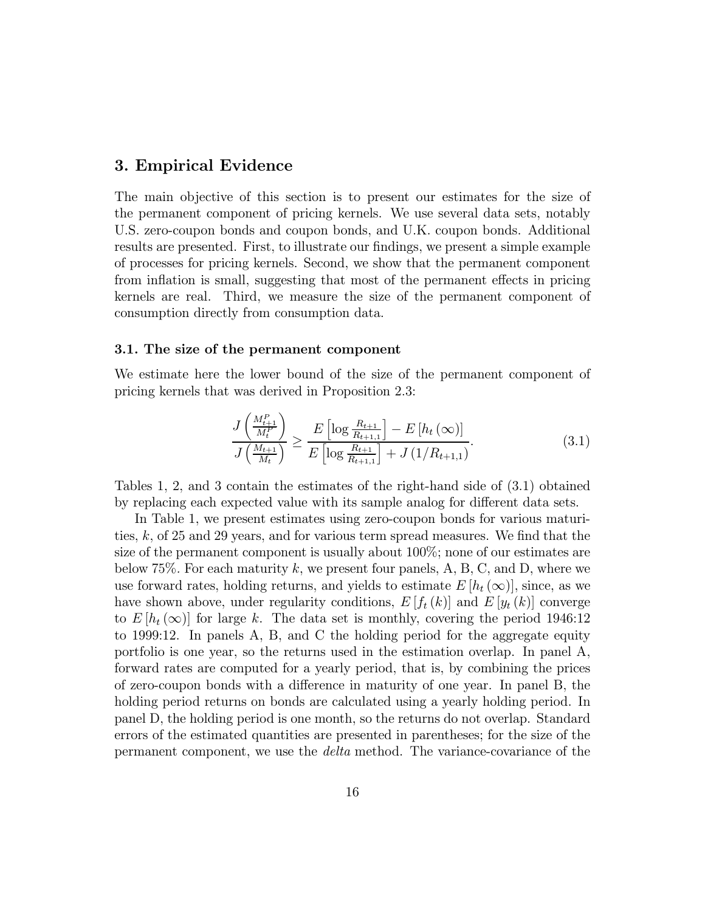## 3. Empirical Evidence

The main objective of this section is to present our estimates for the size of the permanent component of pricing kernels. We use several data sets, notably U.S. zero-coupon bonds and coupon bonds, and U.K. coupon bonds. Additional results are presented. First, to illustrate our findings, we present a simple example of processes for pricing kernels. Second, we show that the permanent component from inflation is small, suggesting that most of the permanent effects in pricing kernels are real. Third, we measure the size of the permanent component of consumption directly from consumption data.

### 3.1. The size of the permanent component

We estimate here the lower bound of the size of the permanent component of pricing kernels that was derived in Proposition 2.3:

$$\frac{J\left(\frac{M_{t+1}^P}{M_t^P}\right)}{J\left(\frac{M_{t+1}}{M_t}\right)} \geq \frac{E\left[\log\frac{R_{t+1}}{R_{t+1,1}}\right] - E\left[h_t\left(\infty\right)\right]}{E\left[\log\frac{R_{t+1}}{R_{t+1,1}}\right] + J\left(1/R_{t+1,1}\right)}. \tag{3.1}$$

Tables 1, 2, and 3 contain the estimates of the right-hand side of (3.1) obtained by replacing each expected value with its sample analog for different data sets.

In Table 1, we present estimates using zero-coupon bonds for various maturities, $k$, of 25 and 29 years, and for various term spread measures. We find that the size of the permanent component is usually about 100%; none of our estimates are below 75%. For each maturity $k$, we present four panels, A, B, C, and D, where we use forward rates, holding returns, and yields to estimate $E\left[h_t\left(\infty\right)\right]$, since, as we have shown above, under regularity conditions, $E\left[f_t\left(k\right)\right]$ and $E\left[y_t\left(k\right)\right]$ converge to $E\left[h_t\left(\infty\right)\right]$ for large $k$. The data set is monthly, covering the period 1946:12 to 1999:12. In panels A, B, and C the holding period for the aggregate equity portfolio is one year, so the returns used in the estimation overlap. In panel A, forward rates are computed for a yearly period, that is, by combining the prices of zero-coupon bonds with a difference in maturity of one year. In panel B, the holding period returns on bonds are calculated using a yearly holding period. In panel D, the holding period is one month, so the returns do not overlap. Standard errors of the estimated quantities are presented in parentheses; for the size of the permanent component, we use the *delta* method. The variance-covariance of the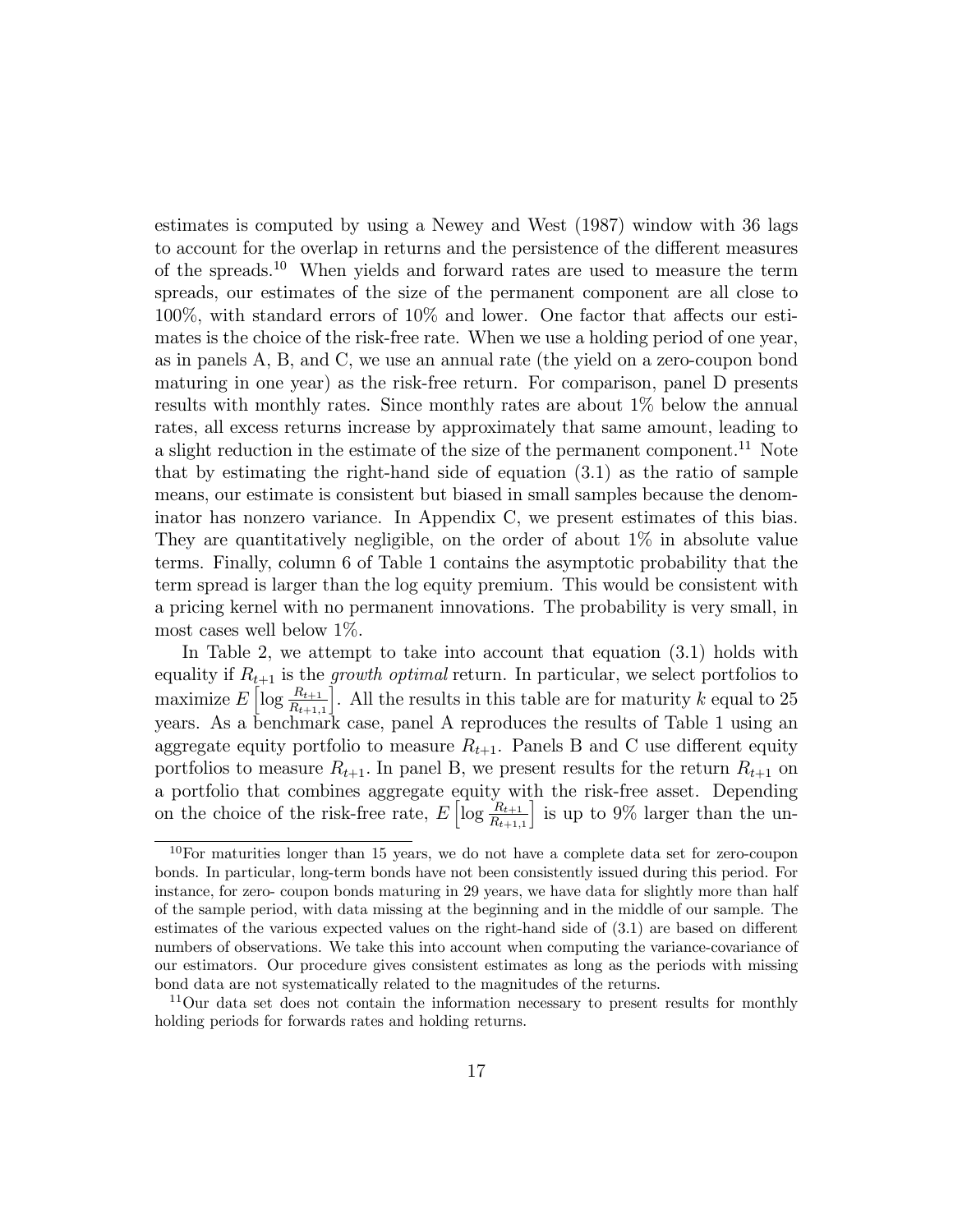estimates is computed by using a Newey and West (1987) window with 36 lags to account for the overlap in returns and the persistence of the different measures of the spreads.[10] When yields and forward rates are used to measure the term spreads, our estimates of the size of the permanent component are all close to 100%, with standard errors of 10% and lower. One factor that affects our estimates is the choice of the risk-free rate. When we use a holding period of one year, as in panels A, B, and C, we use an annual rate (the yield on a zero-coupon bond maturing in one year) as the risk-free return. For comparison, panel D presents results with monthly rates. Since monthly rates are about 1% below the annual rates, all excess returns increase by approximately that same amount, leading to a slight reduction in the estimate of the size of the permanent component.[11] Note that by estimating the right-hand side of equation (3.1) as the ratio of sample means, our estimate is consistent but biased in small samples because the denominator has nonzero variance. In Appendix C, we present estimates of this bias. They are quantitatively negligible, on the order of about 1% in absolute value terms. Finally, column 6 of Table 1 contains the asymptotic probability that the term spread is larger than the log equity premium. This would be consistent with a pricing kernel with no permanent innovations. The probability is very small, in most cases well below 1%.

In Table 2, we attempt to take into account that equation (3.1) holds with equality if $R_{t+1}$ is the *growth optimal* return. In particular, we select portfolios to maximize $E\left[\log \frac{R_{t+1}}{R_{t+1,1}}\right]$. All the results in this table are for maturity $k$ equal to 25 years. As a benchmark case, panel A reproduces the results of Table 1 using an aggregate equity portfolio to measure $R_{t+1}$. Panels B and C use different equity portfolios to measure $R_{t+1}$. In panel B, we present results for the return $R_{t+1}$ on a portfolio that combines aggregate equity with the risk-free asset. Depending on the choice of the risk-free rate, $E\left[\log \frac{R_{t+1}}{R_{t+1,1}}\right]$ is up to 9% larger than the un-

[10] For maturities longer than 15 years, we do not have a complete data set for zero-coupon bonds. In particular, long-term bonds have not been consistently issued during this period. For instance, for zero- coupon bonds maturing in 29 years, we have data for slightly more than half of the sample period, with data missing at the beginning and in the middle of our sample. The estimates of the various expected values on the right-hand side of (3.1) are based on different numbers of observations. We take this into account when computing the variance-covariance of our estimators. Our procedure gives consistent estimates as long as the periods with missing bond data are not systematically related to the magnitudes of the returns.

[11] Our data set does not contain the information necessary to present results for monthly holding periods for forwards rates and holding returns.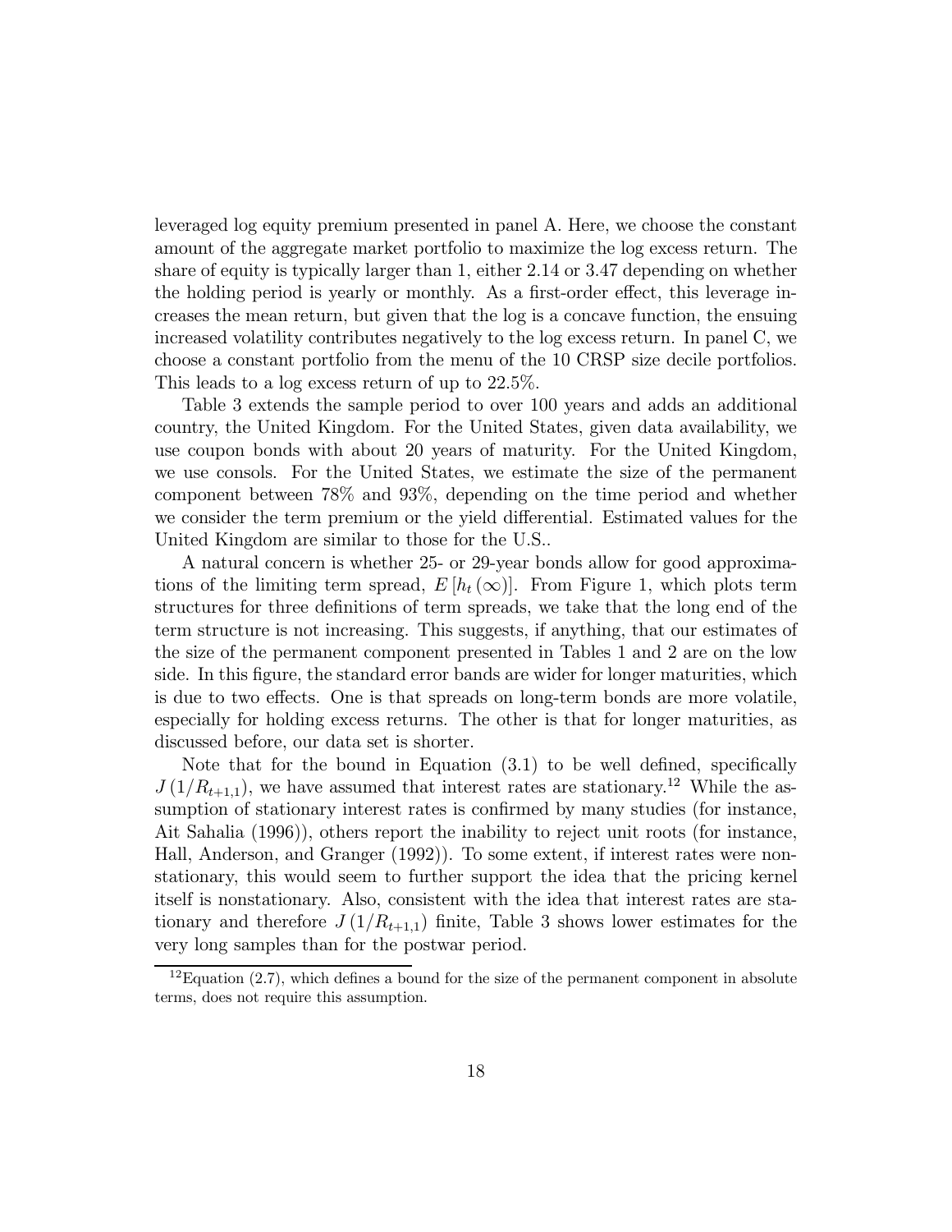leveraged log equity premium presented in panel A. Here, we choose the constant amount of the aggregate market portfolio to maximize the log excess return. The share of equity is typically larger than 1, either 2.14 or 3.47 depending on whether the holding period is yearly or monthly. As a first-order effect, this leverage increases the mean return, but given that the log is a concave function, the ensuing increased volatility contributes negatively to the log excess return. In panel C, we choose a constant portfolio from the menu of the 10 CRSP size decile portfolios. This leads to a log excess return of up to 22.5%.

Table 3 extends the sample period to over 100 years and adds an additional country, the United Kingdom. For the United States, given data availability, we use coupon bonds with about 20 years of maturity. For the United Kingdom, we use consols. For the United States, we estimate the size of the permanent component between 78% and 93%, depending on the time period and whether we consider the term premium or the yield differential. Estimated values for the United Kingdom are similar to those for the U.S..

A natural concern is whether 25- or 29-year bonds allow for good approximations of the limiting term spread, $E[h_t(\infty)]$. From Figure 1, which plots term structures for three definitions of term spreads, we take that the long end of the term structure is not increasing. This suggests, if anything, that our estimates of the size of the permanent component presented in Tables 1 and 2 are on the low side. In this figure, the standard error bands are wider for longer maturities, which is due to two effects. One is that spreads on long-term bonds are more volatile, especially for holding excess returns. The other is that for longer maturities, as discussed before, our data set is shorter.

Note that for the bound in Equation (3.1) to be well defined, specifically $J(1/R_{t+1,1})$, we have assumed that interest rates are stationary.[12] While the assumption of stationary interest rates is confirmed by many studies (for instance, Ait Sahalia (1996)), others report the inability to reject unit roots (for instance, Hall, Anderson, and Granger (1992)). To some extent, if interest rates were nonstationary, this would seem to further support the idea that the pricing kernel itself is nonstationary. Also, consistent with the idea that interest rates are stationary and therefore $J(1/R_{t+1,1})$ finite, Table 3 shows lower estimates for the very long samples than for the postwar period.

[12]Equation (2.7), which defines a bound for the size of the permanent component in absolute terms, does not require this assumption.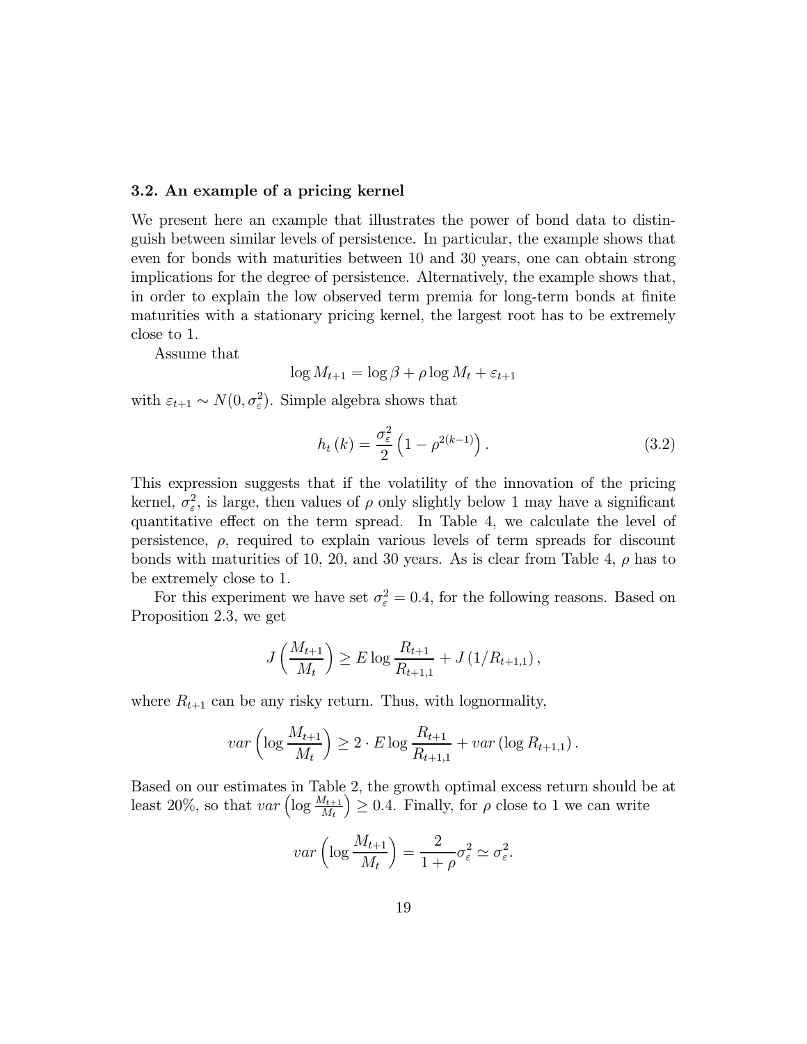### 3.2. An example of a pricing kernel

We present here an example that illustrates the power of bond data to distinguish between similar levels of persistence. In particular, the example shows that even for bonds with maturities between 10 and 30 years, one can obtain strong implications for the degree of persistence. Alternatively, the example shows that, in order to explain the low observed term premia for long-term bonds at finite maturities with a stationary pricing kernel, the largest root has to be extremely close to 1.

Assume that

$$\log M_{t+1} = \log \beta + \rho \log M_t + \varepsilon_{t+1}$$

with $\varepsilon_{t+1} \sim N(0, \sigma_\varepsilon^2)$. Simple algebra shows that

$$h_t(k) = \frac{\sigma_\varepsilon^2}{2} \left(1 - \rho^{2(k-1)}\right). \tag{3.2}$$

This expression suggests that if the volatility of the innovation of the pricing kernel, $\sigma_\varepsilon^2$, is large, then values of $\rho$ only slightly below 1 may have a significant quantitative effect on the term spread. In Table 4, we calculate the level of persistence, $\rho$, required to explain various levels of term spreads for discount bonds with maturities of 10, 20, and 30 years. As is clear from Table 4, $\rho$ has to be extremely close to 1.

For this experiment we have set $\sigma_\varepsilon^2 = 0.4$, for the following reasons. Based on Proposition 2.3, we get

$$J\left(\frac{M_{t+1}}{M_t}\right) \geq E \log \frac{R_{t+1}}{R_{t+1,1}} + J\left(1/R_{t+1,1}\right),$$

where $R_{t+1}$ can be any risky return. Thus, with lognormality,

$$var\left(\log \frac{M_{t+1}}{M_t}\right) \geq 2 \cdot E \log \frac{R_{t+1}}{R_{t+1,1}} + var\left(\log R_{t+1,1}\right).$$

Based on our estimates in Table 2, the growth optimal excess return should be at least 20%, so that $var\left(\log \frac{M_{t+1}}{M_t}\right) \geq 0.4$. Finally, for $\rho$ close to 1 we can write

$$var\left(\log \frac{M_{t+1}}{M_t}\right) = \frac{2}{1+\rho}\sigma_\varepsilon^2 \simeq \sigma_\varepsilon^2.$$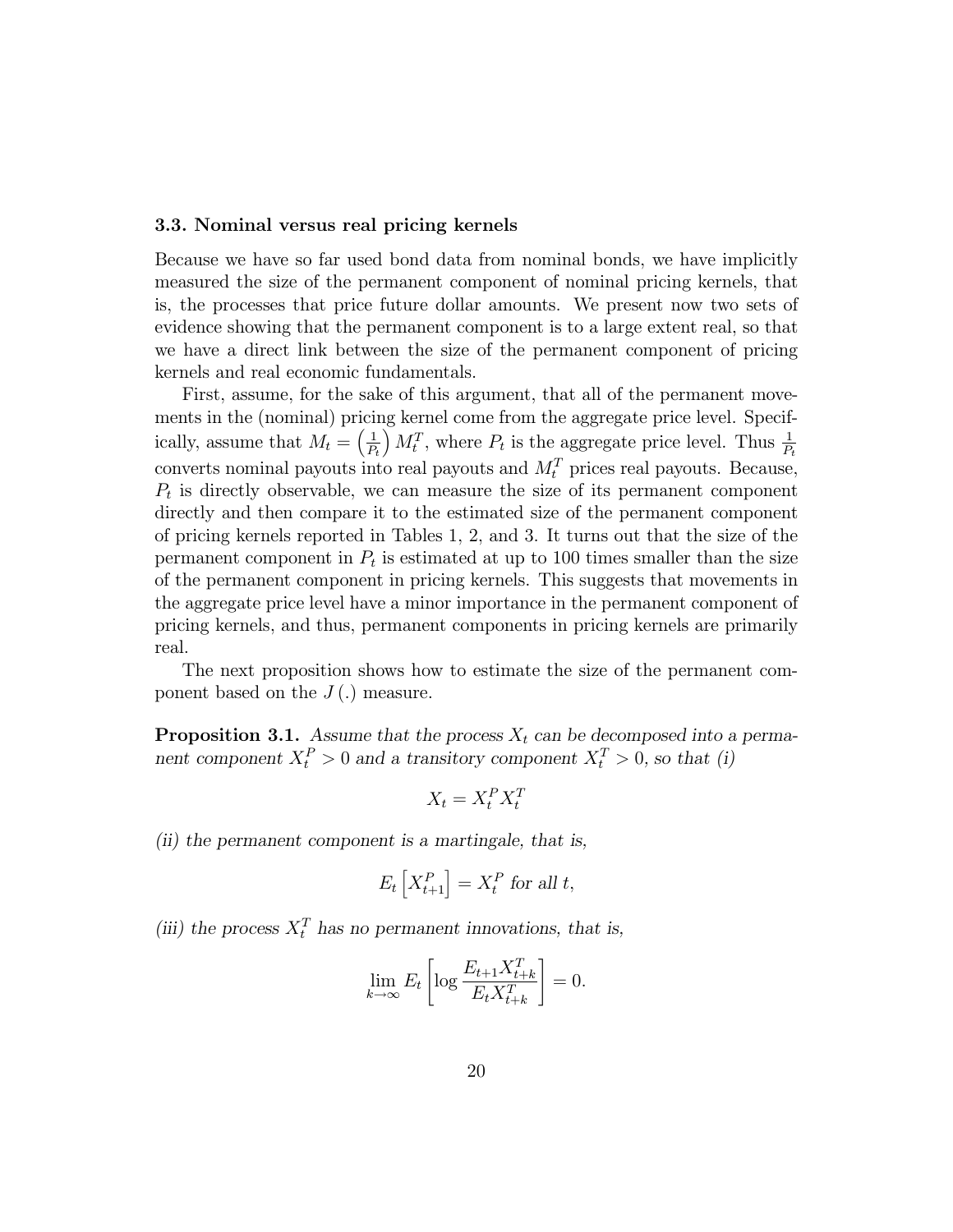### 3.3. Nominal versus real pricing kernels

Because we have so far used bond data from nominal bonds, we have implicitly measured the size of the permanent component of nominal pricing kernels, that is, the processes that price future dollar amounts. We present now two sets of evidence showing that the permanent component is to a large extent real, so that we have a direct link between the size of the permanent component of pricing kernels and real economic fundamentals.

First, assume, for the sake of this argument, that all of the permanent movements in the (nominal) pricing kernel come from the aggregate price level. Specifically, assume that $M_t = \left(\frac{1}{P_t}\right) M_t^T$, where $P_t$ is the aggregate price level. Thus $\frac{1}{P_t}$ converts nominal payouts into real payouts and $M_t^T$ prices real payouts. Because, $P_t$ is directly observable, we can measure the size of its permanent component directly and then compare it to the estimated size of the permanent component of pricing kernels reported in Tables 1, 2, and 3. It turns out that the size of the permanent component in $P_t$ is estimated at up to 100 times smaller than the size of the permanent component in pricing kernels. This suggests that movements in the aggregate price level have a minor importance in the permanent component of pricing kernels, and thus, permanent components in pricing kernels are primarily real.

The next proposition shows how to estimate the size of the permanent component based on the $J(.)$ measure.

**Proposition 3.1.** *Assume that the process $X_t$ can be decomposed into a permanent component $X_t^P > 0$ and a transitory component $X_t^T > 0$, so that (i)*

$$X_t = X_t^P X_t^T$$

*(ii) the permanent component is a martingale, that is,*

$$E_t \left[ X_{t+1}^P \right] = X_t^P \text{ for all } t,$$

*(iii) the process $X_t^T$ has no permanent innovations, that is,*

$$\lim_{k \to \infty} E_t \left[ \log \frac{E_{t+1} X_{t+k}^T}{E_t X_{t+k}^T} \right] = 0.$$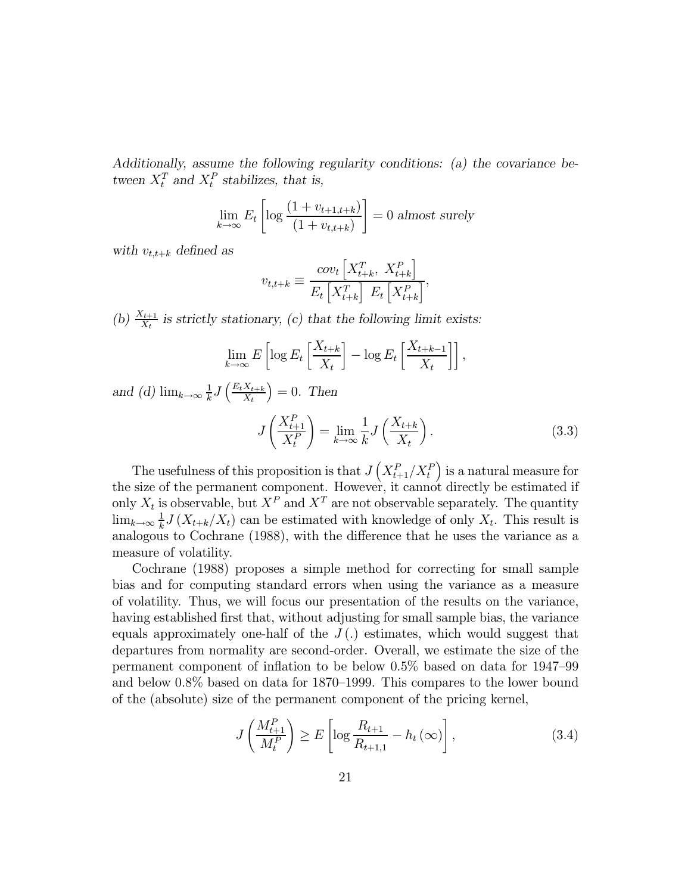*Additionally, assume the following regularity conditions: (a) the covariance between $X_t^T$ and $X_t^P$ stabilizes, that is,*

$$\lim_{k\to\infty} E_t\left[\log\frac{(1+v_{t+1,t+k})}{(1+v_{t,t+k})}\right] = 0 \text{ almost surely}$$

*with $v_{t,t+k}$ defined as*

$$v_{t,t+k} \equiv \frac{cov_t\left[X_{t+k}^T,\ X_{t+k}^P\right]}{E_t\left[X_{t+k}^T\right]\ E_t\left[X_{t+k}^P\right]},$$

*(b) $\frac{X_{t+1}}{X_t}$ is strictly stationary, (c) that the following limit exists:*

$$\lim_{k\to\infty} E\left[\log E_t\left[\frac{X_{t+k}}{X_t}\right] - \log E_t\left[\frac{X_{t+k-1}}{X_t}\right]\right],$$

*and (d) $\lim_{k\to\infty}\frac{1}{k}J\left(\frac{E_tX_{t+k}}{X_t}\right) = 0$. Then*

$$J\left(\frac{X_{t+1}^P}{X_t^P}\right) = \lim_{k\to\infty}\frac{1}{k}J\left(\frac{X_{t+k}}{X_t}\right). \tag{3.3}$$

The usefulness of this proposition is that $J\left(X_{t+1}^P/X_t^P\right)$ is a natural measure for the size of the permanent component. However, it cannot directly be estimated if only $X_t$ is observable, but $X^P$ and $X^T$ are not observable separately. The quantity $\lim_{k\to\infty}\frac{1}{k}J\left(X_{t+k}/X_t\right)$ can be estimated with knowledge of only $X_t$. This result is analogous to Cochrane (1988), with the difference that he uses the variance as a measure of volatility.

Cochrane (1988) proposes a simple method for correcting for small sample bias and for computing standard errors when using the variance as a measure of volatility. Thus, we will focus our presentation of the results on the variance, having established first that, without adjusting for small sample bias, the variance equals approximately one-half of the $J(.)$ estimates, which would suggest that departures from normality are second-order. Overall, we estimate the size of the permanent component of inflation to be below 0.5% based on data for 1947–99 and below 0.8% based on data for 1870–1999. This compares to the lower bound of the (absolute) size of the permanent component of the pricing kernel,

$$J\left(\frac{M_{t+1}^P}{M_t^P}\right) \geq E\left[\log\frac{R_{t+1}}{R_{t+1,1}} - h_t(\infty)\right], \tag{3.4}$$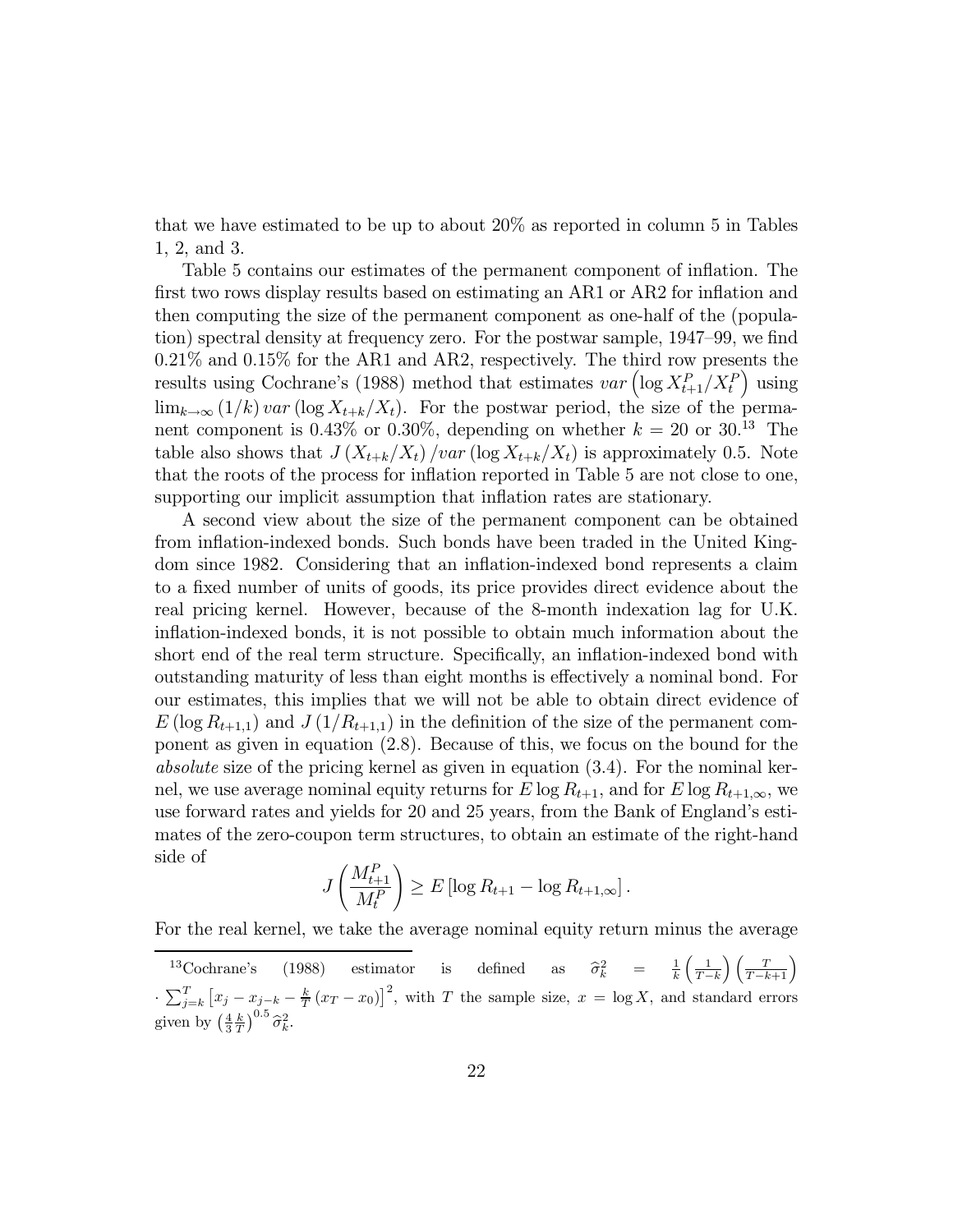that we have estimated to be up to about 20% as reported in column 5 in Tables 1, 2, and 3.

Table 5 contains our estimates of the permanent component of inflation. The first two rows display results based on estimating an AR1 or AR2 for inflation and then computing the size of the permanent component as one-half of the (population) spectral density at frequency zero. For the postwar sample, 1947–99, we find 0.21% and 0.15% for the AR1 and AR2, respectively. The third row presents the results using Cochrane's (1988) method that estimates $var\left(\log X_{t+1}^P/X_t^P\right)$ using $\lim_{k\to\infty}(1/k)\, var\left(\log X_{t+k}/X_t\right)$. For the postwar period, the size of the permanent component is 0.43% or 0.30%, depending on whether $k = 20$ or 30.[13] The table also shows that $J\left(X_{t+k}/X_t\right)/var\left(\log X_{t+k}/X_t\right)$ is approximately 0.5. Note that the roots of the process for inflation reported in Table 5 are not close to one, supporting our implicit assumption that inflation rates are stationary.

A second view about the size of the permanent component can be obtained from inflation-indexed bonds. Such bonds have been traded in the United Kingdom since 1982. Considering that an inflation-indexed bond represents a claim to a fixed number of units of goods, its price provides direct evidence about the real pricing kernel. However, because of the 8-month indexation lag for U.K. inflation-indexed bonds, it is not possible to obtain much information about the short end of the real term structure. Specifically, an inflation-indexed bond with outstanding maturity of less than eight months is effectively a nominal bond. For our estimates, this implies that we will not be able to obtain direct evidence of $E\left(\log R_{t+1,1}\right)$ and $J\left(1/R_{t+1,1}\right)$ in the definition of the size of the permanent component as given in equation (2.8). Because of this, we focus on the bound for the *absolute* size of the pricing kernel as given in equation (3.4). For the nominal kernel, we use average nominal equity returns for $E\log R_{t+1}$, and for $E\log R_{t+1,\infty}$, we use forward rates and yields for 20 and 25 years, from the Bank of England's estimates of the zero-coupon term structures, to obtain an estimate of the right-hand side of

$$J\left(\frac{M_{t+1}^P}{M_t^P}\right) \geq E\left[\log R_{t+1} - \log R_{t+1,\infty}\right].$$

For the real kernel, we take the average nominal equity return minus the average

[13] Cochrane's (1988) estimator is defined as $\widehat{\sigma}_k^2 = \frac{1}{k}\left(\frac{1}{T-k}\right)\left(\frac{T}{T-k+1}\right) \cdot \sum_{j=k}^{T}\left[x_j - x_{j-k} - \frac{k}{T}\left(x_T - x_0\right)\right]^2$, with $T$ the sample size, $x = \log X$, and standard errors given by $\left(\frac{4}{3}\frac{k}{T}\right)^{0.5}\widehat{\sigma}_k^2$.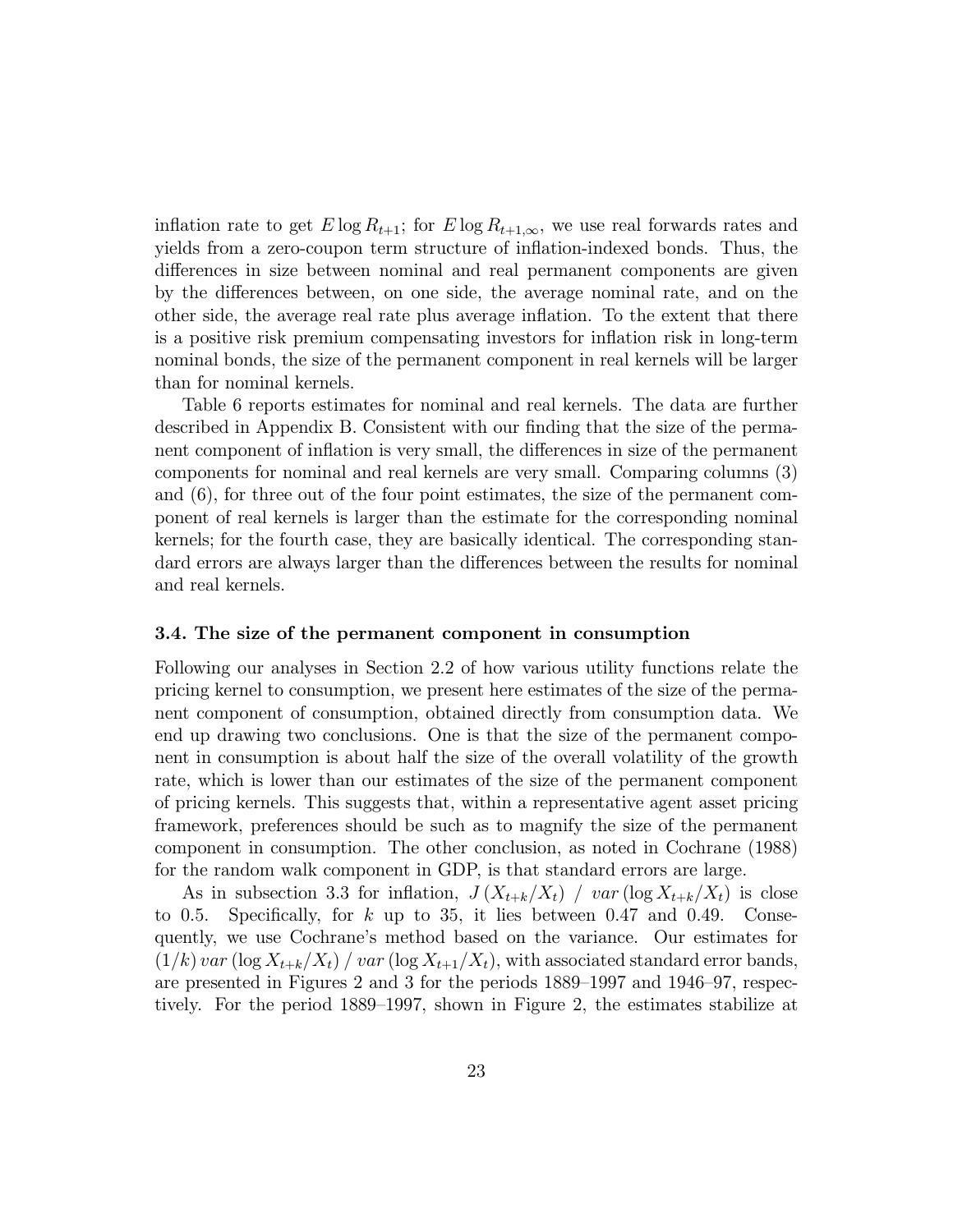inflation rate to get $E \log R_{t+1}$; for $E \log R_{t+1,\infty}$, we use real forwards rates and yields from a zero-coupon term structure of inflation-indexed bonds. Thus, the differences in size between nominal and real permanent components are given by the differences between, on one side, the average nominal rate, and on the other side, the average real rate plus average inflation. To the extent that there is a positive risk premium compensating investors for inflation risk in long-term nominal bonds, the size of the permanent component in real kernels will be larger than for nominal kernels.

Table 6 reports estimates for nominal and real kernels. The data are further described in Appendix B. Consistent with our finding that the size of the permanent component of inflation is very small, the differences in size of the permanent components for nominal and real kernels are very small. Comparing columns (3) and (6), for three out of the four point estimates, the size of the permanent component of real kernels is larger than the estimate for the corresponding nominal kernels; for the fourth case, they are basically identical. The corresponding standard errors are always larger than the differences between the results for nominal and real kernels.

### 3.4. The size of the permanent component in consumption

Following our analyses in Section 2.2 of how various utility functions relate the pricing kernel to consumption, we present here estimates of the size of the permanent component of consumption, obtained directly from consumption data. We end up drawing two conclusions. One is that the size of the permanent component in consumption is about half the size of the overall volatility of the growth rate, which is lower than our estimates of the size of the permanent component of pricing kernels. This suggests that, within a representative agent asset pricing framework, preferences should be such as to magnify the size of the permanent component in consumption. The other conclusion, as noted in Cochrane (1988) for the random walk component in GDP, is that standard errors are large.

As in subsection 3.3 for inflation, $J\left(X_{t+k}/X_t\right) \ / \ var\left(\log X_{t+k}/X_t\right)$ is close to 0.5. Specifically, for $k$ up to 35, it lies between 0.47 and 0.49. Consequently, we use Cochrane's method based on the variance. Our estimates for $(1/k)\, var\left(\log X_{t+k}/X_t\right) / \ var\left(\log X_{t+1}/X_t\right)$, with associated standard error bands, are presented in Figures 2 and 3 for the periods 1889–1997 and 1946–97, respectively. For the period 1889–1997, shown in Figure 2, the estimates stabilize at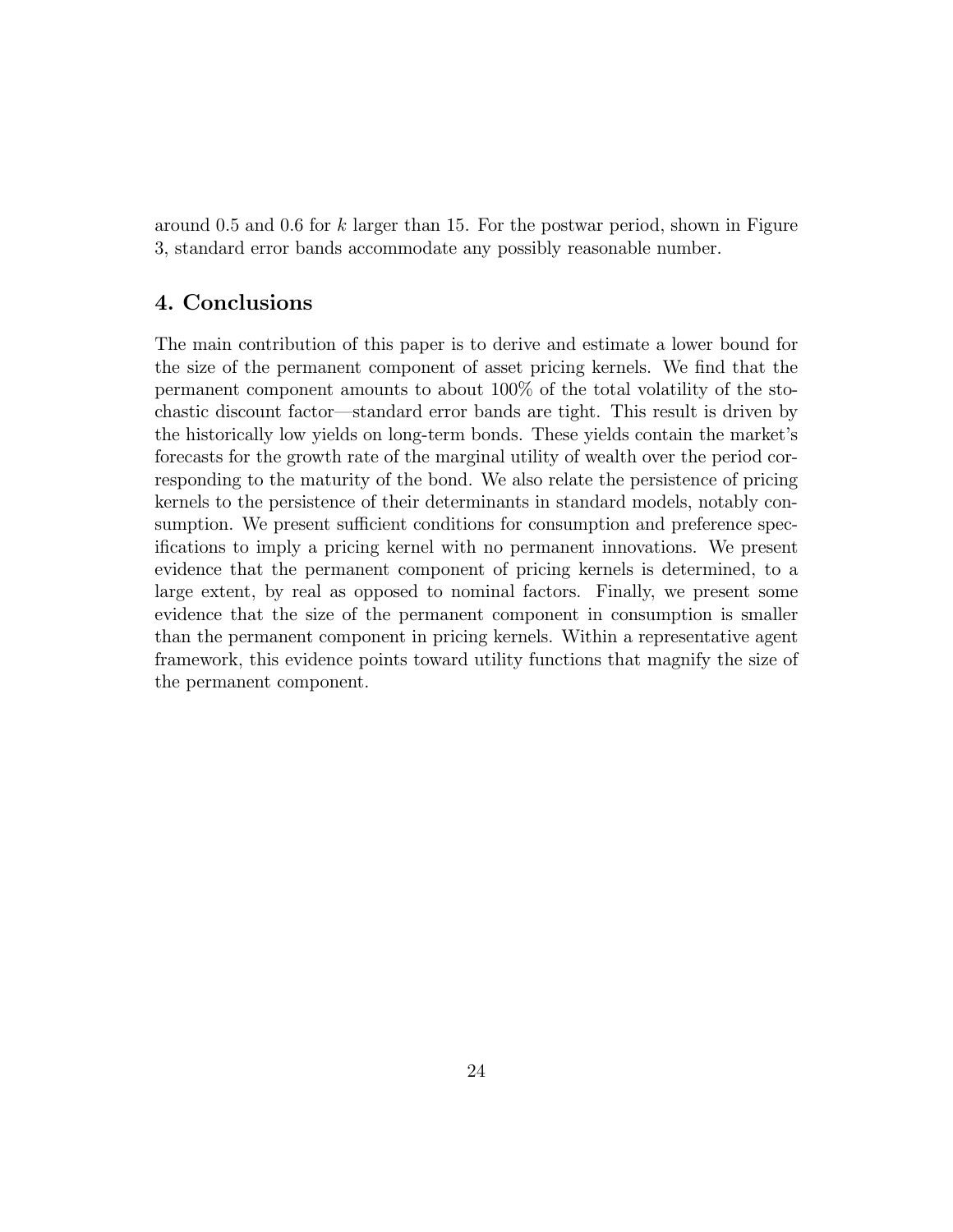around 0.5 and 0.6 for $k$ larger than 15. For the postwar period, shown in Figure 3, standard error bands accommodate any possibly reasonable number.

## 4. Conclusions

The main contribution of this paper is to derive and estimate a lower bound for the size of the permanent component of asset pricing kernels. We find that the permanent component amounts to about 100% of the total volatility of the stochastic discount factor—standard error bands are tight. This result is driven by the historically low yields on long-term bonds. These yields contain the market's forecasts for the growth rate of the marginal utility of wealth over the period corresponding to the maturity of the bond. We also relate the persistence of pricing kernels to the persistence of their determinants in standard models, notably consumption. We present sufficient conditions for consumption and preference specifications to imply a pricing kernel with no permanent innovations. We present evidence that the permanent component of pricing kernels is determined, to a large extent, by real as opposed to nominal factors. Finally, we present some evidence that the size of the permanent component in consumption is smaller than the permanent component in pricing kernels. Within a representative agent framework, this evidence points toward utility functions that magnify the size of the permanent component.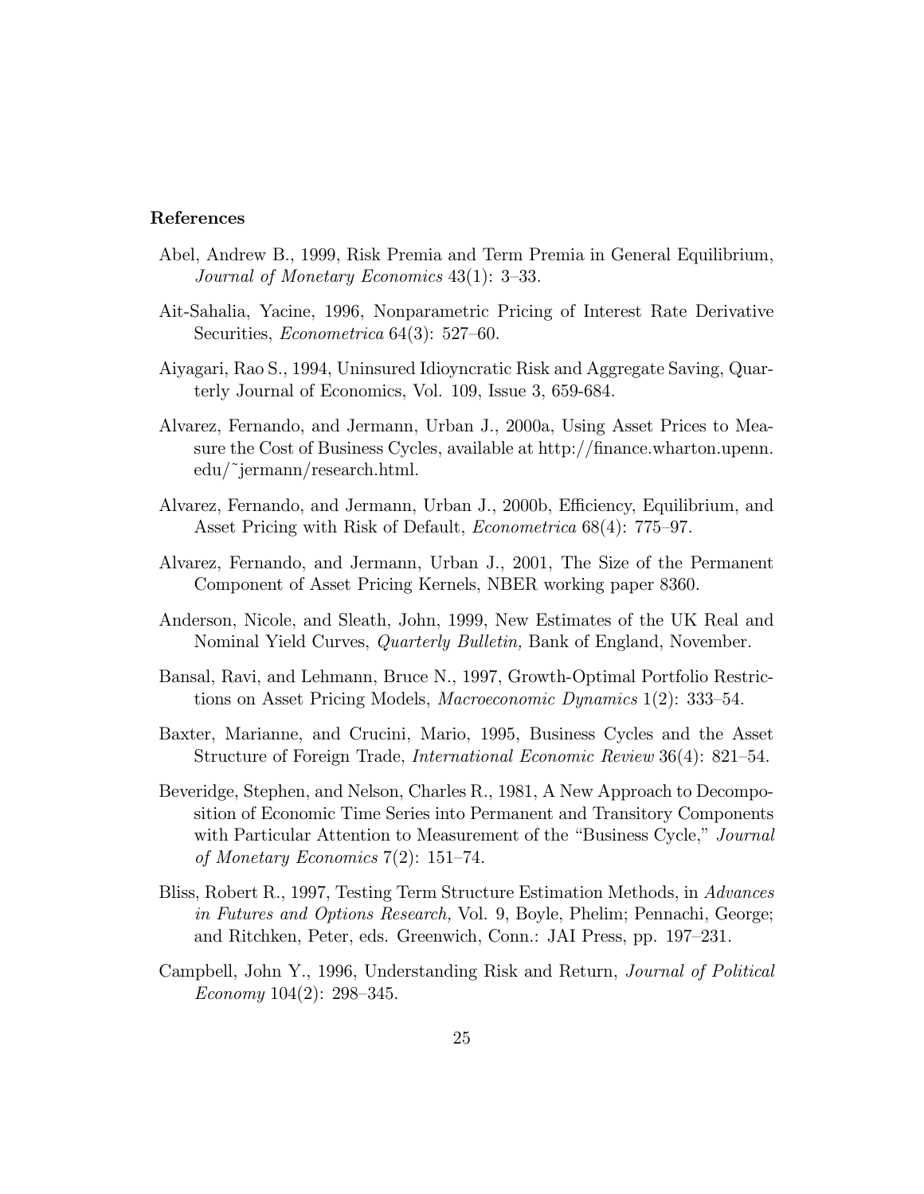### References

Abel, Andrew B., 1999, Risk Premia and Term Premia in General Equilibrium, *Journal of Monetary Economics* 43(1): 3–33.

Ait-Sahalia, Yacine, 1996, Nonparametric Pricing of Interest Rate Derivative Securities, *Econometrica* 64(3): 527–60.

Aiyagari, Rao S., 1994, Uninsured Idioyncratic Risk and Aggregate Saving, Quarterly Journal of Economics, Vol. 109, Issue 3, 659-684.

Alvarez, Fernando, and Jermann, Urban J., 2000a, Using Asset Prices to Measure the Cost of Business Cycles, available at http://finance.wharton.upenn.edu/~jermann/research.html.

Alvarez, Fernando, and Jermann, Urban J., 2000b, Efficiency, Equilibrium, and Asset Pricing with Risk of Default, *Econometrica* 68(4): 775–97.

Alvarez, Fernando, and Jermann, Urban J., 2001, The Size of the Permanent Component of Asset Pricing Kernels, NBER working paper 8360.

Anderson, Nicole, and Sleath, John, 1999, New Estimates of the UK Real and Nominal Yield Curves, *Quarterly Bulletin,* Bank of England, November.

Bansal, Ravi, and Lehmann, Bruce N., 1997, Growth-Optimal Portfolio Restrictions on Asset Pricing Models, *Macroeconomic Dynamics* 1(2): 333–54.

Baxter, Marianne, and Crucini, Mario, 1995, Business Cycles and the Asset Structure of Foreign Trade, *International Economic Review* 36(4): 821–54.

Beveridge, Stephen, and Nelson, Charles R., 1981, A New Approach to Decomposition of Economic Time Series into Permanent and Transitory Components with Particular Attention to Measurement of the "Business Cycle," *Journal of Monetary Economics* 7(2): 151–74.

Bliss, Robert R., 1997, Testing Term Structure Estimation Methods, in *Advances in Futures and Options Research,* Vol. 9, Boyle, Phelim; Pennachi, George; and Ritchken, Peter, eds. Greenwich, Conn.: JAI Press, pp. 197–231.

Campbell, John Y., 1996, Understanding Risk and Return, *Journal of Political Economy* 104(2): 298–345.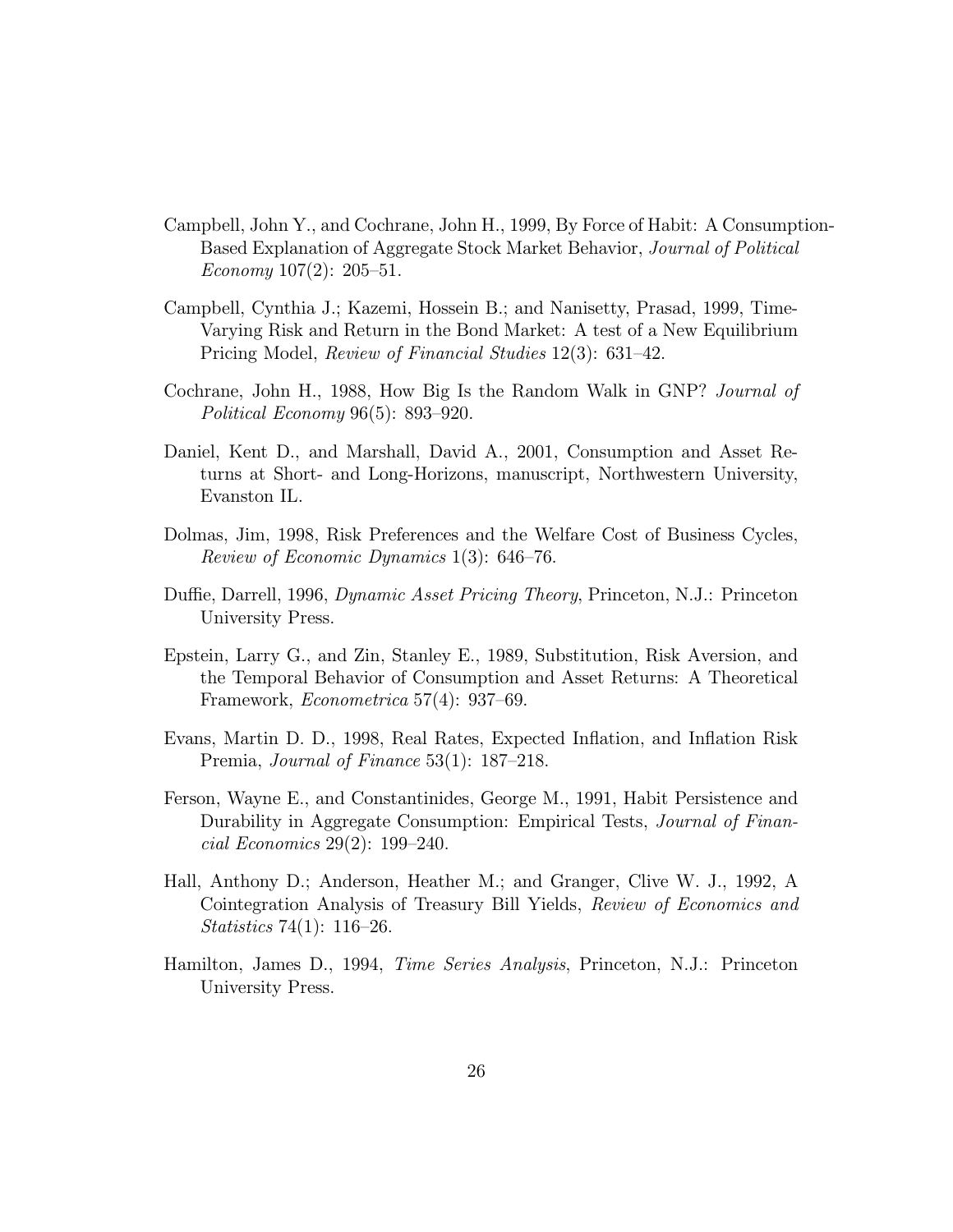Campbell, John Y., and Cochrane, John H., 1999, By Force of Habit: A Consumption-Based Explanation of Aggregate Stock Market Behavior, *Journal of Political Economy* 107(2): 205–51.

Campbell, Cynthia J.; Kazemi, Hossein B.; and Nanisetty, Prasad, 1999, Time-Varying Risk and Return in the Bond Market: A test of a New Equilibrium Pricing Model, *Review of Financial Studies* 12(3): 631–42.

Cochrane, John H., 1988, How Big Is the Random Walk in GNP? *Journal of Political Economy* 96(5): 893–920.

Daniel, Kent D., and Marshall, David A., 2001, Consumption and Asset Returns at Short- and Long-Horizons, manuscript, Northwestern University, Evanston IL.

Dolmas, Jim, 1998, Risk Preferences and the Welfare Cost of Business Cycles, *Review of Economic Dynamics* 1(3): 646–76.

Duffie, Darrell, 1996, *Dynamic Asset Pricing Theory*, Princeton, N.J.: Princeton University Press.

Epstein, Larry G., and Zin, Stanley E., 1989, Substitution, Risk Aversion, and the Temporal Behavior of Consumption and Asset Returns: A Theoretical Framework, *Econometrica* 57(4): 937–69.

Evans, Martin D. D., 1998, Real Rates, Expected Inflation, and Inflation Risk Premia, *Journal of Finance* 53(1): 187–218.

Ferson, Wayne E., and Constantinides, George M., 1991, Habit Persistence and Durability in Aggregate Consumption: Empirical Tests, *Journal of Financial Economics* 29(2): 199–240.

Hall, Anthony D.; Anderson, Heather M.; and Granger, Clive W. J., 1992, A Cointegration Analysis of Treasury Bill Yields, *Review of Economics and Statistics* 74(1): 116–26.

Hamilton, James D., 1994, *Time Series Analysis*, Princeton, N.J.: Princeton University Press.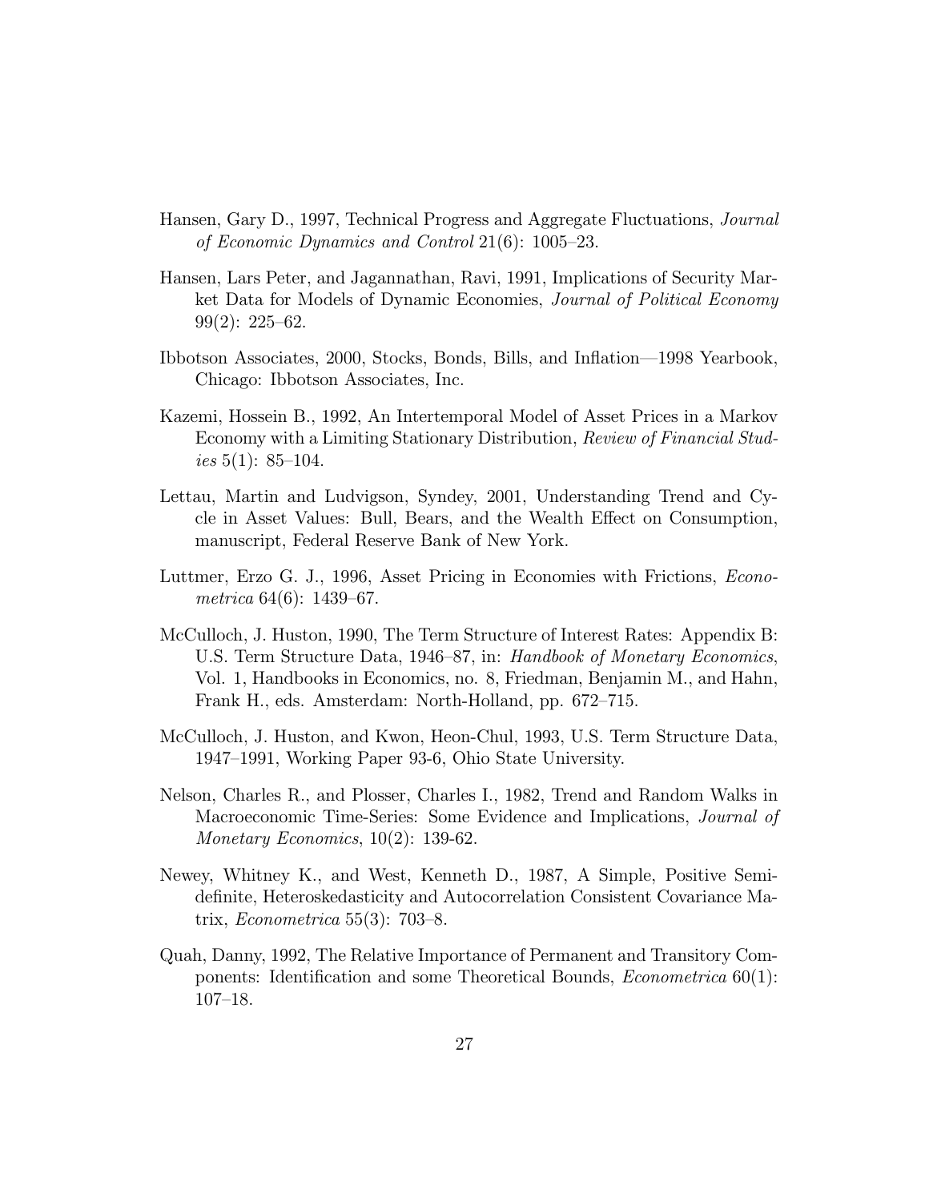Hansen, Gary D., 1997, Technical Progress and Aggregate Fluctuations, *Journal of Economic Dynamics and Control* 21(6): 1005–23.

Hansen, Lars Peter, and Jagannathan, Ravi, 1991, Implications of Security Market Data for Models of Dynamic Economies, *Journal of Political Economy* 99(2): 225–62.

Ibbotson Associates, 2000, Stocks, Bonds, Bills, and Inflation—1998 Yearbook, Chicago: Ibbotson Associates, Inc.

Kazemi, Hossein B., 1992, An Intertemporal Model of Asset Prices in a Markov Economy with a Limiting Stationary Distribution, *Review of Financial Studies* 5(1): 85–104.

Lettau, Martin and Ludvigson, Syndey, 2001, Understanding Trend and Cycle in Asset Values: Bull, Bears, and the Wealth Effect on Consumption, manuscript, Federal Reserve Bank of New York.

Luttmer, Erzo G. J., 1996, Asset Pricing in Economies with Frictions, *Econometrica* 64(6): 1439–67.

McCulloch, J. Huston, 1990, The Term Structure of Interest Rates: Appendix B: U.S. Term Structure Data, 1946–87, in: *Handbook of Monetary Economics*, Vol. 1, Handbooks in Economics, no. 8, Friedman, Benjamin M., and Hahn, Frank H., eds. Amsterdam: North-Holland, pp. 672–715.

McCulloch, J. Huston, and Kwon, Heon-Chul, 1993, U.S. Term Structure Data, 1947–1991, Working Paper 93-6, Ohio State University.

Nelson, Charles R., and Plosser, Charles I., 1982, Trend and Random Walks in Macroeconomic Time-Series: Some Evidence and Implications, *Journal of Monetary Economics*, 10(2): 139-62.

Newey, Whitney K., and West, Kenneth D., 1987, A Simple, Positive Semidefinite, Heteroskedasticity and Autocorrelation Consistent Covariance Matrix, *Econometrica* 55(3): 703–8.

Quah, Danny, 1992, The Relative Importance of Permanent and Transitory Components: Identification and some Theoretical Bounds, *Econometrica* 60(1): 107–18.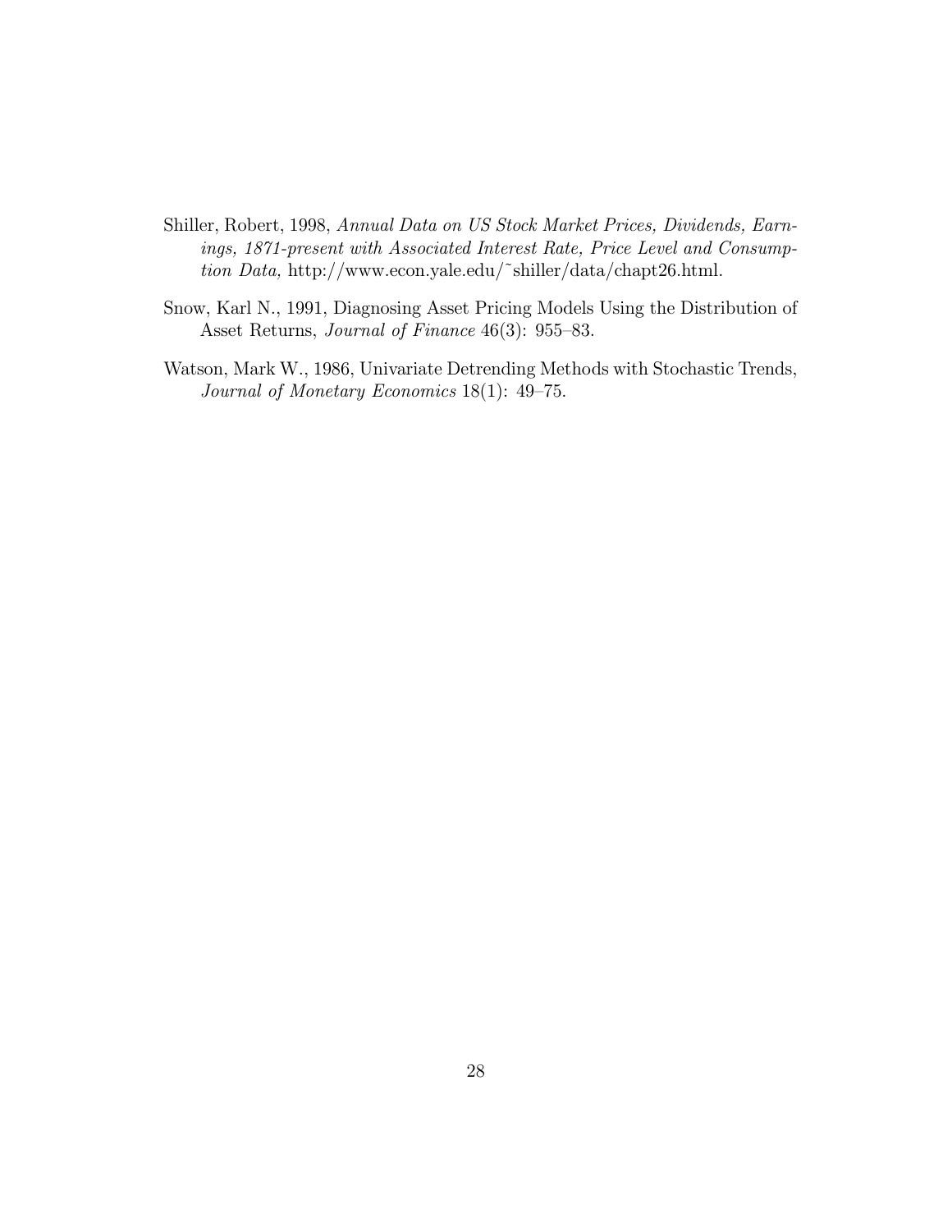Shiller, Robert, 1998, *Annual Data on US Stock Market Prices, Dividends, Earnings, 1871-present with Associated Interest Rate, Price Level and Consumption Data,* http://www.econ.yale.edu/~shiller/data/chapt26.html.

Snow, Karl N., 1991, Diagnosing Asset Pricing Models Using the Distribution of Asset Returns, *Journal of Finance* 46(3): 955–83.

Watson, Mark W., 1986, Univariate Detrending Methods with Stochastic Trends, *Journal of Monetary Economics* 18(1): 49–75.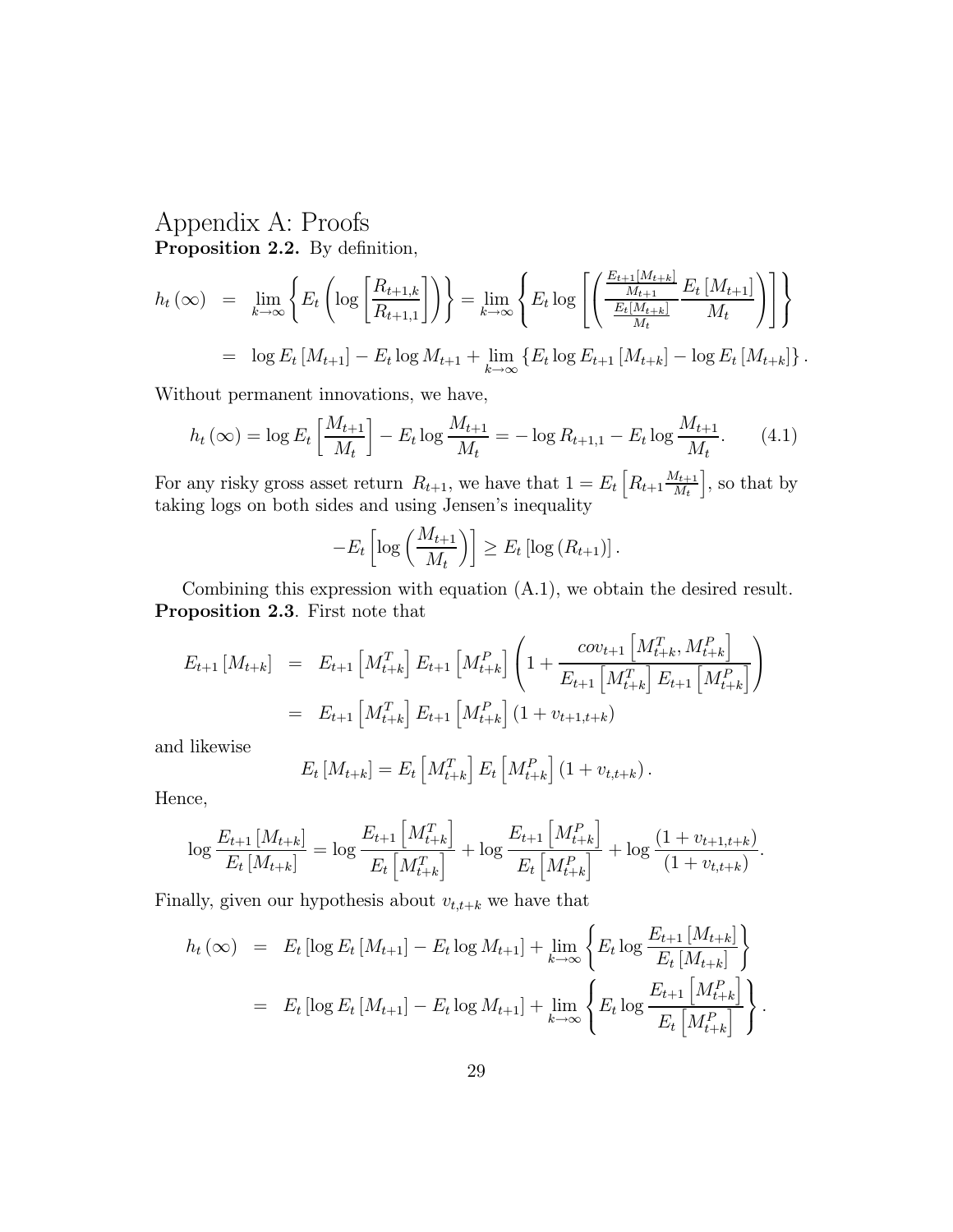# Appendix A: Proofs

**Proposition 2.2.** By definition,

$$
\begin{aligned}
h_t(\infty) &= \lim_{k\to\infty}\left\{E_t\left(\log\left[\frac{R_{t+1,k}}{R_{t+1,1}}\right]\right)\right\} = \lim_{k\to\infty}\left\{E_t \log\left[\left(\frac{\frac{E_{t+1}[M_{t+k}]}{M_{t+1}}}{\frac{E_t[M_{t+k}]}{M_t}}\frac{E_t\left[M_{t+1}\right]}{M_t}\right)\right]\right\} \\
&= \log E_t\left[M_{t+1}\right] - E_t \log M_{t+1} + \lim_{k\to\infty}\left\{E_t \log E_{t+1}\left[M_{t+k}\right] - \log E_t\left[M_{t+k}\right]\right\}.
\end{aligned}
$$

Without permanent innovations, we have,

$$
h_t(\infty) = \log E_t\left[\frac{M_{t+1}}{M_t}\right] - E_t \log\frac{M_{t+1}}{M_t} = -\log R_{t+1,1} - E_t\log\frac{M_{t+1}}{M_t}. \qquad (4.1)
$$

For any risky gross asset return $R_{t+1}$, we have that $1 = E_t\left[R_{t+1}\frac{M_{t+1}}{M_t}\right]$, so that by taking logs on both sides and using Jensen's inequality

$$
-E_t\left[\log\left(\frac{M_{t+1}}{M_t}\right)\right] \geq E_t\left[\log\left(R_{t+1}\right)\right].
$$

Combining this expression with equation (A.1), we obtain the desired result.

**Proposition 2.3**. First note that

$$
\begin{aligned}
E_{t+1}\left[M_{t+k}\right] &= E_{t+1}\left[M^T_{t+k}\right]E_{t+1}\left[M^P_{t+k}\right]\left(1 + \frac{cov_{t+1}\left[M^T_{t+k}, M^P_{t+k}\right]}{E_{t+1}\left[M^T_{t+k}\right]E_{t+1}\left[M^P_{t+k}\right]}\right) \\
&= E_{t+1}\left[M^T_{t+k}\right]E_{t+1}\left[M^P_{t+k}\right]\left(1 + v_{t+1,t+k}\right)
\end{aligned}
$$

and likewise

$$
E_t\left[M_{t+k}\right] = E_t\left[M^T_{t+k}\right]E_t\left[M^P_{t+k}\right]\left(1 + v_{t,t+k}\right).
$$

Hence,

$$
\log\frac{E_{t+1}\left[M_{t+k}\right]}{E_t\left[M_{t+k}\right]} = \log\frac{E_{t+1}\left[M^T_{t+k}\right]}{E_t\left[M^T_{t+k}\right]} + \log\frac{E_{t+1}\left[M^P_{t+k}\right]}{E_t\left[M^P_{t+k}\right]} + \log\frac{\left(1 + v_{t+1,t+k}\right)}{\left(1 + v_{t,t+k}\right)}.
$$

Finally, given our hypothesis about $v_{t,t+k}$ we have that

$$
\begin{aligned}
h_t(\infty) &= E_t\left[\log E_t\left[M_{t+1}\right] - E_t \log M_{t+1}\right] + \lim_{k\to\infty}\left\{E_t \log\frac{E_{t+1}\left[M_{t+k}\right]}{E_t\left[M_{t+k}\right]}\right\} \\
&= E_t\left[\log E_t\left[M_{t+1}\right] - E_t \log M_{t+1}\right] + \lim_{k\to\infty}\left\{E_t \log\frac{E_{t+1}\left[M^P_{t+k}\right]}{E_t\left[M^P_{t+k}\right]}\right\}.
\end{aligned}
$$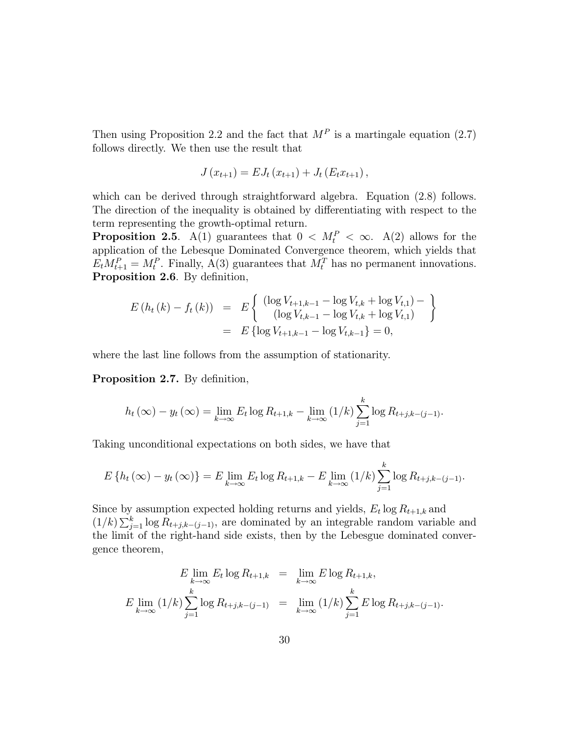Then using Proposition 2.2 and the fact that $M^P$ is a martingale equation (2.7) follows directly. We then use the result that

$$J(x_{t+1}) = EJ_t(x_{t+1}) + J_t(E_t x_{t+1}),$$

which can be derived through straightforward algebra. Equation (2.8) follows. The direction of the inequality is obtained by differentiating with respect to the term representing the growth-optimal return.

**Proposition 2.5**. A(1) guarantees that $0 < M_t^P < \infty$. A(2) allows for the application of the Lebesgue Dominated Convergence theorem, which yields that $E_t M_{t+1}^P = M_t^P$. Finally, A(3) guarantees that $M_t^T$ has no permanent innovations.

**Proposition 2.6**. By definition,

$$\begin{aligned} E(h_t(k) - f_t(k)) &= E\left\{ \begin{array}{c} (\log V_{t+1,k-1} - \log V_{t,k} + \log V_{t,1}) - \\ (\log V_{t,k-1} - \log V_{t,k} + \log V_{t,1}) \end{array} \right\} \\ &= E\{\log V_{t+1,k-1} - \log V_{t,k-1}\} = 0, \end{aligned}$$

where the last line follows from the assumption of stationarity.

**Proposition 2.7.** By definition,

$$h_t(\infty) - y_t(\infty) = \lim_{k\to\infty} E_t \log R_{t+1,k} - \lim_{k\to\infty} (1/k) \sum_{j=1}^{k} \log R_{t+j,k-(j-1)}.$$

Taking unconditional expectations on both sides, we have that

$$E\{h_t(\infty) - y_t(\infty)\} = E \lim_{k\to\infty} E_t \log R_{t+1,k} - E \lim_{k\to\infty} (1/k) \sum_{j=1}^{k} \log R_{t+j,k-(j-1)}.$$

Since by assumption expected holding returns and yields, $E_t \log R_{t+1,k}$ and $(1/k)\sum_{j=1}^{k} \log R_{t+j,k-(j-1)}$, are dominated by an integrable random variable and the limit of the right-hand side exists, then by the Lebesgue dominated convergence theorem,

$$\begin{aligned} E \lim_{k\to\infty} E_t \log R_{t+1,k} &= \lim_{k\to\infty} E \log R_{t+1,k}, \\ E \lim_{k\to\infty} (1/k) \sum_{j=1}^{k} \log R_{t+j,k-(j-1)} &= \lim_{k\to\infty} (1/k) \sum_{j=1}^{k} E \log R_{t+j,k-(j-1)}. \end{aligned}$$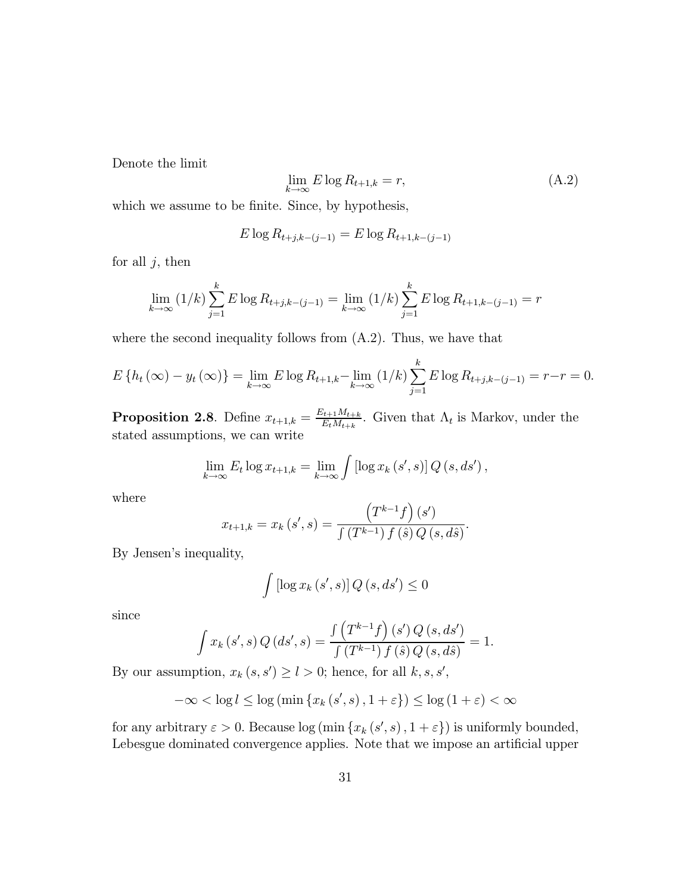Denote the limit

$$\lim_{k\to\infty} E \log R_{t+1,k} = r, \tag{A.2}$$

which we assume to be finite. Since, by hypothesis,

$$E \log R_{t+j,k-(j-1)} = E \log R_{t+1,k-(j-1)}$$

for all $j$, then

$$\lim_{k\to\infty} (1/k) \sum_{j=1}^{k} E \log R_{t+j,k-(j-1)} = \lim_{k\to\infty} (1/k) \sum_{j=1}^{k} E \log R_{t+1,k-(j-1)} = r$$

where the second inequality follows from (A.2). Thus, we have that

$$E\left\{h_t(\infty) - y_t(\infty)\right\} = \lim_{k\to\infty} E \log R_{t+1,k} - \lim_{k\to\infty} (1/k) \sum_{j=1}^{k} E \log R_{t+j,k-(j-1)} = r - r = 0.$$

**Proposition 2.8**. Define $x_{t+1,k} = \frac{E_{t+1} M_{t+k}}{E_t M_{t+k}}$. Given that $\Lambda_t$ is Markov, under the stated assumptions, we can write

$$\lim_{k\to\infty} E_t \log x_{t+1,k} = \lim_{k\to\infty} \int \left[\log x_k(s', s)\right] Q(s, ds'),$$

where

$$x_{t+1,k} = x_k(s', s) = \frac{\left(T^{k-1} f\right)(s')}{\int \left(T^{k-1}\right) f(\hat{s})\, Q(s, d\hat{s})}.$$

By Jensen's inequality,

$$\int \left[\log x_k(s', s)\right] Q(s, ds') \leq 0$$

since

$$\int x_k(s', s)\, Q(ds', s) = \frac{\int \left(T^{k-1} f\right)(s')\, Q(s, ds')}{\int \left(T^{k-1}\right) f(\hat{s})\, Q(s, d\hat{s})} = 1.$$

By our assumption, $x_k(s, s') \geq l > 0$; hence, for all $k, s, s'$,

$$-\infty < \log l \leq \log\left(\min\left\{x_k(s', s), 1 + \varepsilon\right\}\right) \leq \log(1 + \varepsilon) < \infty$$

for any arbitrary $\varepsilon > 0$. Because $\log\left(\min\left\{x_k(s', s), 1 + \varepsilon\right\}\right)$ is uniformly bounded, Lebesgue dominated convergence applies. Note that we impose an artificial upper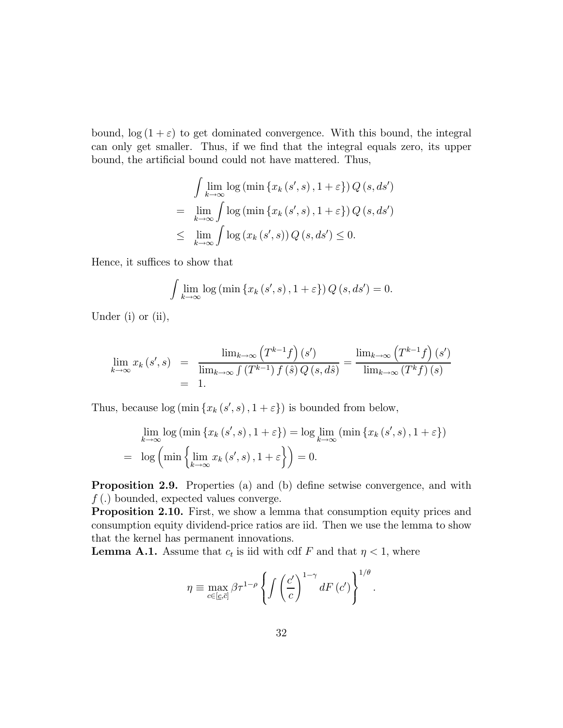bound, $\log(1+\varepsilon)$ to get dominated convergence. With this bound, the integral can only get smaller. Thus, if we find that the integral equals zero, its upper bound, the artificial bound could not have mattered. Thus,

$$
\begin{aligned}
& \int \lim_{k\to\infty} \log\left(\min\left\{x_k\left(s', s\right), 1+\varepsilon\right\}\right) Q\left(s, ds'\right) \\
= & \lim_{k\to\infty} \int \log\left(\min\left\{x_k\left(s', s\right), 1+\varepsilon\right\}\right) Q\left(s, ds'\right) \\
\leq & \lim_{k\to\infty} \int \log\left(x_k\left(s', s\right)\right) Q\left(s, ds'\right) \leq 0.
\end{aligned}
$$

Hence, it suffices to show that

$$
\int \lim_{k\to\infty} \log\left(\min\left\{x_k\left(s', s\right), 1+\varepsilon\right\}\right) Q\left(s, ds'\right) = 0.
$$

Under (i) or (ii),

$$
\begin{aligned}
\lim_{k\to\infty} x_k\left(s', s\right) &= \frac{\lim_{k\to\infty}\left(T^{k-1}f\right)\left(s'\right)}{\lim_{k\to\infty}\int\left(T^{k-1}\right)f\left(\hat{s}\right)Q\left(s, d\hat{s}\right)} = \frac{\lim_{k\to\infty}\left(T^{k-1}f\right)\left(s'\right)}{\lim_{k\to\infty}\left(T^{k}f\right)\left(s\right)} \\
&= 1.
\end{aligned}
$$

Thus, because $\log\left(\min\left\{x_k\left(s', s\right), 1+\varepsilon\right\}\right)$ is bounded from below,

$$
\begin{aligned}
& \lim_{k\to\infty} \log\left(\min\left\{x_k\left(s', s\right), 1+\varepsilon\right\}\right) = \log \lim_{k\to\infty}\left(\min\left\{x_k\left(s', s\right), 1+\varepsilon\right\}\right) \\
= & \log\left(\min\left\{\lim_{k\to\infty} x_k\left(s', s\right), 1+\varepsilon\right\}\right) = 0.
\end{aligned}
$$

**Proposition 2.9.** Properties (a) and (b) define setwise convergence, and with $f(.)$ bounded, expected values converge.

**Proposition 2.10.** First, we show a lemma that consumption equity prices and consumption equity dividend-price ratios are iid. Then we use the lemma to show that the kernel has permanent innovations.

**Lemma A.1.** Assume that $c_t$ is iid with cdf $F$ and that $\eta < 1$, where

$$
\eta \equiv \max_{c\in[\underline{c},\bar{c}]} \beta\tau^{1-\rho}\left\{\int\left(\frac{c'}{c}\right)^{1-\gamma} dF\left(c'\right)\right\}^{1/\theta}.
$$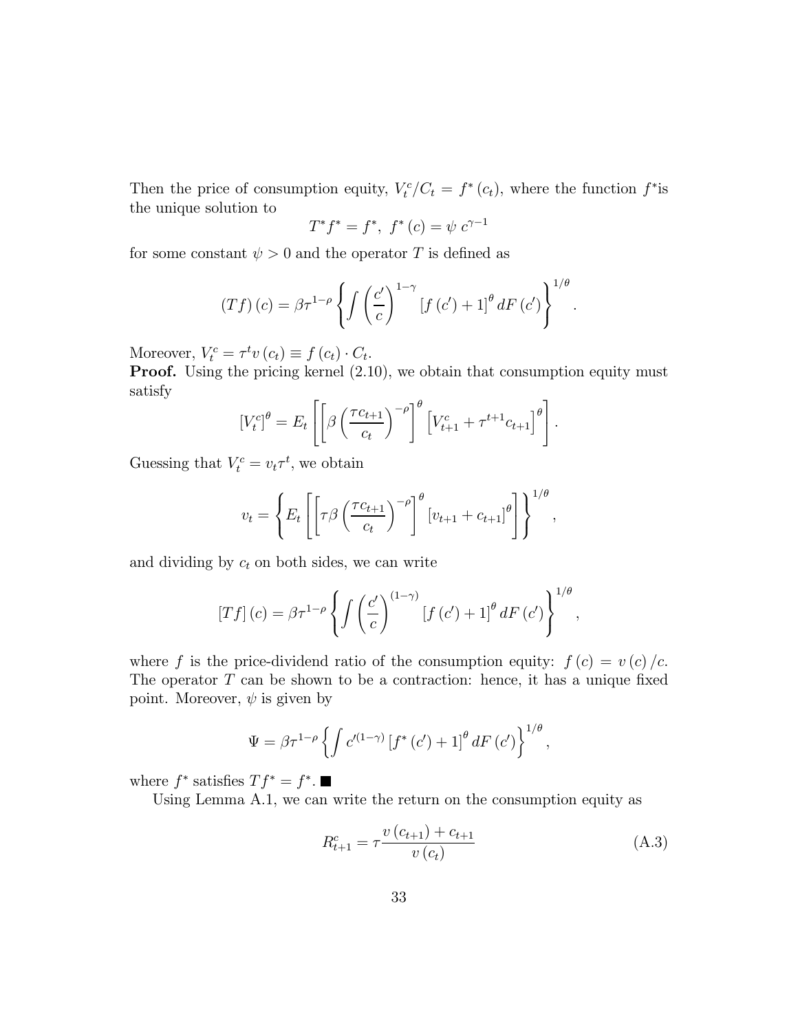Then the price of consumption equity, $V_t^c/C_t = f^*(c_t)$, where the function $f^*$is the unique solution to

$$T^*f^* = f^*, \; f^*(c) = \psi \; c^{\gamma-1}$$

for some constant $\psi > 0$ and the operator $T$ is defined as

$$(Tf)(c) = \beta\tau^{1-\rho}\left\{\int\left(\frac{c'}{c}\right)^{1-\gamma}\left[f(c')+1\right]^{\theta}dF(c')\right\}^{1/\theta}.$$

Moreover, $V_t^c = \tau^t v(c_t) \equiv f(c_t)\cdot C_t$.

**Proof.** Using the pricing kernel (2.10), we obtain that consumption equity must satisfy

$$\left[V_t^c\right]^{\theta} = E_t\left[\left[\beta\left(\frac{\tau c_{t+1}}{c_t}\right)^{-\rho}\right]^{\theta}\left[V_{t+1}^c + \tau^{t+1}c_{t+1}\right]^{\theta}\right].$$

Guessing that $V_t^c = v_t\tau^t$, we obtain

$$v_t = \left\{E_t\left[\left[\tau\beta\left(\frac{\tau c_{t+1}}{c_t}\right)^{-\rho}\right]^{\theta}\left[v_{t+1}+c_{t+1}\right]^{\theta}\right]\right\}^{1/\theta},$$

and dividing by $c_t$ on both sides, we can write

$$[Tf](c) = \beta\tau^{1-\rho}\left\{\int\left(\frac{c'}{c}\right)^{(1-\gamma)}\left[f(c')+1\right]^{\theta}dF(c')\right\}^{1/\theta},$$

where $f$ is the price-dividend ratio of the consumption equity: $f(c) = v(c)/c$. The operator $T$ can be shown to be a contraction: hence, it has a unique fixed point. Moreover, $\psi$ is given by

$$\Psi = \beta\tau^{1-\rho}\left\{\int c'^{(1-\gamma)}\left[f^*(c')+1\right]^{\theta}dF(c')\right\}^{1/\theta},$$

where $f^*$ satisfies $Tf^* = f^*$. ■

Using Lemma A.1, we can write the return on the consumption equity as

$$R_{t+1}^c = \tau\frac{v(c_{t+1})+c_{t+1}}{v(c_t)} \tag{A.3}$$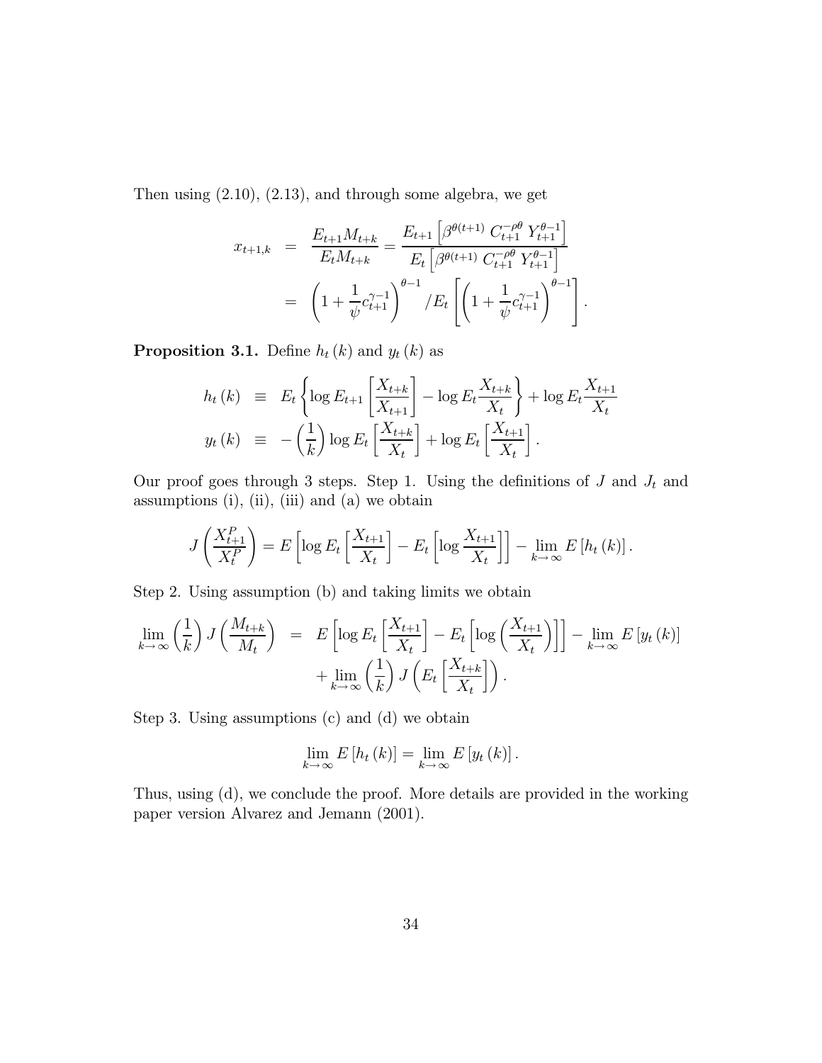Then using (2.10), (2.13), and through some algebra, we get

$$
\begin{aligned}
x_{t+1,k} &= \frac{E_{t+1} M_{t+k}}{E_t M_{t+k}} = \frac{E_{t+1}\left[\beta^{\theta(t+1)}\ C_{t+1}^{-\rho\theta}\ Y_{t+1}^{\theta-1}\right]}{E_t\left[\beta^{\theta(t+1)}\ C_{t+1}^{-\rho\theta}\ Y_{t+1}^{\theta-1}\right]} \\
&= \left(1+\frac{1}{\psi} c_{t+1}^{\gamma-1}\right)^{\theta-1} / E_t\left[\left(1+\frac{1}{\psi} c_{t+1}^{\gamma-1}\right)^{\theta-1}\right].
\end{aligned}
$$

**Proposition 3.1.** Define $h_t(k)$ and $y_t(k)$ as

$$
\begin{aligned}
h_t(k) &\equiv E_t\left\{\log E_{t+1}\left[\frac{X_{t+k}}{X_{t+1}}\right] - \log E_t \frac{X_{t+k}}{X_t}\right\} + \log E_t \frac{X_{t+1}}{X_t} \\
y_t(k) &\equiv -\left(\frac{1}{k}\right)\log E_t\left[\frac{X_{t+k}}{X_t}\right] + \log E_t\left[\frac{X_{t+1}}{X_t}\right].
\end{aligned}
$$

Our proof goes through 3 steps. Step 1. Using the definitions of $J$ and $J_t$ and assumptions (i), (ii), (iii) and (a) we obtain

$$
J\left(\frac{X_{t+1}^P}{X_t^P}\right) = E\left[\log E_t\left[\frac{X_{t+1}}{X_t}\right] - E_t\left[\log\frac{X_{t+1}}{X_t}\right]\right] - \lim_{k\to\infty} E\left[h_t(k)\right].
$$

Step 2. Using assumption (b) and taking limits we obtain

$$
\begin{aligned}
\lim_{k\to\infty}\left(\frac{1}{k}\right) J\left(\frac{M_{t+k}}{M_t}\right) &= E\left[\log E_t\left[\frac{X_{t+1}}{X_t}\right] - E_t\left[\log\left(\frac{X_{t+1}}{X_t}\right)\right]\right] - \lim_{k\to\infty} E\left[y_t(k)\right] \\
&\quad + \lim_{k\to\infty}\left(\frac{1}{k}\right) J\left(E_t\left[\frac{X_{t+k}}{X_t}\right]\right).
\end{aligned}
$$

Step 3. Using assumptions (c) and (d) we obtain

$$
\lim_{k\to\infty} E\left[h_t(k)\right] = \lim_{k\to\infty} E\left[y_t(k)\right].
$$

Thus, using (d), we conclude the proof. More details are provided in the working paper version Alvarez and Jemann (2001).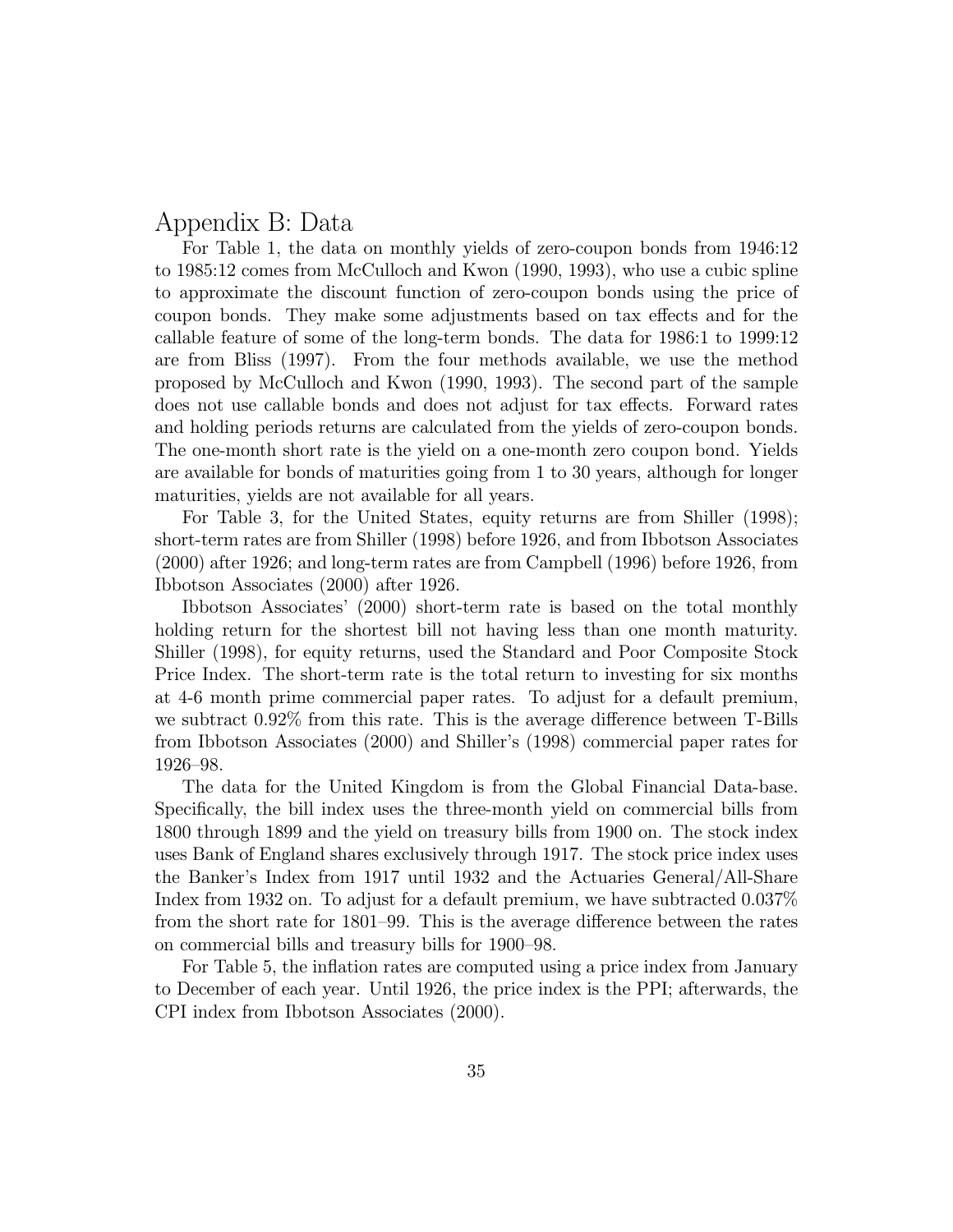# Appendix B: Data

For Table 1, the data on monthly yields of zero-coupon bonds from 1946:12 to 1985:12 comes from McCulloch and Kwon (1990, 1993), who use a cubic spline to approximate the discount function of zero-coupon bonds using the price of coupon bonds. They make some adjustments based on tax effects and for the callable feature of some of the long-term bonds. The data for 1986:1 to 1999:12 are from Bliss (1997). From the four methods available, we use the method proposed by McCulloch and Kwon (1990, 1993). The second part of the sample does not use callable bonds and does not adjust for tax effects. Forward rates and holding periods returns are calculated from the yields of zero-coupon bonds. The one-month short rate is the yield on a one-month zero coupon bond. Yields are available for bonds of maturities going from 1 to 30 years, although for longer maturities, yields are not available for all years.

For Table 3, for the United States, equity returns are from Shiller (1998); short-term rates are from Shiller (1998) before 1926, and from Ibbotson Associates (2000) after 1926; and long-term rates are from Campbell (1996) before 1926, from Ibbotson Associates (2000) after 1926.

Ibbotson Associates' (2000) short-term rate is based on the total monthly holding return for the shortest bill not having less than one month maturity. Shiller (1998), for equity returns, used the Standard and Poor Composite Stock Price Index. The short-term rate is the total return to investing for six months at 4-6 month prime commercial paper rates. To adjust for a default premium, we subtract 0.92% from this rate. This is the average difference between T-Bills from Ibbotson Associates (2000) and Shiller's (1998) commercial paper rates for 1926–98.

The data for the United Kingdom is from the Global Financial Data-base. Specifically, the bill index uses the three-month yield on commercial bills from 1800 through 1899 and the yield on treasury bills from 1900 on. The stock index uses Bank of England shares exclusively through 1917. The stock price index uses the Banker's Index from 1917 until 1932 and the Actuaries General/All-Share Index from 1932 on. To adjust for a default premium, we have subtracted 0.037% from the short rate for 1801–99. This is the average difference between the rates on commercial bills and treasury bills for 1900–98.

For Table 5, the inflation rates are computed using a price index from January to December of each year. Until 1926, the price index is the PPI; afterwards, the CPI index from Ibbotson Associates (2000).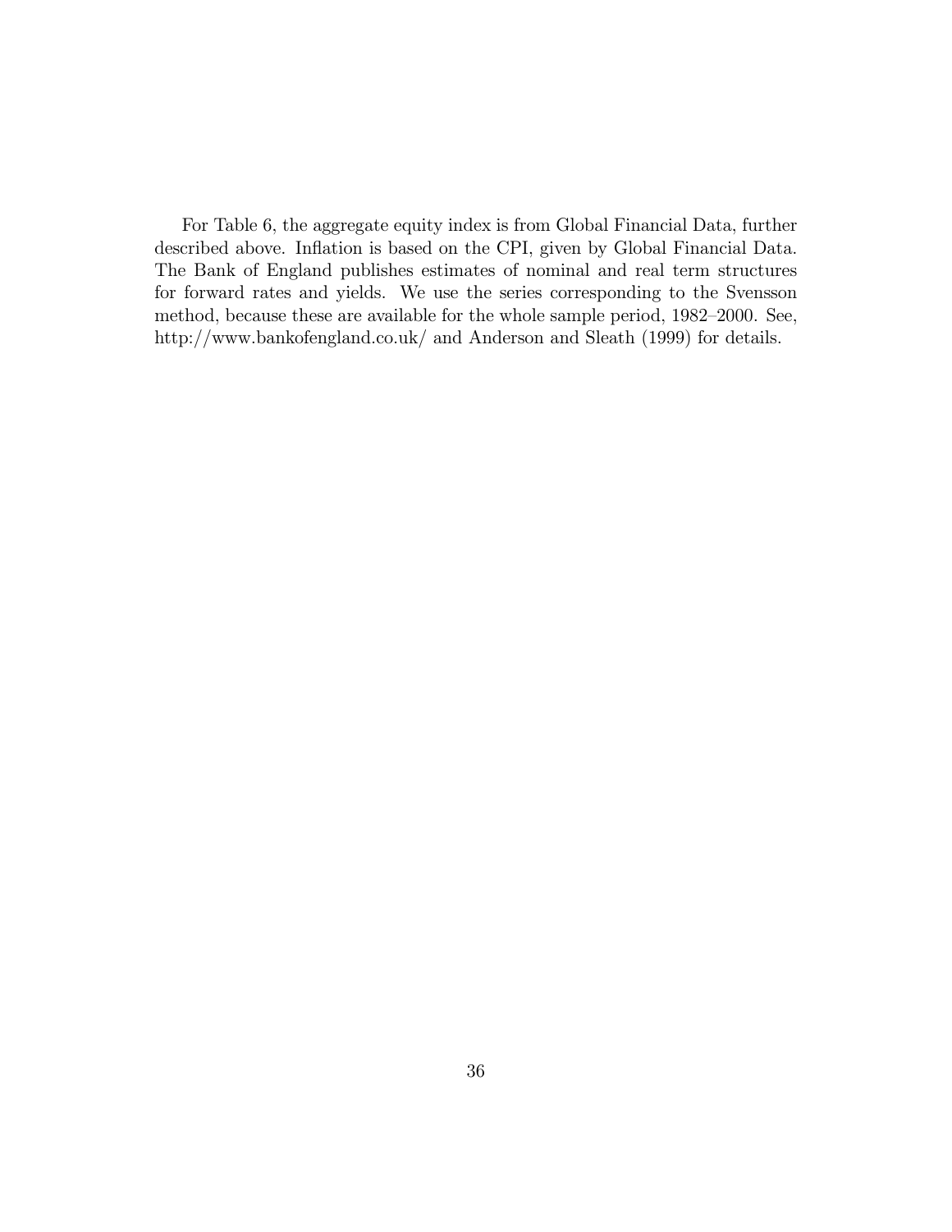For Table 6, the aggregate equity index is from Global Financial Data, further described above. Inflation is based on the CPI, given by Global Financial Data. The Bank of England publishes estimates of nominal and real term structures for forward rates and yields. We use the series corresponding to the Svensson method, because these are available for the whole sample period, 1982–2000. See, http://www.bankofengland.co.uk/ and Anderson and Sleath (1999) for details.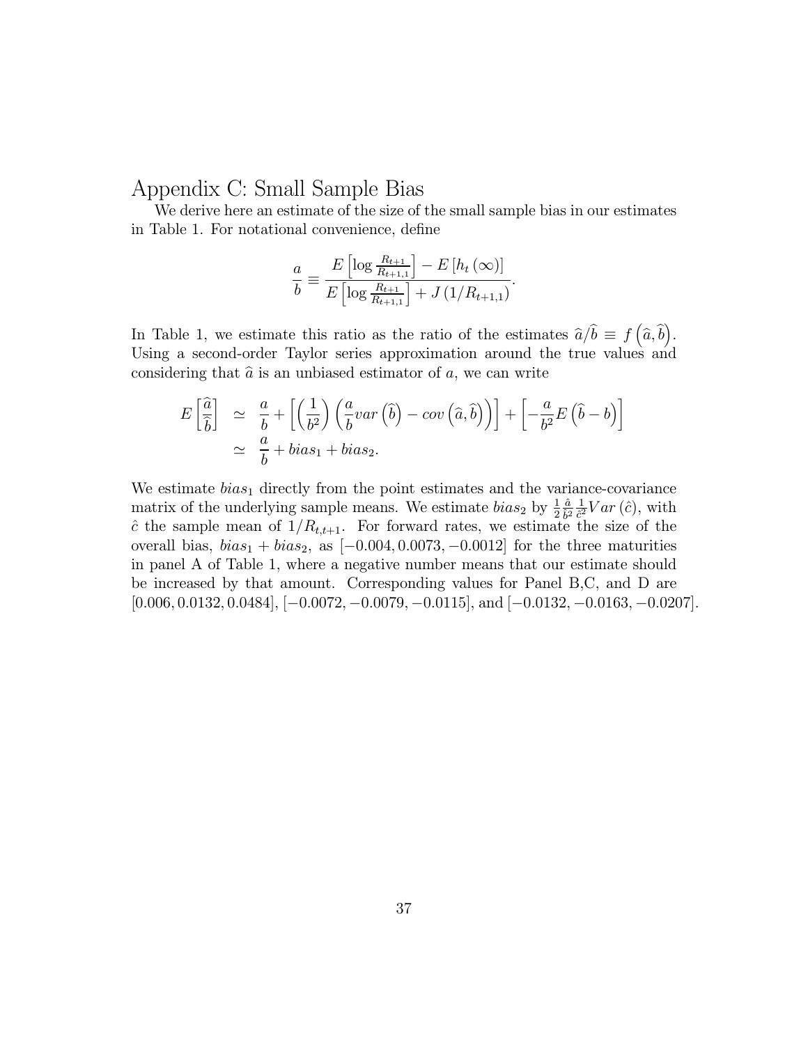# Appendix C: Small Sample Bias

We derive here an estimate of the size of the small sample bias in our estimates in Table 1. For notational convenience, define

$$\frac{a}{b} \equiv \frac{E\left[\log \frac{R_{t+1}}{R_{t+1,1}}\right] - E\left[h_t\left(\infty\right)\right]}{E\left[\log \frac{R_{t+1}}{R_{t+1,1}}\right] + J\left(1/R_{t+1,1}\right)}.$$

In Table 1, we estimate this ratio as the ratio of the estimates $\widehat{a}/\widehat{b} \equiv f\left(\widehat{a}, \widehat{b}\right)$. Using a second-order Taylor series approximation around the true values and considering that $\widehat{a}$ is an unbiased estimator of $a$, we can write

$$\begin{aligned} E\left[\frac{\widehat{a}}{\widehat{b}}\right] &\simeq \frac{a}{b} + \left[\left(\frac{1}{b^2}\right)\left(\frac{a}{b} var\left(\widehat{b}\right) - cov\left(\widehat{a}, \widehat{b}\right)\right)\right] + \left[-\frac{a}{b^2} E\left(\widehat{b} - b\right)\right] \\ &\simeq \frac{a}{b} + bias_1 + bias_2. \end{aligned}$$

We estimate $bias_1$ directly from the point estimates and the variance-covariance matrix of the underlying sample means. We estimate $bias_2$ by $\frac{1}{2}\frac{\hat{a}}{\hat{b}^2}\frac{1}{\hat{c}^2}Var\left(\hat{c}\right)$, with $\hat{c}$ the sample mean of $1/R_{t,t+1}$. For forward rates, we estimate the size of the overall bias, $bias_1 + bias_2$, as $[-0.004, 0.0073, -0.0012]$ for the three maturities in panel A of Table 1, where a negative number means that our estimate should be increased by that amount. Corresponding values for Panel B,C, and D are $[0.006, 0.0132, 0.0484]$, $[-0.0072, -0.0079, -0.0115]$, and $[-0.0132, -0.0163, -0.0207]$.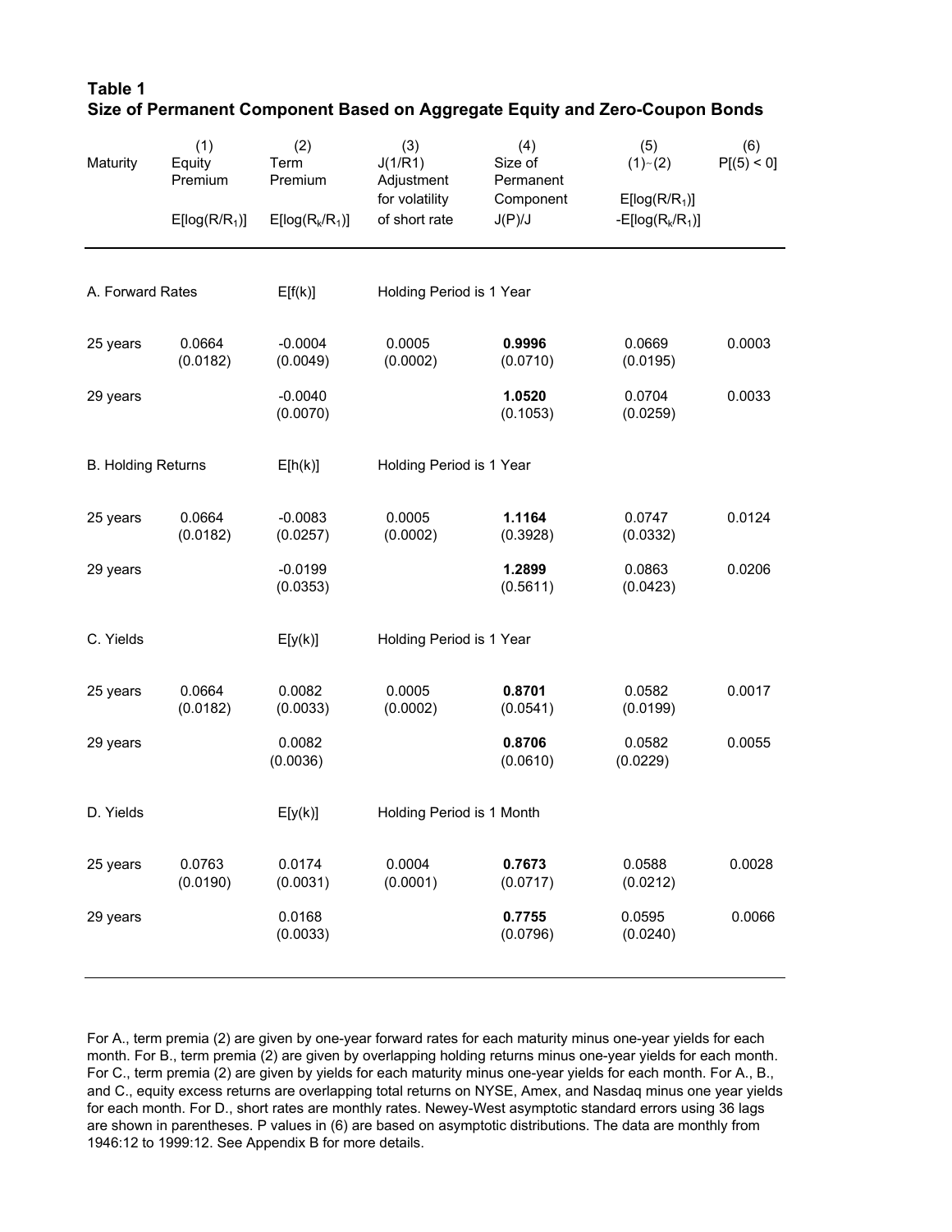## Table 1
### Size of Permanent Component Based on Aggregate Equity and Zero-Coupon Bonds

| Maturity | (1) Equity Premium $E[\log(R/R_1)]$ | (2) Term Premium $E[\log(R_k/R_1)]$ | (3) $J(1/R1)$ Adjustment for volatility of short rate | (4) Size of Permanent Component $J(P)/J$ | (5) (1)~(2) $E[\log(R/R_1)]$ $-E[\log(R_k/R_1)]$ | (6) $P[(5) < 0]$ |
|---|---|---|---|---|---|---|
| A. Forward Rates | | $E[f(k)]$ | Holding Period is 1 Year | | | |
| 25 years | 0.0664 (0.0182) | -0.0004 (0.0049) | 0.0005 (0.0002) | **0.9996** (0.0710) | 0.0669 (0.0195) | 0.0003 |
| 29 years | | -0.0040 (0.0070) | | **1.0520** (0.1053) | 0.0704 (0.0259) | 0.0033 |
| B. Holding Returns | | $E[h(k)]$ | Holding Period is 1 Year | | | |
| 25 years | 0.0664 (0.0182) | -0.0083 (0.0257) | 0.0005 (0.0002) | **1.1164** (0.3928) | 0.0747 (0.0332) | 0.0124 |
| 29 years | | -0.0199 (0.0353) | | **1.2899** (0.5611) | 0.0863 (0.0423) | 0.0206 |
| C. Yields | | $E[y(k)]$ | Holding Period is 1 Year | | | |
| 25 years | 0.0664 (0.0182) | 0.0082 (0.0033) | 0.0005 (0.0002) | **0.8701** (0.0541) | 0.0582 (0.0199) | 0.0017 |
| 29 years | | 0.0082 (0.0036) | | **0.8706** (0.0610) | 0.0582 (0.0229) | 0.0055 |
| D. Yields | | $E[y(k)]$ | Holding Period is 1 Month | | | |
| 25 years | 0.0763 (0.0190) | 0.0174 (0.0031) | 0.0004 (0.0001) | **0.7673** (0.0717) | 0.0588 (0.0212) | 0.0028 |
| 29 years | | 0.0168 (0.0033) | | **0.7755** (0.0796) | 0.0595 (0.0240) | 0.0066 |

For A., term premia (2) are given by one-year forward rates for each maturity minus one-year yields for each month. For B., term premia (2) are given by overlapping holding returns minus one-year yields for each month. For C., term premia (2) are given by yields for each maturity minus one-year yields for each month. For A., B., and C., equity excess returns are overlapping total returns on NYSE, Amex, and Nasdaq minus one year yields for each month. For D., short rates are monthly rates. Newey-West asymptotic standard errors using 36 lags are shown in parentheses. P values in (6) are based on asymptotic distributions. The data are monthly from 1946:12 to 1999:12. See Appendix B for more details.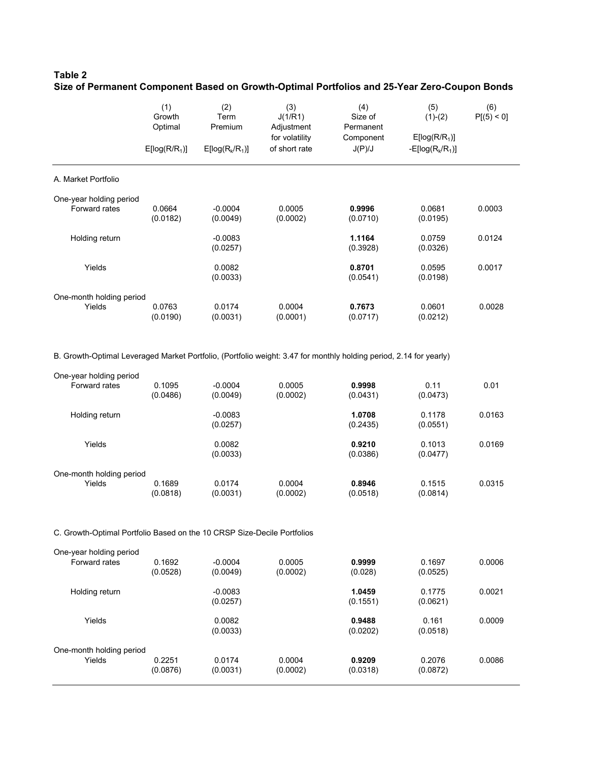**Table 2**
**Size of Permanent Component Based on Growth-Optimal Portfolios and 25-Year Zero-Coupon Bonds**

| | (1) Growth Optimal $E[\log(R/R_1)]$ | (2) Term Premium $E[\log(R_k/R_1)]$ | (3) $J(1/R1)$ Adjustment for volatility of short rate | (4) Size of Permanent Component $J(P)/J$ | (5) (1)-(2) $E[\log(R/R_1)]$ $-E[\log(R_k/R_1)]$ | (6) $P[(5) < 0]$ |
|---|---|---|---|---|---|---|
| A. Market Portfolio | | | | | | |
| One-year holding period | | | | | | |
| Forward rates | 0.0664 | -0.0004 | 0.0005 | **0.9996** | 0.0681 | 0.0003 |
| | (0.0182) | (0.0049) | (0.0002) | (0.0710) | (0.0195) | |
| Holding return | | -0.0083 | | **1.1164** | 0.0759 | 0.0124 |
| | | (0.0257) | | (0.3928) | (0.0326) | |
| Yields | | 0.0082 | | **0.8701** | 0.0595 | 0.0017 |
| | | (0.0033) | | (0.0541) | (0.0198) | |
| One-month holding period | | | | | | |
| Yields | 0.0763 | 0.0174 | 0.0004 | **0.7673** | 0.0601 | 0.0028 |
| | (0.0190) | (0.0031) | (0.0001) | (0.0717) | (0.0212) | |
| B. Growth-Optimal Leveraged Market Portfolio, (Portfolio weight: 3.47 for monthly holding period, 2.14 for yearly) | | | | | | |
| One-year holding period | | | | | | |
| Forward rates | 0.1095 | -0.0004 | 0.0005 | **0.9998** | 0.11 | 0.01 |
| | (0.0486) | (0.0049) | (0.0002) | (0.0431) | (0.0473) | |
| Holding return | | -0.0083 | | **1.0708** | 0.1178 | 0.0163 |
| | | (0.0257) | | (0.2435) | (0.0551) | |
| Yields | | 0.0082 | | **0.9210** | 0.1013 | 0.0169 |
| | | (0.0033) | | (0.0386) | (0.0477) | |
| One-month holding period | | | | | | |
| Yields | 0.1689 | 0.0174 | 0.0004 | **0.8946** | 0.1515 | 0.0315 |
| | (0.0818) | (0.0031) | (0.0002) | (0.0518) | (0.0814) | |
| C. Growth-Optimal Portfolio Based on the 10 CRSP Size-Decile Portfolios | | | | | | |
| One-year holding period | | | | | | |
| Forward rates | 0.1692 | -0.0004 | 0.0005 | **0.9999** | 0.1697 | 0.0006 |
| | (0.0528) | (0.0049) | (0.0002) | (0.028) | (0.0525) | |
| Holding return | | -0.0083 | | **1.0459** | 0.1775 | 0.0021 |
| | | (0.0257) | | (0.1551) | (0.0621) | |
| Yields | | 0.0082 | | **0.9488** | 0.161 | 0.0009 |
| | | (0.0033) | | (0.0202) | (0.0518) | |
| One-month holding period | | | | | | |
| Yields | 0.2251 | 0.0174 | 0.0004 | **0.9209** | 0.2076 | 0.0086 |
| | (0.0876) | (0.0031) | (0.0002) | (0.0318) | (0.0872) | |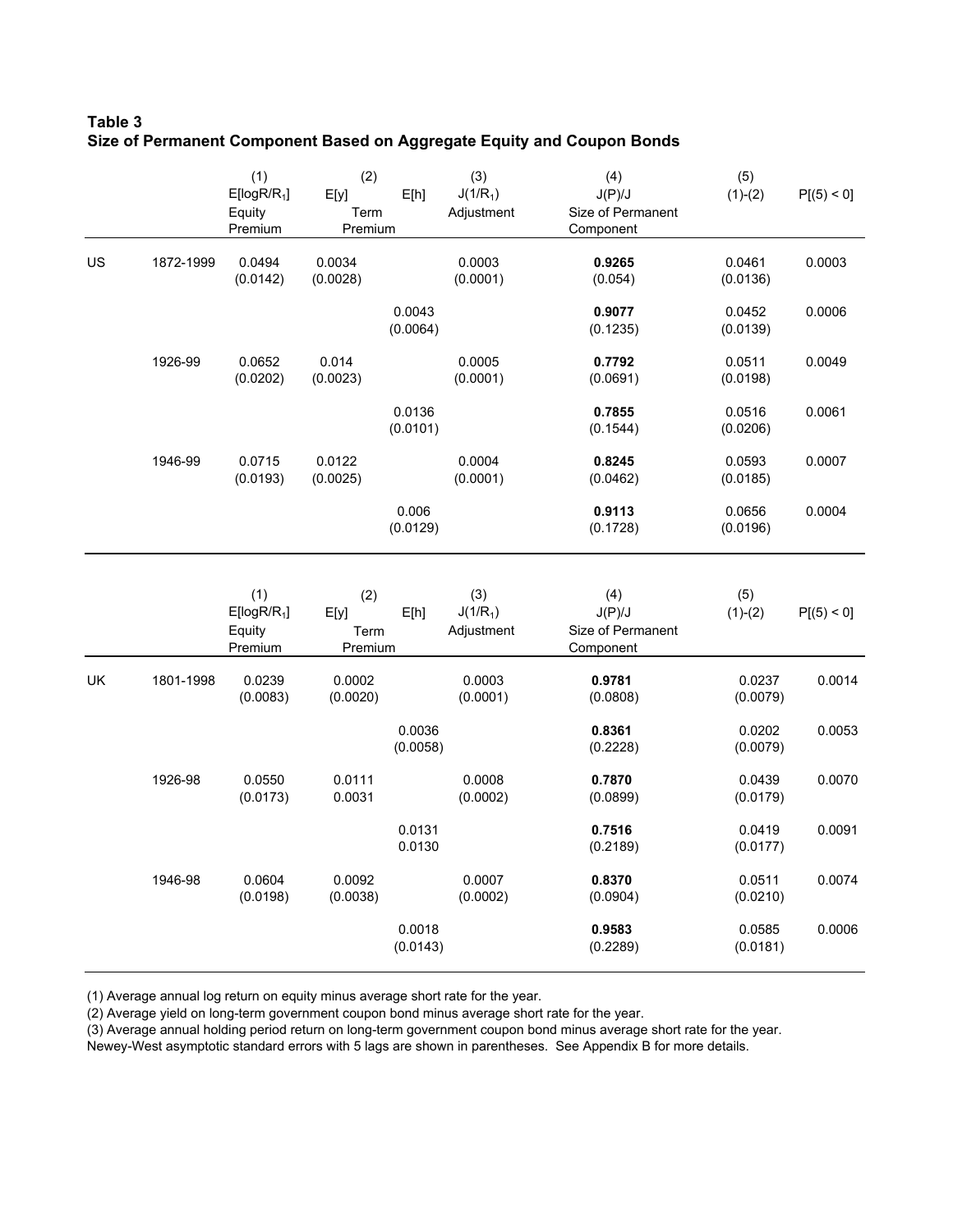**Table 3**
**Size of Permanent Component Based on Aggregate Equity and Coupon Bonds**

| | | (1) $E[\log R/R_1]$ Equity Premium | (2) $E[y]$ Term Premium | $E[h]$ | (3) $J(1/R_1)$ Adjustment | (4) $J(P)/J$ Size of Permanent Component | (5) (1)-(2) | $P[(5) < 0]$ |
|---|---|---|---|---|---|---|---|---|
| US | 1872-1999 | 0.0494 (0.0142) | 0.0034 (0.0028) | | 0.0003 (0.0001) | **0.9265** (0.054) | 0.0461 (0.0136) | 0.0003 |
| | | | | 0.0043 (0.0064) | | **0.9077** (0.1235) | 0.0452 (0.0139) | 0.0006 |
| | 1926-99 | 0.0652 (0.0202) | 0.014 (0.0023) | | 0.0005 (0.0001) | **0.7792** (0.0691) | 0.0511 (0.0198) | 0.0049 |
| | | | | 0.0136 (0.0101) | | **0.7855** (0.1544) | 0.0516 (0.0206) | 0.0061 |
| | 1946-99 | 0.0715 (0.0193) | 0.0122 (0.0025) | | 0.0004 (0.0001) | **0.8245** (0.0462) | 0.0593 (0.0185) | 0.0007 |
| | | | | 0.006 (0.0129) | | **0.9113** (0.1728) | 0.0656 (0.0196) | 0.0004 |

| | | (1) $E[\log R/R_1]$ Equity Premium | (2) $E[y]$ Term Premium | $E[h]$ | (3) $J(1/R_1)$ Adjustment | (4) $J(P)/J$ Size of Permanent Component | (5) (1)-(2) | $P[(5) < 0]$ |
|---|---|---|---|---|---|---|---|---|
| UK | 1801-1998 | 0.0239 (0.0083) | 0.0002 (0.0020) | | 0.0003 (0.0001) | **0.9781** (0.0808) | 0.0237 (0.0079) | 0.0014 |
| | | | | 0.0036 (0.0058) | | **0.8361** (0.2228) | 0.0202 (0.0079) | 0.0053 |
| | 1926-98 | 0.0550 (0.0173) | 0.0111 0.0031 | | 0.0008 (0.0002) | **0.7870** (0.0899) | 0.0439 (0.0179) | 0.0070 |
| | | | | 0.0131 0.0130 | | **0.7516** (0.2189) | 0.0419 (0.0177) | 0.0091 |
| | 1946-98 | 0.0604 (0.0198) | 0.0092 (0.0038) | | 0.0007 (0.0002) | **0.8370** (0.0904) | 0.0511 (0.0210) | 0.0074 |
| | | | | 0.0018 (0.0143) | | **0.9583** (0.2289) | 0.0585 (0.0181) | 0.0006 |

(1) Average annual log return on equity minus average short rate for the year.
(2) Average yield on long-term government coupon bond minus average short rate for the year.
(3) Average annual holding period return on long-term government coupon bond minus average short rate for the year.
Newey-West asymptotic standard errors with 5 lags are shown in parentheses. See Appendix B for more details.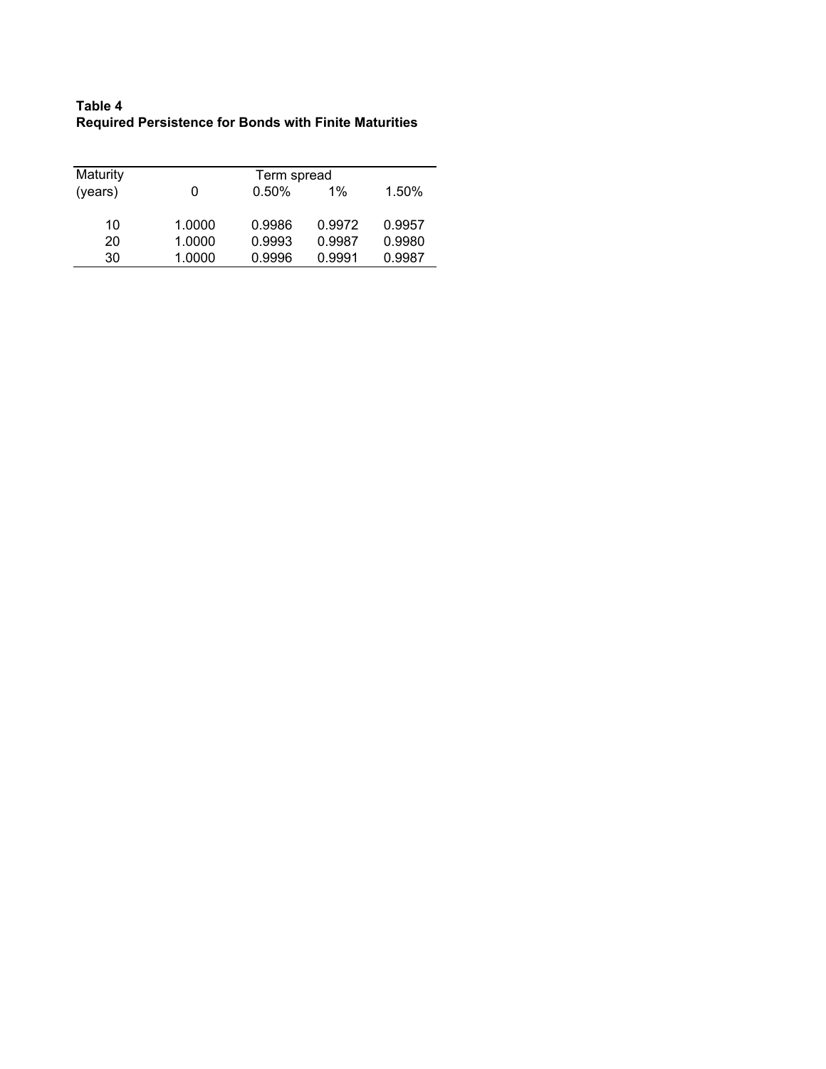**Table 4**
**Required Persistence for Bonds with Finite Maturities**

| Maturity | Term spread | | | |
|---|---|---|---|---|
| (years) | 0 | 0.50% | 1% | 1.50% |
| 10 | 1.0000 | 0.9986 | 0.9972 | 0.9957 |
| 20 | 1.0000 | 0.9993 | 0.9987 | 0.9980 |
| 30 | 1.0000 | 0.9996 | 0.9991 | 0.9987 |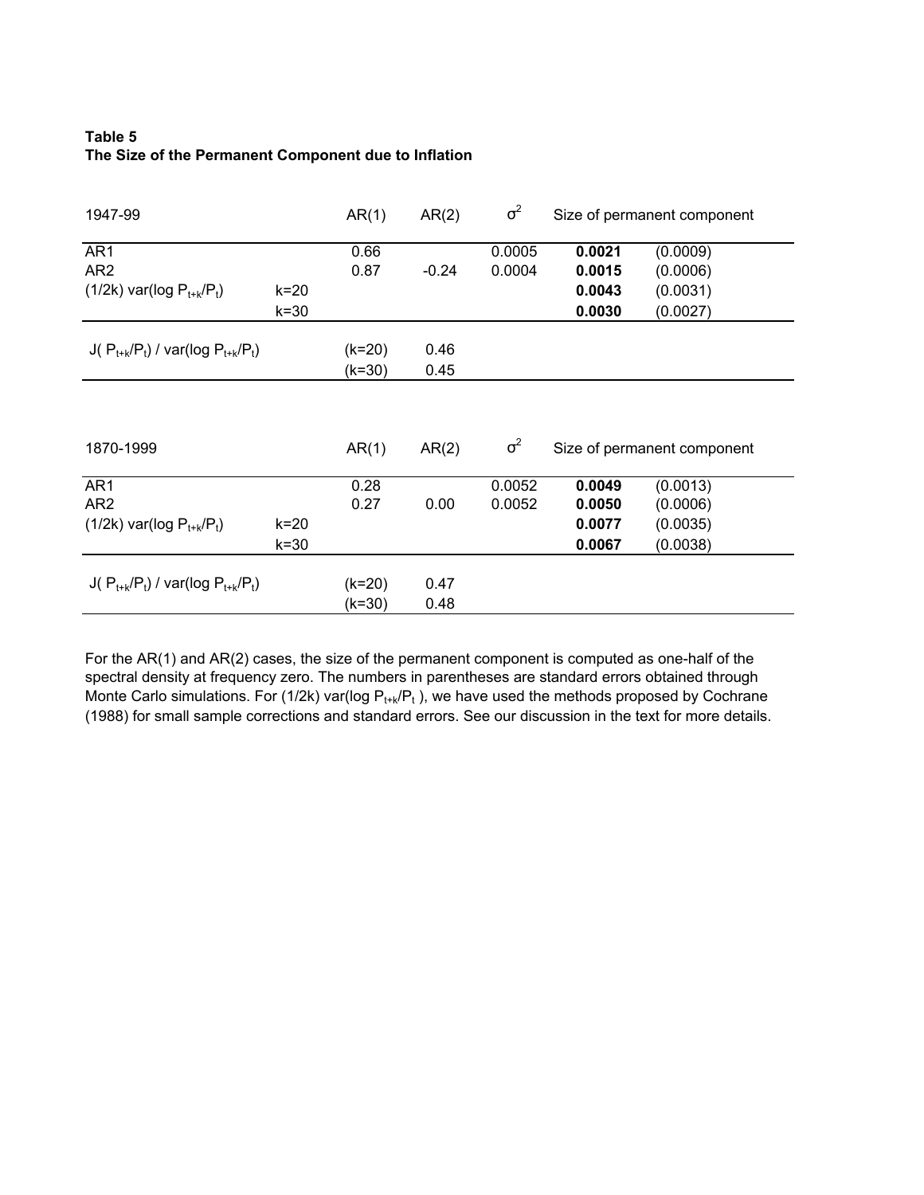**Table 5**
**The Size of the Permanent Component due to Inflation**

| 1947-99 | | AR(1) | AR(2) | $\sigma^2$ | Size of permanent component | |
|---|---|---|---|---|---|---|
| AR1 | | 0.66 | | 0.0005 | **0.0021** | (0.0009) |
| AR2 | | 0.87 | -0.24 | 0.0004 | **0.0015** | (0.0006) |
| $(1/2k)$ var(log $P_{t+k}/P_t$) | k=20 | | | | **0.0043** | (0.0031) |
| | k=30 | | | | **0.0030** | (0.0027) |
| J( $P_{t+k}/P_t$) / var(log $P_{t+k}/P_t$) | | (k=20) | 0.46 | | | |
| | | (k=30) | 0.45 | | | |

| 1870-1999 | | AR(1) | AR(2) | $\sigma^2$ | Size of permanent component | |
|---|---|---|---|---|---|---|
| AR1 | | 0.28 | | 0.0052 | **0.0049** | (0.0013) |
| AR2 | | 0.27 | 0.00 | 0.0052 | **0.0050** | (0.0006) |
| $(1/2k)$ var(log $P_{t+k}/P_t$) | k=20 | | | | **0.0077** | (0.0035) |
| | k=30 | | | | **0.0067** | (0.0038) |
| J( $P_{t+k}/P_t$) / var(log $P_{t+k}/P_t$) | | (k=20) | 0.47 | | | |
| | | (k=30) | 0.48 | | | |

For the AR(1) and AR(2) cases, the size of the permanent component is computed as one-half of the spectral density at frequency zero. The numbers in parentheses are standard errors obtained through Monte Carlo simulations. For $(1/2k)$ var(log $P_{t+k}/P_t$ ), we have used the methods proposed by Cochrane (1988) for small sample corrections and standard errors. See our discussion in the text for more details.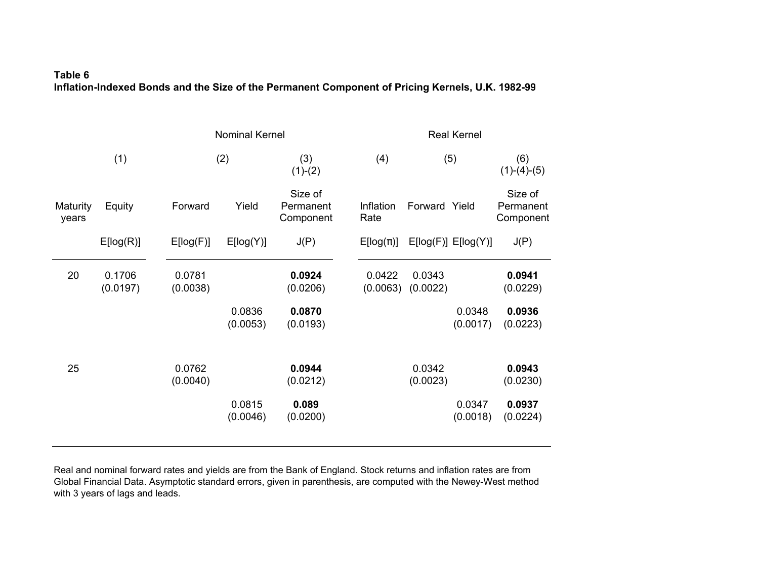**Table 6**
**Inflation-Indexed Bonds and the Size of the Permanent Component of Pricing Kernels, U.K. 1982-99**

| | Nominal Kernel | | | | Real Kernel | | | |
|---|---|---|---|---|---|---|---|---|
| | (1) | (2) | | (3) (1)-(2) | (4) | (5) | | (6) (1)-(4)-(5) |
| Maturity years | Equity | Forward | Yield | Size of Permanent Component | Inflation Rate | Forward | Yield | Size of Permanent Component |
| | E[log(R)] | E[log(F)] | E[log(Y)] | J(P) | E[log(π)] | E[log(F)] | E[log(Y)] | J(P) |
| 20 | 0.1706 | 0.0781 | | **0.0924** | 0.0422 | 0.0343 | | **0.0941** |
| | (0.0197) | (0.0038) | | (0.0206) | (0.0063) | (0.0022) | | (0.0229) |
| | | | 0.0836 | **0.0870** | | | 0.0348 | **0.0936** |
| | | | (0.0053) | (0.0193) | | | (0.0017) | (0.0223) |
| 25 | | 0.0762 | | **0.0944** | | 0.0342 | | **0.0943** |
| | | (0.0040) | | (0.0212) | | (0.0023) | | (0.0230) |
| | | | 0.0815 | **0.089** | | | 0.0347 | **0.0937** |
| | | | (0.0046) | (0.0200) | | | (0.0018) | (0.0224) |

Real and nominal forward rates and yields are from the Bank of England. Stock returns and inflation rates are from Global Financial Data. Asymptotic standard errors, given in parenthesis, are computed with the Newey-West method with 3 years of lags and leads.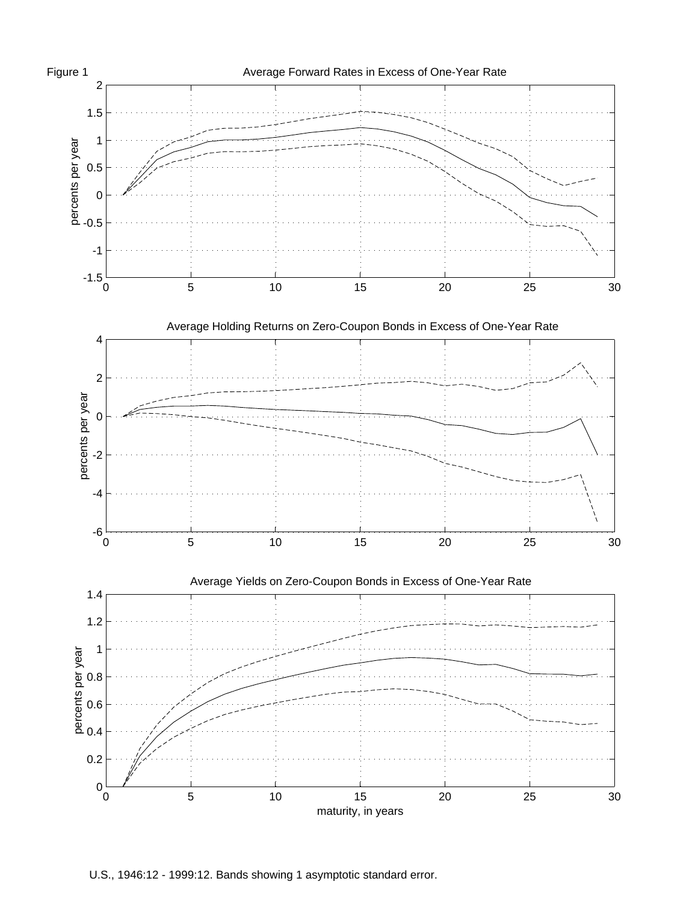Figure 1

Average Forward Rates in Excess of One-Year Rate

Average Holding Returns on Zero-Coupon Bonds in Excess of One-Year Rate

Average Yields on Zero-Coupon Bonds in Excess of One-Year Rate

U.S., 1946:12 - 1999:12. Bands showing 1 asymptotic standard error.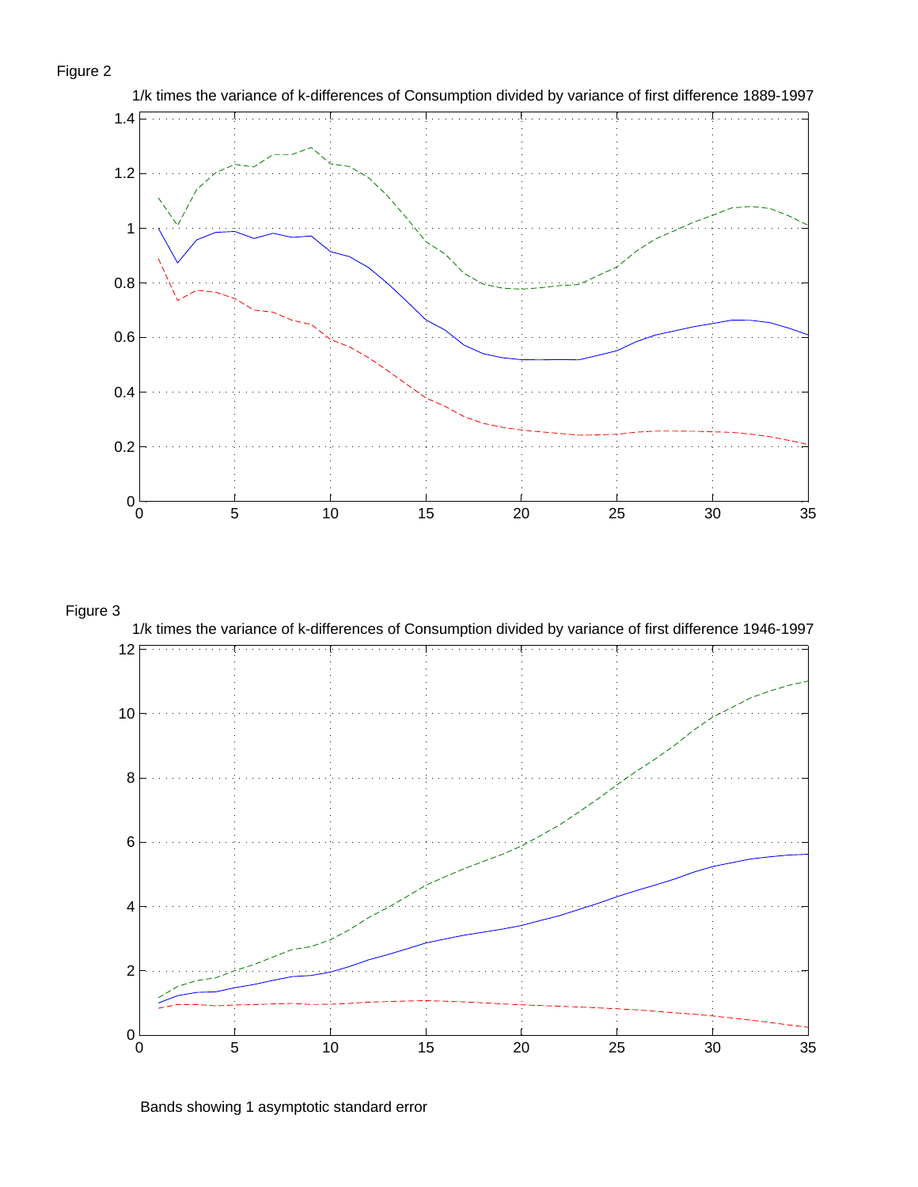Figure 2

1/k times the variance of k-differences of Consumption divided by variance of first difference 1889-1997

1.4
1.2
1
0.8
0.6
0.4
0.2
0
0 5 10 15 20 25 30 35

Figure 3

1/k times the variance of k-differences of Consumption divided by variance of first difference 1946-1997

12
10
8
6
4
2
0
0 5 10 15 20 25 30 35

Bands showing 1 asymptotic standard error